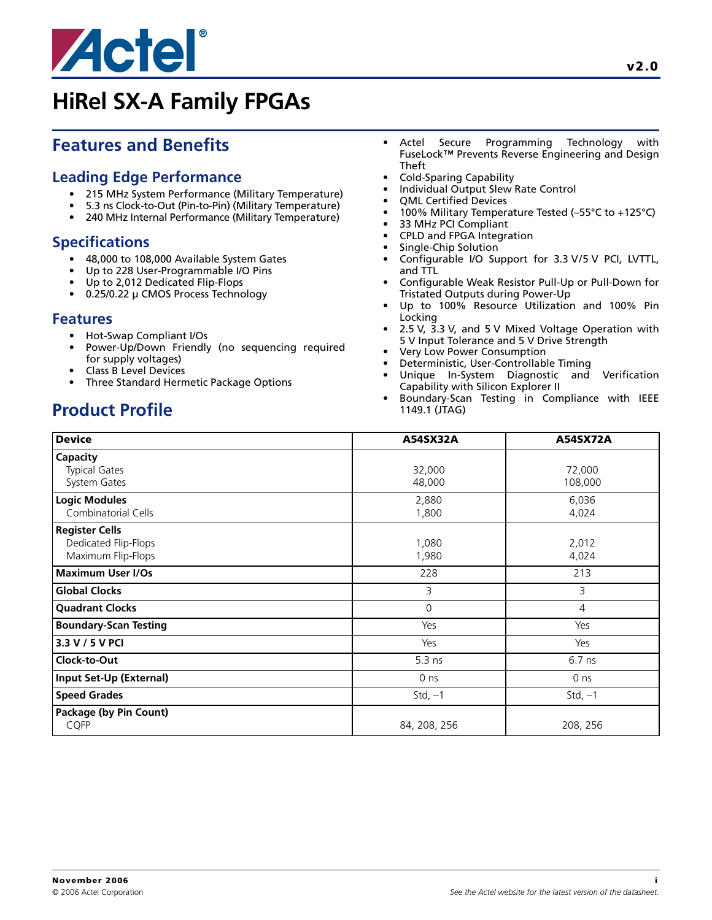# HiRel SX-A Family FPGAs

## Features and Benefits

### Leading Edge Performance

- 215 MHz System Performance (Military Temperature)
- 5.3 ns Clock-to-Out (Pin-to-Pin) (Military Temperature)
- 240 MHz Internal Performance (Military Temperature)

### Specifications

- 48,000 to 108,000 Available System Gates
- Up to 228 User-Programmable I/O Pins
- Up to 2,012 Dedicated Flip-Flops
- 0.25/0.22 µ CMOS Process Technology

### Features

- Hot-Swap Compliant I/Os
- Power-Up/Down Friendly (no sequencing required for supply voltages)
- Class B Level Devices
- Three Standard Hermetic Package Options
- Actel Secure Programming Technology with FuseLock™ Prevents Reverse Engineering and Design Theft
- Cold-Sparing Capability
- Individual Output Slew Rate Control
- QML Certified Devices
- 100% Military Temperature Tested (–55°C to +125°C)
- 33 MHz PCI Compliant
- CPLD and FPGA Integration
- Single-Chip Solution
- Configurable I/O Support for 3.3 V/5 V PCI, LVTTL, and TTL
- Configurable Weak Resistor Pull-Up or Pull-Down for Tristated Outputs during Power-Up
- Up to 100% Resource Utilization and 100% Pin Locking
- 2.5 V, 3.3 V, and 5 V Mixed Voltage Operation with 5 V Input Tolerance and 5 V Drive Strength
- Very Low Power Consumption
- Deterministic, User-Controllable Timing
- Unique In-System Diagnostic and Verification Capability with Silicon Explorer II
- Boundary-Scan Testing in Compliance with IEEE 1149.1 (JTAG)

## Product Profile

| Device | A54SX32A | A54SX72A |
|---|---|---|
| **Capacity** | | |
| Typical Gates | 32,000 | 72,000 |
| System Gates | 48,000 | 108,000 |
| **Logic Modules** | 2,880 | 6,036 |
| Combinatorial Cells | 1,800 | 4,024 |
| **Register Cells** | | |
| Dedicated Flip-Flops | 1,080 | 2,012 |
| Maximum Flip-Flops | 1,980 | 4,024 |
| **Maximum User I/Os** | 228 | 213 |
| **Global Clocks** | 3 | 3 |
| **Quadrant Clocks** | 0 | 4 |
| **Boundary-Scan Testing** | Yes | Yes |
| **3.3 V / 5 V PCI** | Yes | Yes |
| **Clock-to-Out** | 5.3 ns | 6.7 ns |
| **Input Set-Up (External)** | 0 ns | 0 ns |
| **Speed Grades** | Std, –1 | Std, –1 |
| **Package (by Pin Count)** | | |
| CQFP | 84, 208, 256 | 208, 256 |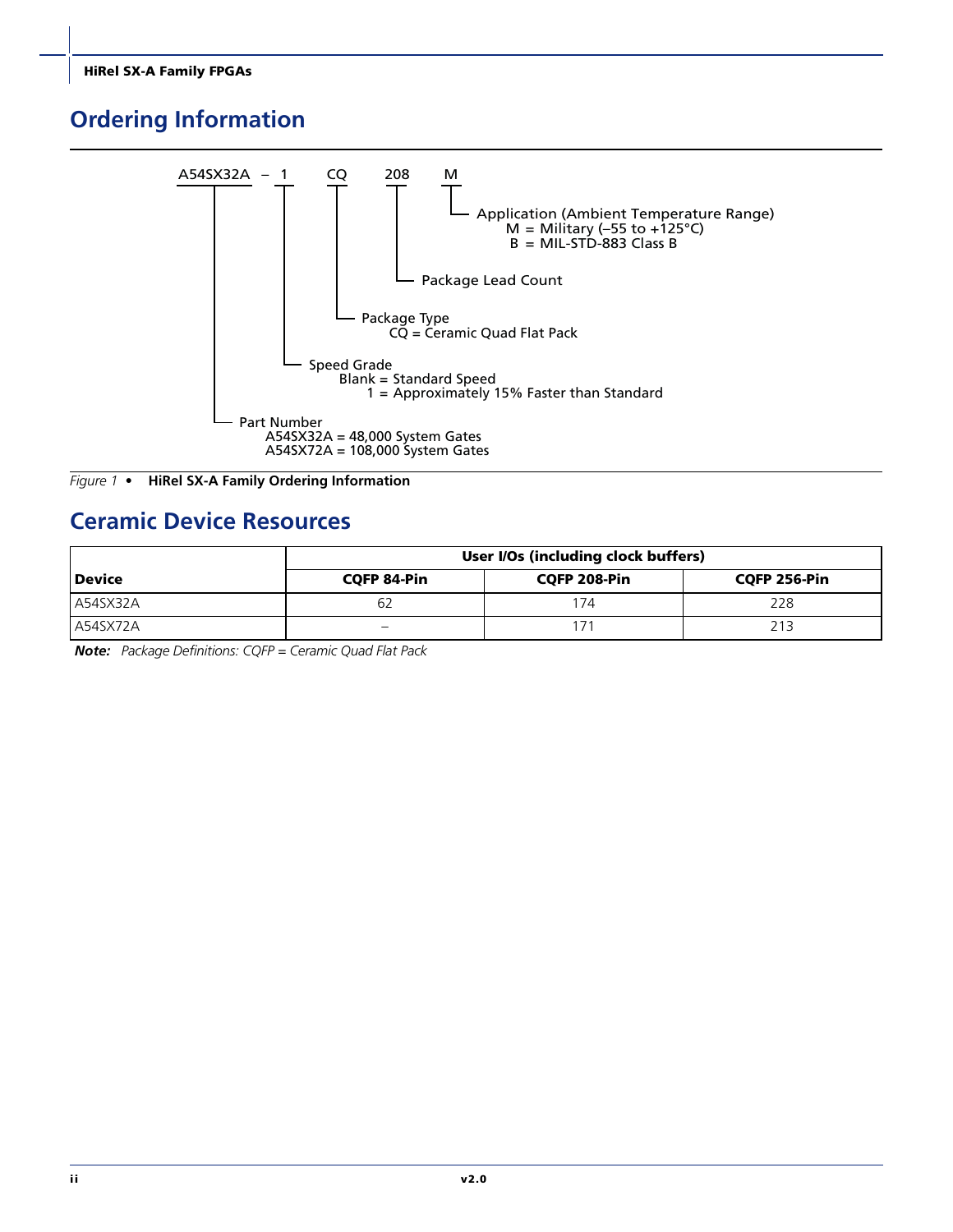## Ordering Information

```
A54SX32A  –  1     CQ     208     M
                                  └─ Application (Ambient Temperature Range)
                                         M = Military (–55 to +125°C)
                                         B = MIL-STD-883 Class B
                          └─ Package Lead Count
                   └─ Package Type
                          CQ = Ceramic Quad Flat Pack
             └─ Speed Grade
                    Blank = Standard Speed
                        1 = Approximately 15% Faster than Standard
   └─ Part Number
          A54SX32A = 48,000 System Gates
          A54SX72A = 108,000 System Gates
```

*Figure 1* • **HiRel SX-A Family Ordering Information**

## Ceramic Device Resources

| Device | User I/Os (including clock buffers) | | |
|---|---|---|---|
| | **CQFP 84-Pin** | **CQFP 208-Pin** | **CQFP 256-Pin** |
| A54SX32A | 62 | 174 | 228 |
| A54SX72A | – | 171 | 213 |

***Note:*** *Package Definitions: CQFP = Ceramic Quad Flat Pack*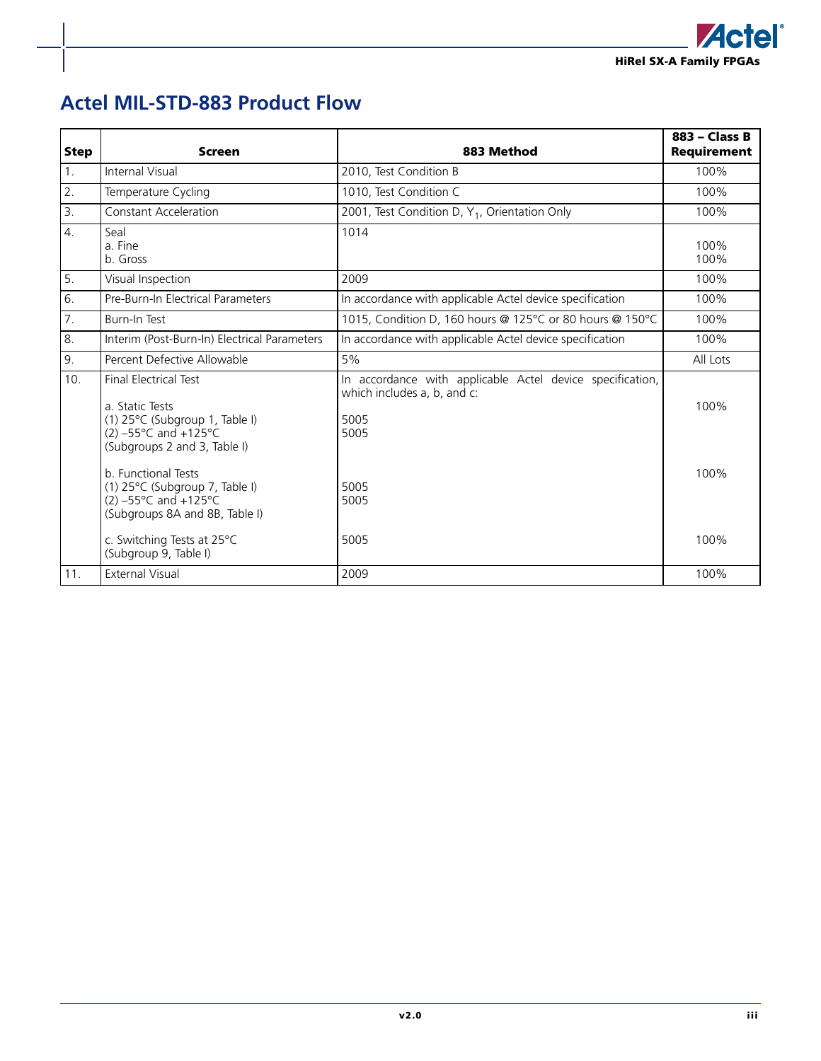# Actel MIL-STD-883 Product Flow

| Step | Screen | 883 Method | 883 – Class B Requirement |
|---|---|---|---|
| 1. | Internal Visual | 2010, Test Condition B | 100% |
| 2. | Temperature Cycling | 1010, Test Condition C | 100% |
| 3. | Constant Acceleration | 2001, Test Condition D, $Y_1$, Orientation Only | 100% |
| 4. | Seal<br>a. Fine<br>b. Gross | 1014 | <br>100%<br>100% |
| 5. | Visual Inspection | 2009 | 100% |
| 6. | Pre-Burn-In Electrical Parameters | In accordance with applicable Actel device specification | 100% |
| 7. | Burn-In Test | 1015, Condition D, 160 hours @ 125°C or 80 hours @ 150°C | 100% |
| 8. | Interim (Post-Burn-In) Electrical Parameters | In accordance with applicable Actel device specification | 100% |
| 9. | Percent Defective Allowable | 5% | All Lots |
| 10. | Final Electrical Test<br><br>a. Static Tests<br>(1) 25°C (Subgroup 1, Table I)<br>(2) –55°C and +125°C<br>(Subgroups 2 and 3, Table I)<br><br>b. Functional Tests<br>(1) 25°C (Subgroup 7, Table I)<br>(2) –55°C and +125°C<br>(Subgroups 8A and 8B, Table I)<br><br>c. Switching Tests at 25°C<br>(Subgroup 9, Table I) | In accordance with applicable Actel device specification, which includes a, b, and c:<br><br>5005<br>5005<br><br><br>5005<br>5005<br><br>5005 | <br><br>100%<br><br><br><br>100%<br><br><br><br>100% |
| 11. | External Visual | 2009 | 100% |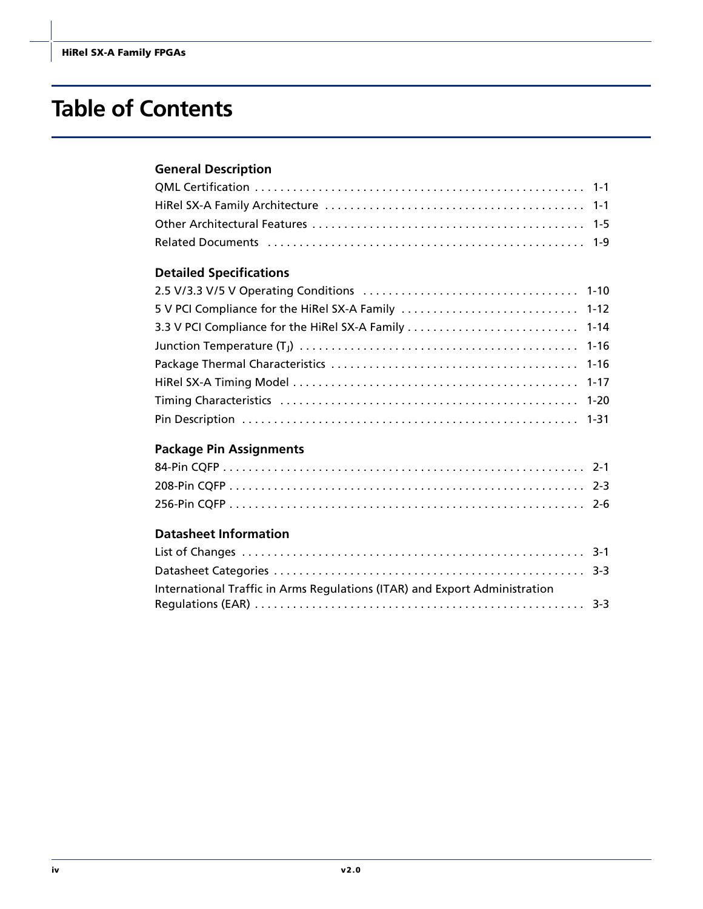# Table of Contents

## General Description

QML Certification . . . . . . . . . . . . . . . . . . . . . . . . . . . . . . . . . . . . . . . . . . . . . . . . . . 1-1
HiRel SX-A Family Architecture . . . . . . . . . . . . . . . . . . . . . . . . . . . . . . . . . . . . . . . . . 1-1
Other Architectural Features . . . . . . . . . . . . . . . . . . . . . . . . . . . . . . . . . . . . . . . . . . . 1-5
Related Documents . . . . . . . . . . . . . . . . . . . . . . . . . . . . . . . . . . . . . . . . . . . . . . . . . 1-9

## Detailed Specifications

2.5 V/3.3 V/5 V Operating Conditions . . . . . . . . . . . . . . . . . . . . . . . . . . . . . . . . . . 1-10
5 V PCI Compliance for the HiRel SX-A Family . . . . . . . . . . . . . . . . . . . . . . . . . . . . 1-12
3.3 V PCI Compliance for the HiRel SX-A Family . . . . . . . . . . . . . . . . . . . . . . . . . . . 1-14
Junction Temperature ($T_J$) . . . . . . . . . . . . . . . . . . . . . . . . . . . . . . . . . . . . . . . . . . . 1-16
Package Thermal Characteristics . . . . . . . . . . . . . . . . . . . . . . . . . . . . . . . . . . . . . . . 1-16
HiRel SX-A Timing Model . . . . . . . . . . . . . . . . . . . . . . . . . . . . . . . . . . . . . . . . . . . . 1-17
Timing Characteristics . . . . . . . . . . . . . . . . . . . . . . . . . . . . . . . . . . . . . . . . . . . . . . . 1-20
Pin Description . . . . . . . . . . . . . . . . . . . . . . . . . . . . . . . . . . . . . . . . . . . . . . . . . . . . 1-31

## Package Pin Assignments

84-Pin CQFP . . . . . . . . . . . . . . . . . . . . . . . . . . . . . . . . . . . . . . . . . . . . . . . . . . . . . . 2-1
208-Pin CQFP . . . . . . . . . . . . . . . . . . . . . . . . . . . . . . . . . . . . . . . . . . . . . . . . . . . . . 2-3
256-Pin CQFP . . . . . . . . . . . . . . . . . . . . . . . . . . . . . . . . . . . . . . . . . . . . . . . . . . . . . 2-6

## Datasheet Information

List of Changes . . . . . . . . . . . . . . . . . . . . . . . . . . . . . . . . . . . . . . . . . . . . . . . . . . . . 3-1
Datasheet Categories . . . . . . . . . . . . . . . . . . . . . . . . . . . . . . . . . . . . . . . . . . . . . . . . 3-3
International Traffic in Arms Regulations (ITAR) and Export Administration Regulations (EAR) . . . . . . . . . . . . . . . . . . . . . . . . . . . . . . . . . . . . . . . . . . . . . . . . . . . 3-3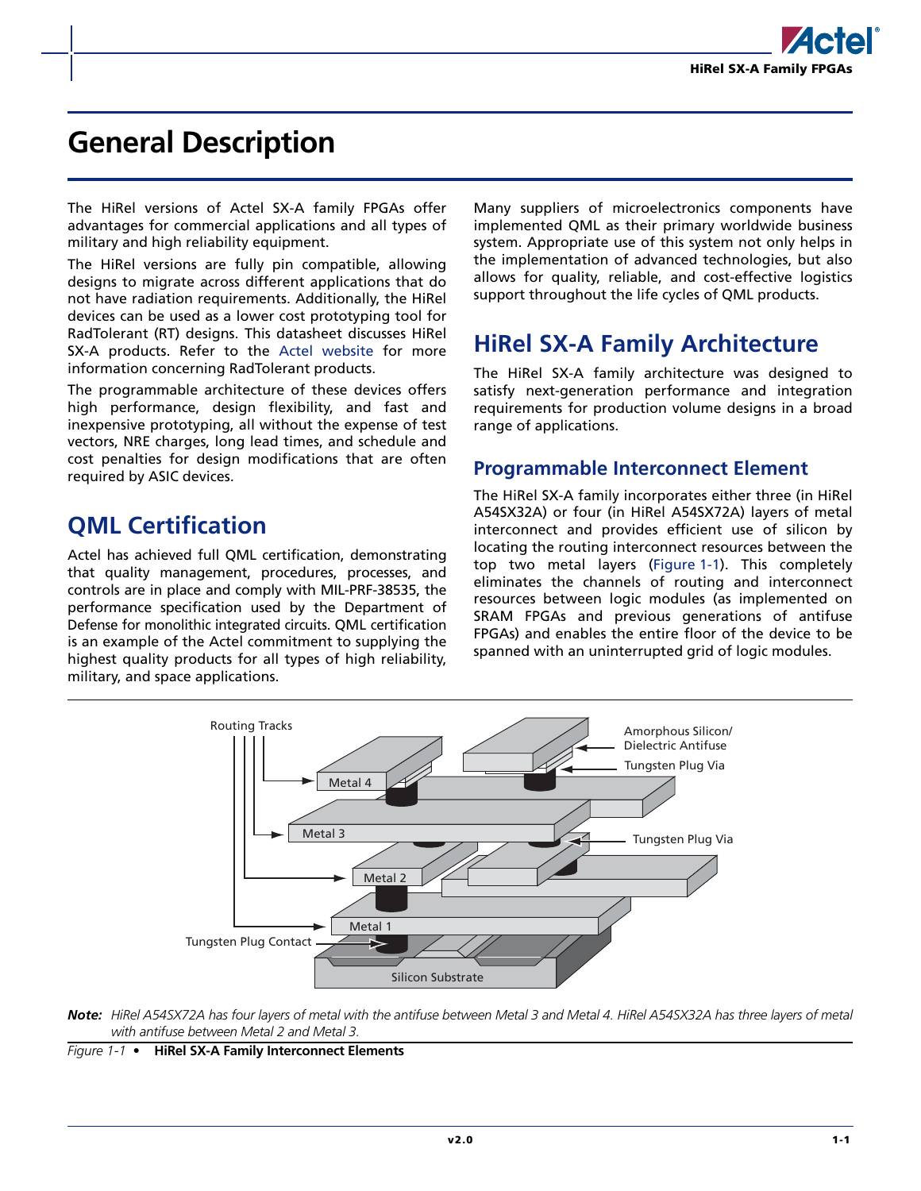# General Description

The HiRel versions of Actel SX-A family FPGAs offer advantages for commercial applications and all types of military and high reliability equipment.

The HiRel versions are fully pin compatible, allowing designs to migrate across different applications that do not have radiation requirements. Additionally, the HiRel devices can be used as a lower cost prototyping tool for RadTolerant (RT) designs. This datasheet discusses HiRel SX-A products. Refer to the Actel website for more information concerning RadTolerant products.

The programmable architecture of these devices offers high performance, design flexibility, and fast and inexpensive prototyping, all without the expense of test vectors, NRE charges, long lead times, and schedule and cost penalties for design modifications that are often required by ASIC devices.

## QML Certification

Actel has achieved full QML certification, demonstrating that quality management, procedures, processes, and controls are in place and comply with MIL-PRF-38535, the performance specification used by the Department of Defense for monolithic integrated circuits. QML certification is an example of the Actel commitment to supplying the highest quality products for all types of high reliability, military, and space applications.

Many suppliers of microelectronics components have implemented QML as their primary worldwide business system. Appropriate use of this system not only helps in the implementation of advanced technologies, but also allows for quality, reliable, and cost-effective logistics support throughout the life cycles of QML products.

## HiRel SX-A Family Architecture

The HiRel SX-A family architecture was designed to satisfy next-generation performance and integration requirements for production volume designs in a broad range of applications.

### Programmable Interconnect Element

The HiRel SX-A family incorporates either three (in HiRel A54SX32A) or four (in HiRel A54SX72A) layers of metal interconnect and provides efficient use of silicon by locating the routing interconnect resources between the top two metal layers (Figure 1-1). This completely eliminates the channels of routing and interconnect resources between logic modules (as implemented on SRAM FPGAs and previous generations of antifuse FPGAs) and enables the entire floor of the device to be spanned with an uninterrupted grid of logic modules.

Routing Tracks, Metal 4, Metal 3, Metal 2, Metal 1, Amorphous Silicon/Dielectric Antifuse, Tungsten Plug Via, Tungsten Plug Via, Tungsten Plug Contact, Silicon Substrate

***Note:*** *HiRel A54SX72A has four layers of metal with the antifuse between Metal 3 and Metal 4. HiRel A54SX32A has three layers of metal with antifuse between Metal 2 and Metal 3.*

*Figure 1-1* • **HiRel SX-A Family Interconnect Elements**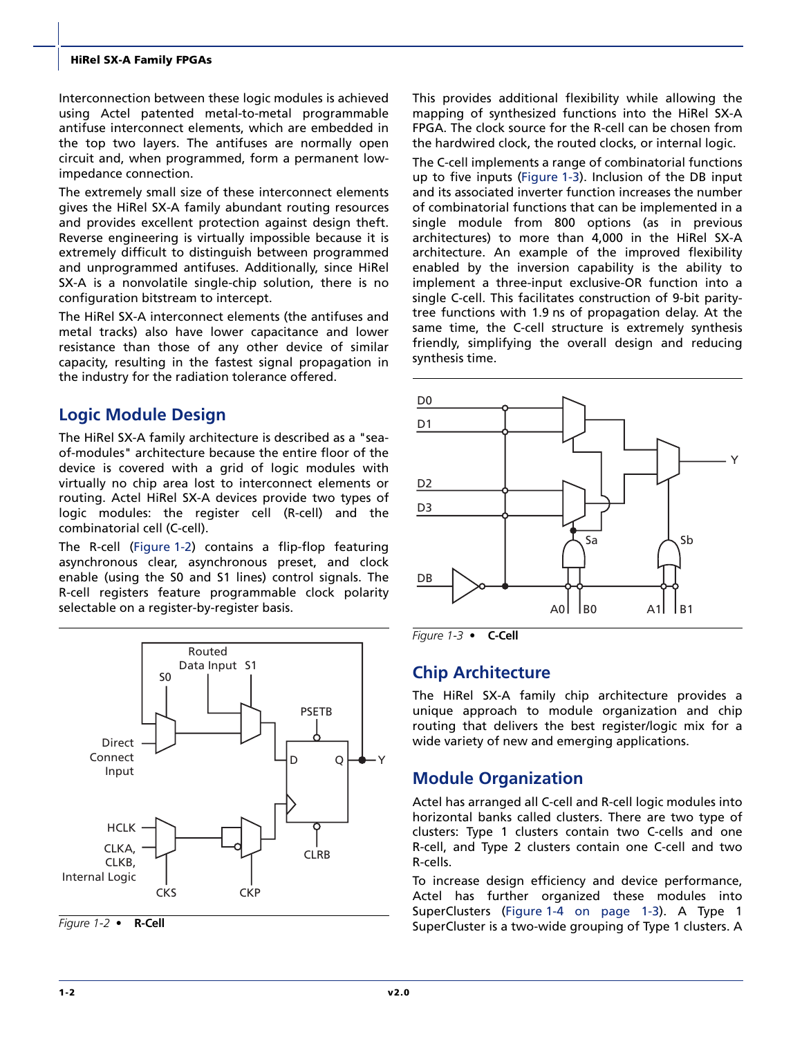Interconnection between these logic modules is achieved using Actel patented metal-to-metal programmable antifuse interconnect elements, which are embedded in the top two layers. The antifuses are normally open circuit and, when programmed, form a permanent low-impedance connection.

The extremely small size of these interconnect elements gives the HiRel SX-A family abundant routing resources and provides excellent protection against design theft. Reverse engineering is virtually impossible because it is extremely difficult to distinguish between programmed and unprogrammed antifuses. Additionally, since HiRel SX-A is a nonvolatile single-chip solution, there is no configuration bitstream to intercept.

The HiRel SX-A interconnect elements (the antifuses and metal tracks) also have lower capacitance and lower resistance than those of any other device of similar capacity, resulting in the fastest signal propagation in the industry for the radiation tolerance offered.

## Logic Module Design

The HiRel SX-A family architecture is described as a "sea-of-modules" architecture because the entire floor of the device is covered with a grid of logic modules with virtually no chip area lost to interconnect elements or routing. Actel HiRel SX-A devices provide two types of logic modules: the register cell (R-cell) and the combinatorial cell (C-cell).

The R-cell (Figure 1-2) contains a flip-flop featuring asynchronous clear, asynchronous preset, and clock enable (using the S0 and S1 lines) control signals. The R-cell registers feature programmable clock polarity selectable on a register-by-register basis.

*Figure 1-2* • **R-Cell**

This provides additional flexibility while allowing the mapping of synthesized functions into the HiRel SX-A FPGA. The clock source for the R-cell can be chosen from the hardwired clock, the routed clocks, or internal logic.

The C-cell implements a range of combinatorial functions up to five inputs (Figure 1-3). Inclusion of the DB input and its associated inverter function increases the number of combinatorial functions that can be implemented in a single module from 800 options (as in previous architectures) to more than 4,000 in the HiRel SX-A architecture. An example of the improved flexibility enabled by the inversion capability is the ability to implement a three-input exclusive-OR function into a single C-cell. This facilitates construction of 9-bit parity-tree functions with 1.9 ns of propagation delay. At the same time, the C-cell structure is extremely synthesis friendly, simplifying the overall design and reducing synthesis time.

*Figure 1-3* • **C-Cell**

## Chip Architecture

The HiRel SX-A family chip architecture provides a unique approach to module organization and chip routing that delivers the best register/logic mix for a wide variety of new and emerging applications.

## Module Organization

Actel has arranged all C-cell and R-cell logic modules into horizontal banks called clusters. There are two type of clusters: Type 1 clusters contain two C-cells and one R-cell, and Type 2 clusters contain one C-cell and two R-cells.

To increase design efficiency and device performance, Actel has further organized these modules into SuperClusters (Figure 1-4 on page 1-3). A Type 1 SuperCluster is a two-wide grouping of Type 1 clusters. A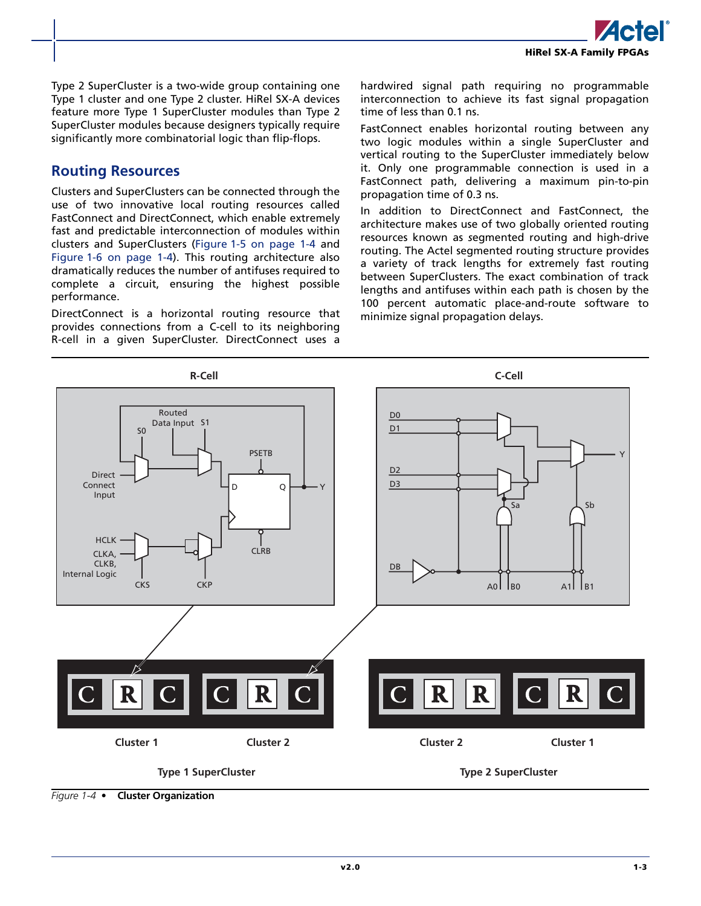Type 2 SuperCluster is a two-wide group containing one Type 1 cluster and one Type 2 cluster. HiRel SX-A devices feature more Type 1 SuperCluster modules than Type 2 SuperCluster modules because designers typically require significantly more combinatorial logic than flip-flops.

## Routing Resources

Clusters and SuperClusters can be connected through the use of two innovative local routing resources called FastConnect and DirectConnect, which enable extremely fast and predictable interconnection of modules within clusters and SuperClusters (Figure 1-5 on page 1-4 and Figure 1-6 on page 1-4). This routing architecture also dramatically reduces the number of antifuses required to complete a circuit, ensuring the highest possible performance.

DirectConnect is a horizontal routing resource that provides connections from a C-cell to its neighboring R-cell in a given SuperCluster. DirectConnect uses a hardwired signal path requiring no programmable interconnection to achieve its fast signal propagation time of less than 0.1 ns.

FastConnect enables horizontal routing between any two logic modules within a single SuperCluster and vertical routing to the SuperCluster immediately below it. Only one programmable connection is used in a FastConnect path, delivering a maximum pin-to-pin propagation time of 0.3 ns.

In addition to DirectConnect and FastConnect, the architecture makes use of two globally oriented routing resources known as segmented routing and high-drive routing. The Actel segmented routing structure provides a variety of track lengths for extremely fast routing between SuperClusters. The exact combination of track lengths and antifuses within each path is chosen by the 100 percent automatic place-and-route software to minimize signal propagation delays.

*Figure 1-4* • **Cluster Organization**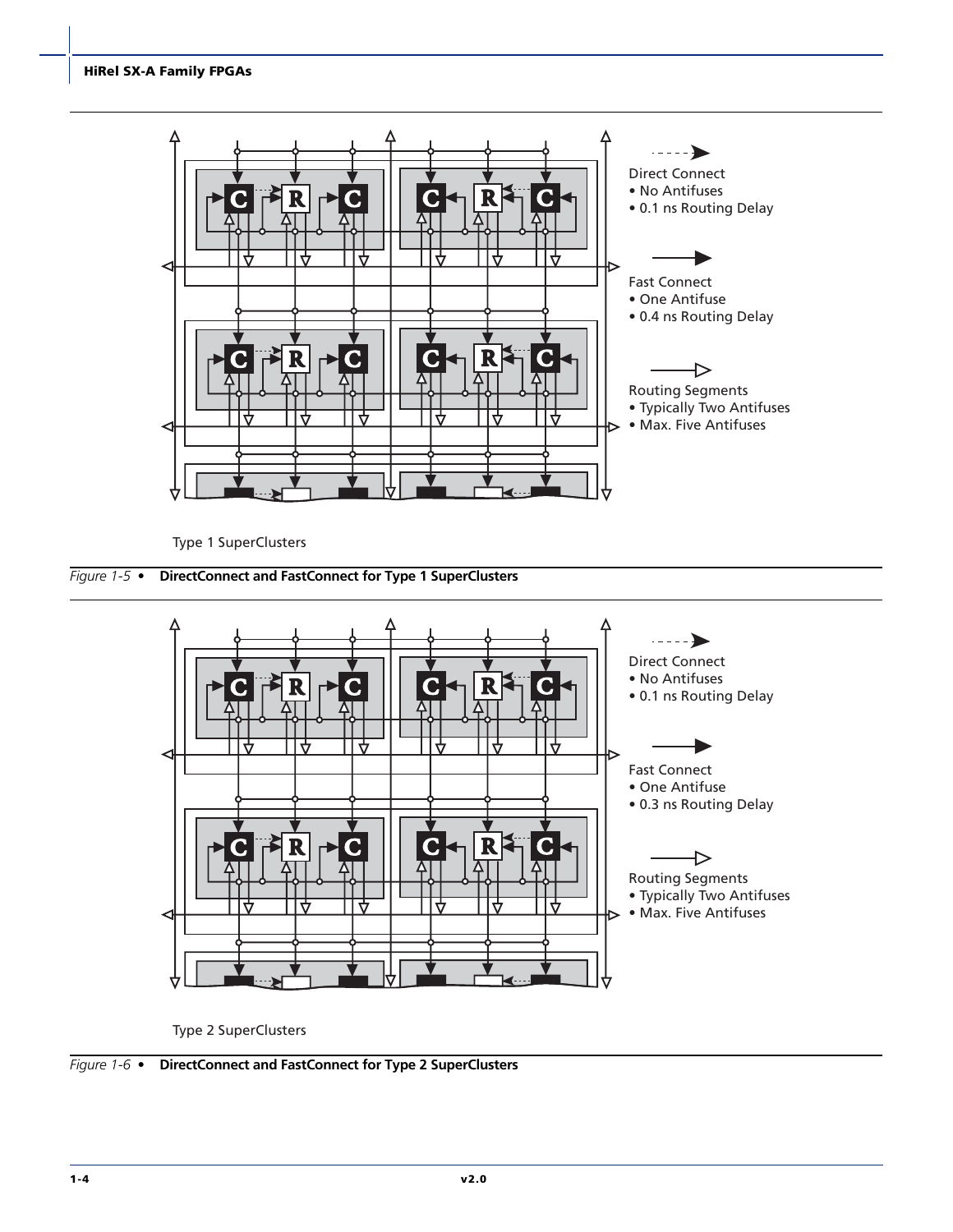Direct Connect
• No Antifuses
• 0.1 ns Routing Delay

Fast Connect
• One Antifuse
• 0.4 ns Routing Delay

Routing Segments
• Typically Two Antifuses
• Max. Five Antifuses

Type 1 SuperClusters

*Figure 1-5* • **DirectConnect and FastConnect for Type 1 SuperClusters**

Direct Connect
• No Antifuses
• 0.1 ns Routing Delay

Fast Connect
• One Antifuse
• 0.3 ns Routing Delay

Routing Segments
• Typically Two Antifuses
• Max. Five Antifuses

Type 2 SuperClusters

*Figure 1-6* • **DirectConnect and FastConnect for Type 2 SuperClusters**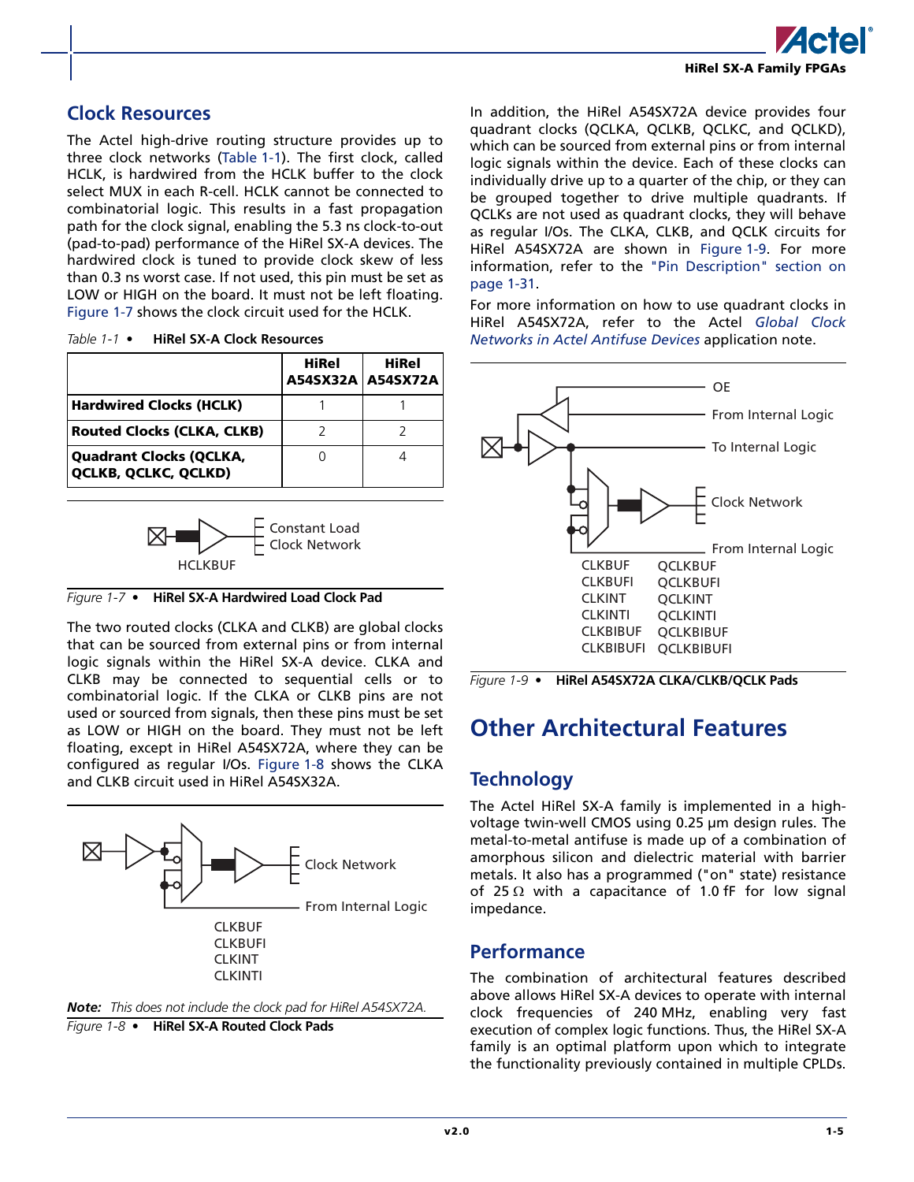## Clock Resources

The Actel high-drive routing structure provides up to three clock networks (Table 1-1). The first clock, called HCLK, is hardwired from the HCLK buffer to the clock select MUX in each R-cell. HCLK cannot be connected to combinatorial logic. This results in a fast propagation path for the clock signal, enabling the 5.3 ns clock-to-out (pad-to-pad) performance of the HiRel SX-A devices. The hardwired clock is tuned to provide clock skew of less than 0.3 ns worst case. If not used, this pin must be set as LOW or HIGH on the board. It must not be left floating. Figure 1-7 shows the clock circuit used for the HCLK.

*Table 1-1* • **HiRel SX-A Clock Resources**

| | HiRel A54SX32A | HiRel A54SX72A |
|---|---|---|
| **Hardwired Clocks (HCLK)** | 1 | 1 |
| **Routed Clocks (CLKA, CLKB)** | 2 | 2 |
| **Quadrant Clocks (QCLKA, QCLKB, QCLKC, QCLKD)** | 0 | 4 |

Constant Load Clock Network

HCLKBUF

*Figure 1-7* • **HiRel SX-A Hardwired Load Clock Pad**

The two routed clocks (CLKA and CLKB) are global clocks that can be sourced from external pins or from internal logic signals within the HiRel SX-A device. CLKA and CLKB may be connected to sequential cells or to combinatorial logic. If the CLKA or CLKB pins are not used or sourced from signals, then these pins must be set as LOW or HIGH on the board. They must not be left floating, except in HiRel A54SX72A, where they can be configured as regular I/Os. Figure 1-8 shows the CLKA and CLKB circuit used in HiRel A54SX32A.

Clock Network

From Internal Logic

CLKBUF
CLKBUFI
CLKINT
CLKINTI

***Note:*** *This does not include the clock pad for HiRel A54SX72A.*

*Figure 1-8* • **HiRel SX-A Routed Clock Pads**

In addition, the HiRel A54SX72A device provides four quadrant clocks (QCLKA, QCLKB, QCLKC, and QCLKD), which can be sourced from external pins or from internal logic signals within the device. Each of these clocks can individually drive up to a quarter of the chip, or they can be grouped together to drive multiple quadrants. If QCLKs are not used as quadrant clocks, they will behave as regular I/Os. The CLKA, CLKB, and QCLK circuits for HiRel A54SX72A are shown in Figure 1-9. For more information, refer to the "Pin Description" section on page 1-31.

For more information on how to use quadrant clocks in HiRel A54SX72A, refer to the Actel *Global Clock Networks in Actel Antifuse Devices* application note.

OE

From Internal Logic

To Internal Logic

Clock Network

From Internal Logic

| | |
|---|---|
| CLKBUF | QCLKBUF |
| CLKBUFI | QCLKBUFI |
| CLKINT | QCLKINT |
| CLKINTI | QCLKINTI |
| CLKBIBUF | QCLKBIBUF |
| CLKBIBUFI | QCLKBIBUFI |

*Figure 1-9* • **HiRel A54SX72A CLKA/CLKB/QCLK Pads**

# Other Architectural Features

## Technology

The Actel HiRel SX-A family is implemented in a high-voltage twin-well CMOS using 0.25 µm design rules. The metal-to-metal antifuse is made up of a combination of amorphous silicon and dielectric material with barrier metals. It also has a programmed ("on" state) resistance of 25 Ω with a capacitance of 1.0 fF for low signal impedance.

## Performance

The combination of architectural features described above allows HiRel SX-A devices to operate with internal clock frequencies of 240 MHz, enabling very fast execution of complex logic functions. Thus, the HiRel SX-A family is an optimal platform upon which to integrate the functionality previously contained in multiple CPLDs.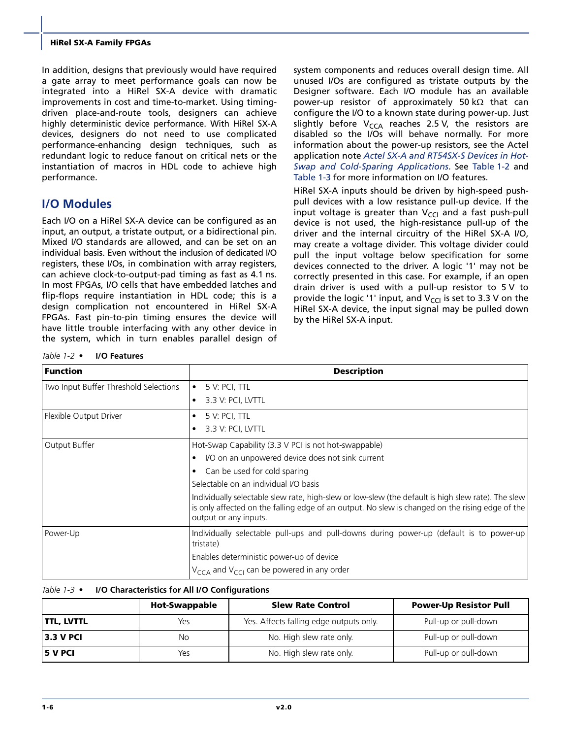In addition, designs that previously would have required a gate array to meet performance goals can now be integrated into a HiRel SX-A device with dramatic improvements in cost and time-to-market. Using timing-driven place-and-route tools, designers can achieve highly deterministic device performance. With HiRel SX-A devices, designers do not need to use complicated performance-enhancing design techniques, such as redundant logic to reduce fanout on critical nets or the instantiation of macros in HDL code to achieve high performance.

## I/O Modules

Each I/O on a HiRel SX-A device can be configured as an input, an output, a tristate output, or a bidirectional pin. Mixed I/O standards are allowed, and can be set on an individual basis. Even without the inclusion of dedicated I/O registers, these I/Os, in combination with array registers, can achieve clock-to-output-pad timing as fast as 4.1 ns. In most FPGAs, I/O cells that have embedded latches and flip-flops require instantiation in HDL code; this is a design complication not encountered in HiRel SX-A FPGAs. Fast pin-to-pin timing ensures the device will have little trouble interfacing with any other device in the system, which in turn enables parallel design of system components and reduces overall design time. All unused I/Os are configured as tristate outputs by the Designer software. Each I/O module has an available power-up resistor of approximately 50 kΩ that can configure the I/O to a known state during power-up. Just slightly before $V_{CCA}$ reaches 2.5 V, the resistors are disabled so the I/Os will behave normally. For more information about the power-up resistors, see the Actel application note *Actel SX-A and RT54SX-S Devices in Hot-Swap and Cold-Sparing Applications*. See Table 1-2 and Table 1-3 for more information on I/O features.

HiRel SX-A inputs should be driven by high-speed push-pull devices with a low resistance pull-up device. If the input voltage is greater than $V_{CCI}$ and a fast push-pull device is not used, the high-resistance pull-up of the driver and the internal circuitry of the HiRel SX-A I/O, may create a voltage divider. This voltage divider could pull the input voltage below specification for some devices connected to the driver. A logic '1' may not be correctly presented in this case. For example, if an open drain driver is used with a pull-up resistor to 5 V to provide the logic '1' input, and $V_{CCI}$ is set to 3.3 V on the HiRel SX-A device, the input signal may be pulled down by the HiRel SX-A input.

*Table 1-2* • **I/O Features**

| Function | Description |
|---|---|
| Two Input Buffer Threshold Selections | • 5 V: PCI, TTL<br>• 3.3 V: PCI, LVTTL |
| Flexible Output Driver | • 5 V: PCI, TTL<br>• 3.3 V: PCI, LVTTL |
| Output Buffer | Hot-Swap Capability (3.3 V PCI is not hot-swappable)<br>• I/O on an unpowered device does not sink current<br>• Can be used for cold sparing<br>Selectable on an individual I/O basis<br>Individually selectable slew rate, high-slew or low-slew (the default is high slew rate). The slew is only affected on the falling edge of an output. No slew is changed on the rising edge of the output or any inputs. |
| Power-Up | Individually selectable pull-ups and pull-downs during power-up (default is to power-up tristate)<br>Enables deterministic power-up of device<br>$V_{CCA}$ and $V_{CCI}$ can be powered in any order |

*Table 1-3* • **I/O Characteristics for All I/O Configurations**

| | Hot-Swappable | Slew Rate Control | Power-Up Resistor Pull |
|---|---|---|---|
| **TTL, LVTTL** | Yes | Yes. Affects falling edge outputs only. | Pull-up or pull-down |
| **3.3 V PCI** | No | No. High slew rate only. | Pull-up or pull-down |
| **5 V PCI** | Yes | No. High slew rate only. | Pull-up or pull-down |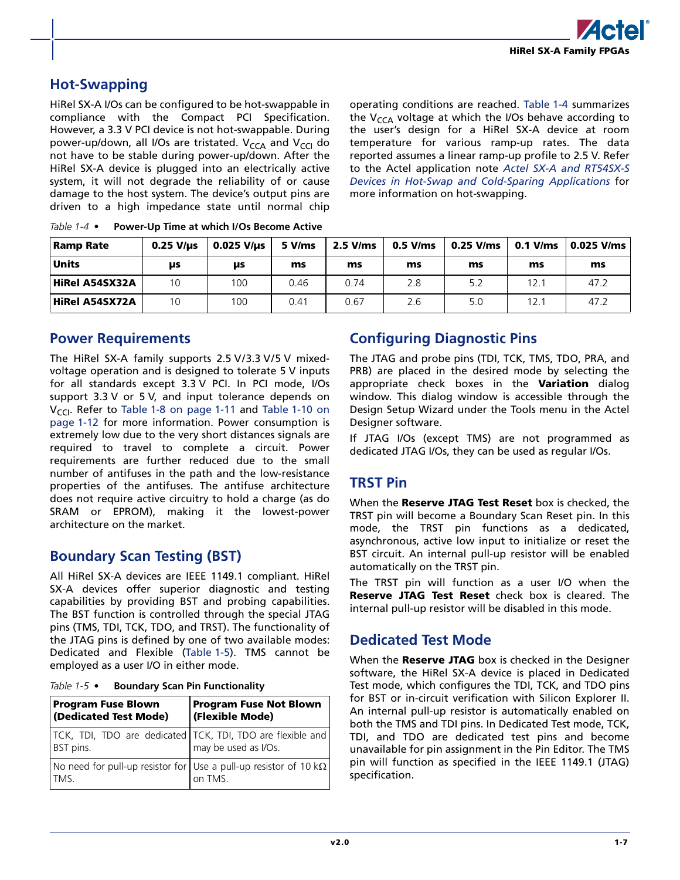## Hot-Swapping

HiRel SX-A I/Os can be configured to be hot-swappable in compliance with the Compact PCI Specification. However, a 3.3 V PCI device is not hot-swappable. During power-up/down, all I/Os are tristated. $V_{CCA}$ and $V_{CCI}$ do not have to be stable during power-up/down. After the HiRel SX-A device is plugged into an electrically active system, it will not degrade the reliability of or cause damage to the host system. The device's output pins are driven to a high impedance state until normal chip operating conditions are reached. Table 1-4 summarizes the $V_{CCA}$ voltage at which the I/Os behave according to the user's design for a HiRel SX-A device at room temperature for various ramp-up rates. The data reported assumes a linear ramp-up profile to 2.5 V. Refer to the Actel application note *Actel SX-A and RT54SX-S Devices in Hot-Swap and Cold-Sparing Applications* for more information on hot-swapping.

*Table 1-4 •* **Power-Up Time at which I/Os Become Active**

| Ramp Rate | 0.25 V/µs | 0.025 V/µs | 5 V/ms | 2.5 V/ms | 0.5 V/ms | 0.25 V/ms | 0.1 V/ms | 0.025 V/ms |
|---|---|---|---|---|---|---|---|---|
| **Units** | **µs** | **µs** | **ms** | **ms** | **ms** | **ms** | **ms** | **ms** |
| **HiRel A54SX32A** | 10 | 100 | 0.46 | 0.74 | 2.8 | 5.2 | 12.1 | 47.2 |
| **HiRel A54SX72A** | 10 | 100 | 0.41 | 0.67 | 2.6 | 5.0 | 12.1 | 47.2 |

## Power Requirements

The HiRel SX-A family supports 2.5 V/3.3 V/5 V mixed-voltage operation and is designed to tolerate 5 V inputs for all standards except 3.3 V PCI. In PCI mode, I/Os support 3.3 V or 5 V, and input tolerance depends on $V_{CCI}$. Refer to Table 1-8 on page 1-11 and Table 1-10 on page 1-12 for more information. Power consumption is extremely low due to the very short distances signals are required to travel to complete a circuit. Power requirements are further reduced due to the small number of antifuses in the path and the low-resistance properties of the antifuses. The antifuse architecture does not require active circuitry to hold a charge (as do SRAM or EPROM), making it the lowest-power architecture on the market.

## Boundary Scan Testing (BST)

All HiRel SX-A devices are IEEE 1149.1 compliant. HiRel SX-A devices offer superior diagnostic and testing capabilities by providing BST and probing capabilities. The BST function is controlled through the special JTAG pins (TMS, TDI, TCK, TDO, and TRST). The functionality of the JTAG pins is defined by one of two available modes: Dedicated and Flexible (Table 1-5). TMS cannot be employed as a user I/O in either mode.

*Table 1-5 •* **Boundary Scan Pin Functionality**

| Program Fuse Blown (Dedicated Test Mode) | Program Fuse Not Blown (Flexible Mode) |
|---|---|
| TCK, TDI, TDO are dedicated BST pins. | TCK, TDI, TDO are flexible and may be used as I/Os. |
| No need for pull-up resistor for TMS. | Use a pull-up resistor of 10 kΩ on TMS. |

## Configuring Diagnostic Pins

The JTAG and probe pins (TDI, TCK, TMS, TDO, PRA, and PRB) are placed in the desired mode by selecting the appropriate check boxes in the **Variation** dialog window. This dialog window is accessible through the Design Setup Wizard under the Tools menu in the Actel Designer software.

If JTAG I/Os (except TMS) are not programmed as dedicated JTAG I/Os, they can be used as regular I/Os.

## TRST Pin

When the **Reserve JTAG Test Reset** box is checked, the TRST pin will become a Boundary Scan Reset pin. In this mode, the TRST pin functions as a dedicated, asynchronous, active low input to initialize or reset the BST circuit. An internal pull-up resistor will be enabled automatically on the TRST pin.

The TRST pin will function as a user I/O when the **Reserve JTAG Test Reset** check box is cleared. The internal pull-up resistor will be disabled in this mode.

## Dedicated Test Mode

When the **Reserve JTAG** box is checked in the Designer software, the HiRel SX-A device is placed in Dedicated Test mode, which configures the TDI, TCK, and TDO pins for BST or in-circuit verification with Silicon Explorer II. An internal pull-up resistor is automatically enabled on both the TMS and TDI pins. In Dedicated Test mode, TCK, TDI, and TDO are dedicated test pins and become unavailable for pin assignment in the Pin Editor. The TMS pin will function as specified in the IEEE 1149.1 (JTAG) specification.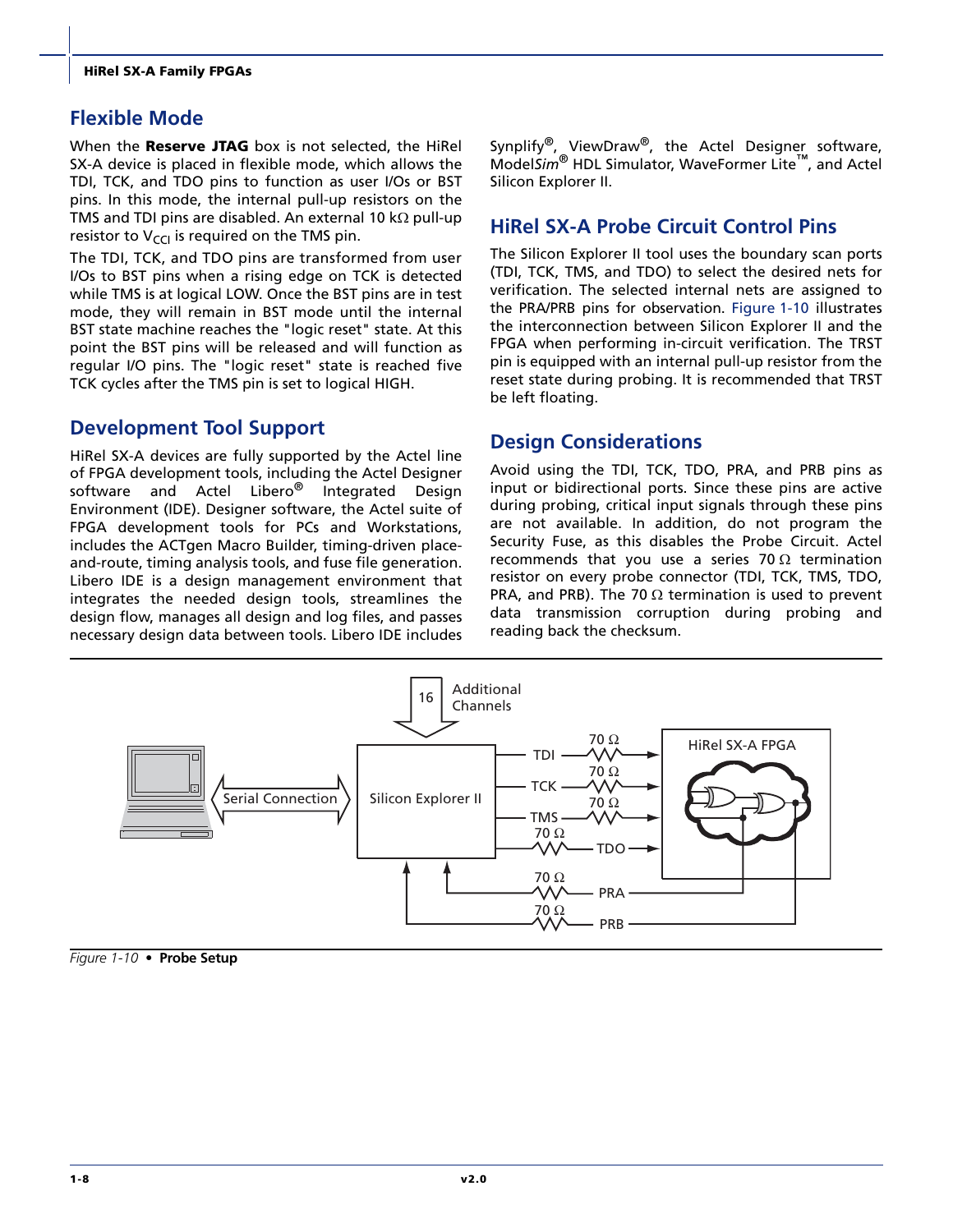## Flexible Mode

When the **Reserve JTAG** box is not selected, the HiRel SX-A device is placed in flexible mode, which allows the TDI, TCK, and TDO pins to function as user I/Os or BST pins. In this mode, the internal pull-up resistors on the TMS and TDI pins are disabled. An external 10 kΩ pull-up resistor to $V_{CCI}$ is required on the TMS pin.

The TDI, TCK, and TDO pins are transformed from user I/Os to BST pins when a rising edge on TCK is detected while TMS is at logical LOW. Once the BST pins are in test mode, they will remain in BST mode until the internal BST state machine reaches the "logic reset" state. At this point the BST pins will be released and will function as regular I/O pins. The "logic reset" state is reached five TCK cycles after the TMS pin is set to logical HIGH.

## Development Tool Support

HiRel SX-A devices are fully supported by the Actel line of FPGA development tools, including the Actel Designer software and Actel Libero® Integrated Design Environment (IDE). Designer software, the Actel suite of FPGA development tools for PCs and Workstations, includes the ACTgen Macro Builder, timing-driven place-and-route, timing analysis tools, and fuse file generation. Libero IDE is a design management environment that integrates the needed design tools, streamlines the design flow, manages all design and log files, and passes necessary design data between tools. Libero IDE includes Synplify®, ViewDraw®, the Actel Designer software, Model*Sim*® HDL Simulator, WaveFormer Lite™, and Actel Silicon Explorer II.

## HiRel SX-A Probe Circuit Control Pins

The Silicon Explorer II tool uses the boundary scan ports (TDI, TCK, TMS, and TDO) to select the desired nets for verification. The selected internal nets are assigned to the PRA/PRB pins for observation. Figure 1-10 illustrates the interconnection between Silicon Explorer II and the FPGA when performing in-circuit verification. The TRST pin is equipped with an internal pull-up resistor from the reset state during probing. It is recommended that TRST be left floating.

## Design Considerations

Avoid using the TDI, TCK, TDO, PRA, and PRB pins as input or bidirectional ports. Since these pins are active during probing, critical input signals through these pins are not available. In addition, do not program the Security Fuse, as this disables the Probe Circuit. Actel recommends that you use a series 70 Ω termination resistor on every probe connector (TDI, TCK, TMS, TDO, PRA, and PRB). The 70 Ω termination is used to prevent data transmission corruption during probing and reading back the checksum.

*Figure 1-10* • **Probe Setup**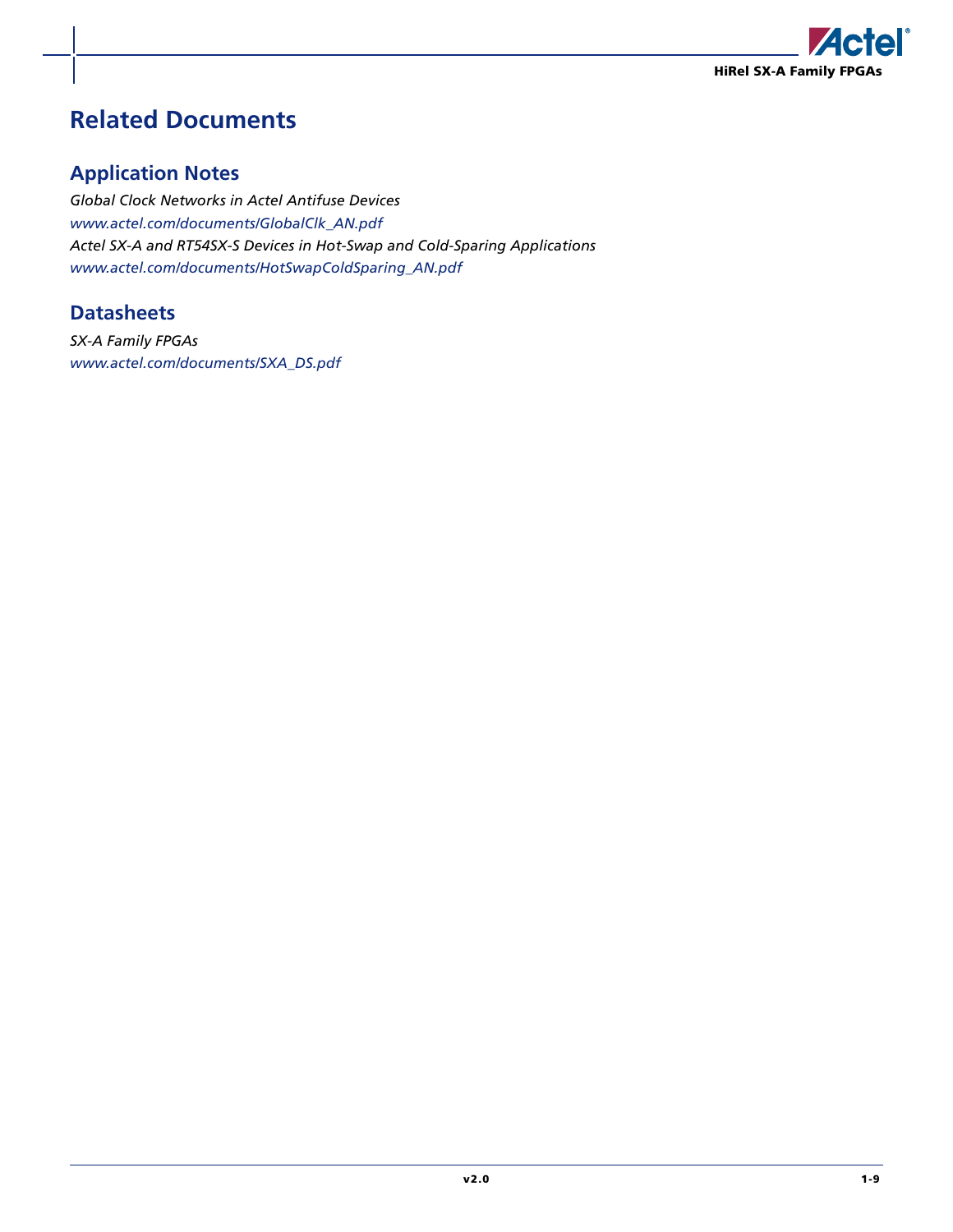# Related Documents

## Application Notes

*Global Clock Networks in Actel Antifuse Devices*
*www.actel.com/documents/GlobalClk_AN.pdf*
*Actel SX-A and RT54SX-S Devices in Hot-Swap and Cold-Sparing Applications*
*www.actel.com/documents/HotSwapColdSparing_AN.pdf*

## Datasheets

*SX-A Family FPGAs*
*www.actel.com/documents/SXA_DS.pdf*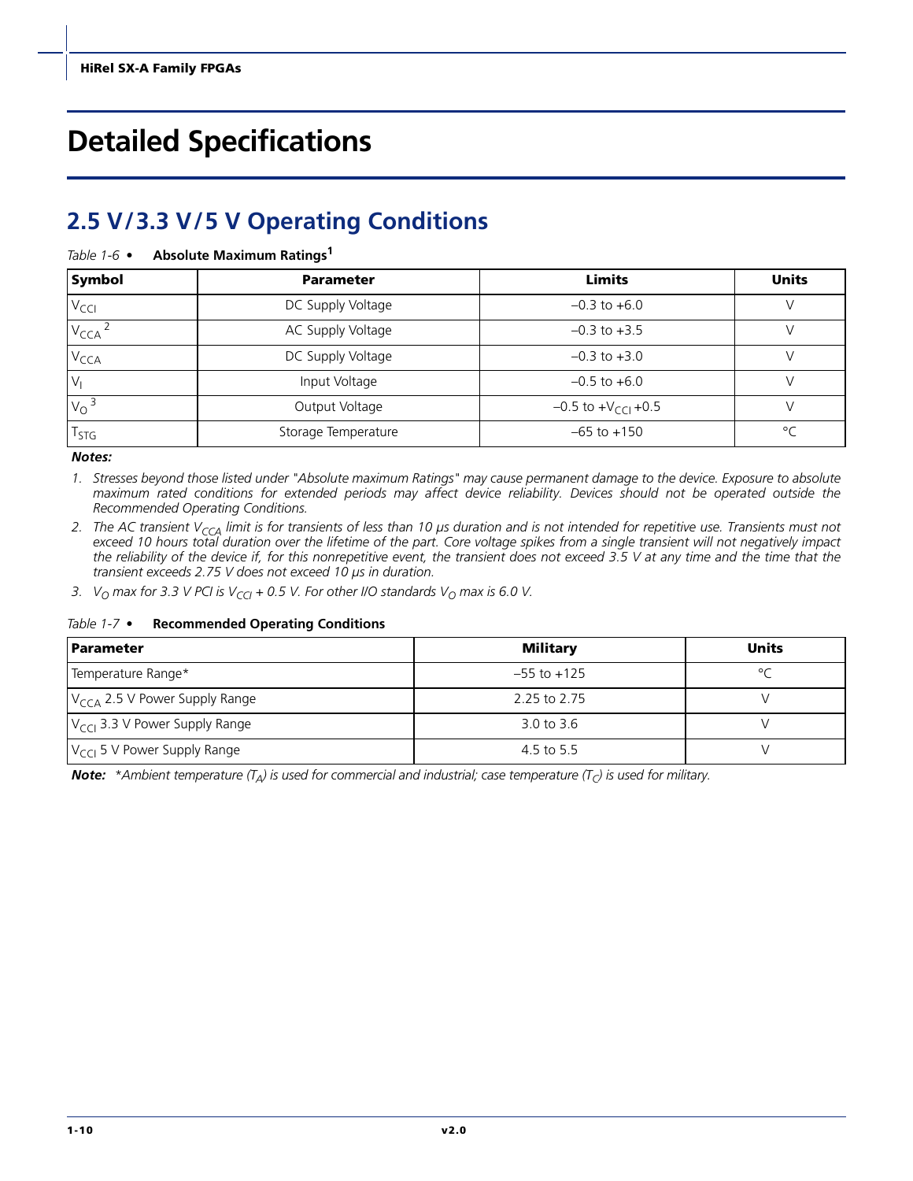# Detailed Specifications

## 2.5 V/3.3 V/5 V Operating Conditions

*Table 1-6 •* **Absolute Maximum Ratings**[1]

| Symbol | Parameter | Limits | Units |
|---|---|---|---|
| $V_{CCI}$ | DC Supply Voltage | –0.3 to +6.0 | V |
| $V_{CCA}$ [2] | AC Supply Voltage | –0.3 to +3.5 | V |
| $V_{CCA}$ | DC Supply Voltage | –0.3 to +3.0 | V |
| $V_I$ | Input Voltage | –0.5 to +6.0 | V |
| $V_O$ [3] | Output Voltage | –0.5 to $+V_{CCI}$ +0.5 | V |
| $T_{STG}$ | Storage Temperature | –65 to +150 | °C |

***Notes:***

1. *Stresses beyond those listed under "Absolute maximum Ratings" may cause permanent damage to the device. Exposure to absolute maximum rated conditions for extended periods may affect device reliability. Devices should not be operated outside the Recommended Operating Conditions.*
2. *The AC transient $V_{CCA}$ limit is for transients of less than 10 µs duration and is not intended for repetitive use. Transients must not exceed 10 hours total duration over the lifetime of the part. Core voltage spikes from a single transient will not negatively impact the reliability of the device if, for this nonrepetitive event, the transient does not exceed 3.5 V at any time and the time that the transient exceeds 2.75 V does not exceed 10 µs in duration.*
3. *$V_O$ max for 3.3 V PCI is $V_{CCI}$ + 0.5 V. For other I/O standards $V_O$ max is 6.0 V.*

*Table 1-7 •* **Recommended Operating Conditions**

| Parameter | Military | Units |
|---|---|---|
| Temperature Range* | –55 to +125 | °C |
| $V_{CCA}$ 2.5 V Power Supply Range | 2.25 to 2.75 | V |
| $V_{CCI}$ 3.3 V Power Supply Range | 3.0 to 3.6 | V |
| $V_{CCI}$ 5 V Power Supply Range | 4.5 to 5.5 | V |

***Note:*** *\*Ambient temperature ($T_A$) is used for commercial and industrial; case temperature ($T_C$) is used for military.*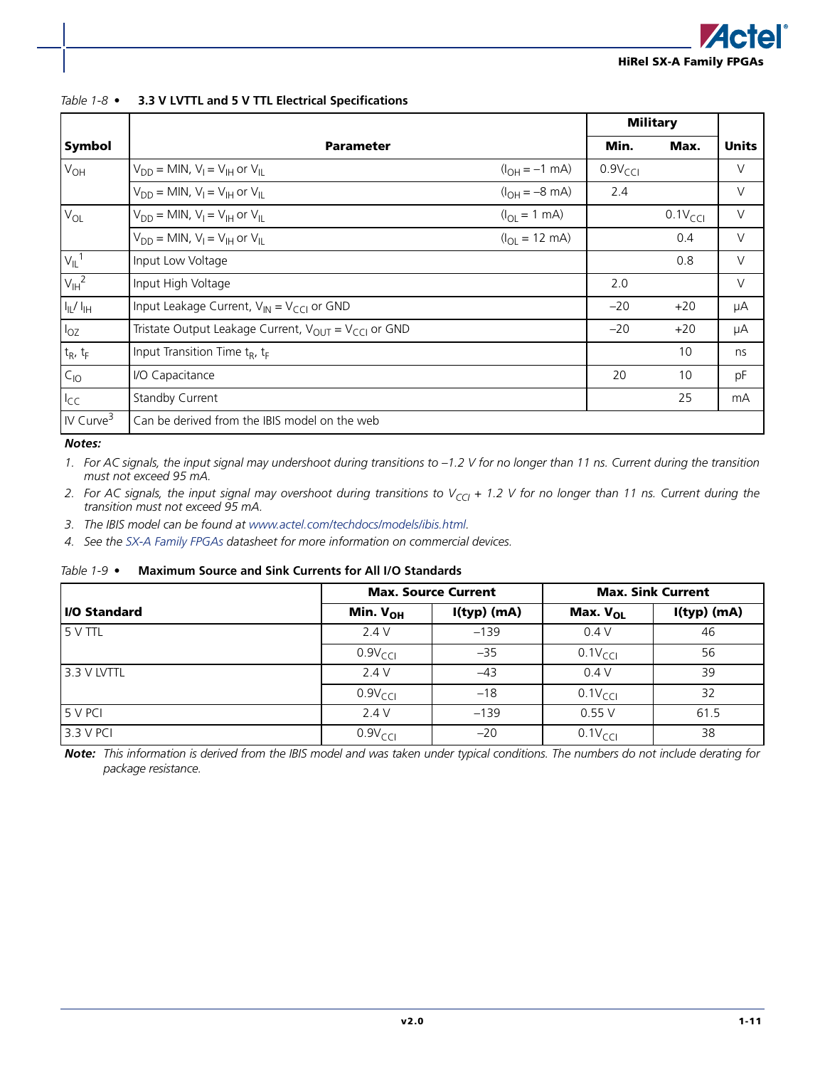*Table 1-8 •* **3.3 V LVTTL and 5 V TTL Electrical Specifications**

| Symbol | Parameter | | Military Min. | Military Max. | Units |
|---|---|---|---|---|---|
| $V_{OH}$ | $V_{DD}$ = MIN, $V_I = V_{IH}$ or $V_{IL}$ | ($I_{OH}$ = –1 mA) | $0.9V_{CCI}$ | | V |
| | $V_{DD}$ = MIN, $V_I = V_{IH}$ or $V_{IL}$ | ($I_{OH}$ = –8 mA) | 2.4 | | V |
| $V_{OL}$ | $V_{DD}$ = MIN, $V_I = V_{IH}$ or $V_{IL}$ | ($I_{OL}$ = 1 mA) | | $0.1V_{CCI}$ | V |
| | $V_{DD}$ = MIN, $V_I = V_{IH}$ or $V_{IL}$ | ($I_{OL}$ = 12 mA) | | 0.4 | V |
| $V_{IL}$[1] | Input Low Voltage | | | 0.8 | V |
| $V_{IH}$[2] | Input High Voltage | | 2.0 | | V |
| $I_{IL}$/ $I_{IH}$ | Input Leakage Current, $V_{IN} = V_{CCI}$ or GND | | –20 | +20 | µA |
| $I_{OZ}$ | Tristate Output Leakage Current, $V_{OUT} = V_{CCI}$ or GND | | –20 | +20 | µA |
| $t_R$, $t_F$ | Input Transition Time $t_R$, $t_F$ | | | 10 | ns |
| $C_{IO}$ | I/O Capacitance | | 20 | 10 | pF |
| $I_{CC}$ | Standby Current | | | 25 | mA |
| IV Curve[3] | Can be derived from the IBIS model on the web | | | | |

***Notes:***

1. *For AC signals, the input signal may undershoot during transitions to –1.2 V for no longer than 11 ns. Current during the transition must not exceed 95 mA.*
2. *For AC signals, the input signal may overshoot during transitions to $V_{CCI}$ + 1.2 V for no longer than 11 ns. Current during the transition must not exceed 95 mA.*
3. *The IBIS model can be found at www.actel.com/techdocs/models/ibis.html.*
4. *See the SX-A Family FPGAs datasheet for more information on commercial devices.*

*Table 1-9 •* **Maximum Source and Sink Currents for All I/O Standards**

| I/O Standard | Max. Source Current | | Max. Sink Current | |
|---|---|---|---|---|
| | **Min. $V_{OH}$** | **I(typ) (mA)** | **Max. $V_{OL}$** | **I(typ) (mA)** |
| 5 V TTL | 2.4 V | –139 | 0.4 V | 46 |
| | $0.9V_{CCI}$ | –35 | $0.1V_{CCI}$ | 56 |
| 3.3 V LVTTL | 2.4 V | –43 | 0.4 V | 39 |
| | $0.9V_{CCI}$ | –18 | $0.1V_{CCI}$ | 32 |
| 5 V PCI | 2.4 V | –139 | 0.55 V | 61.5 |
| 3.3 V PCI | $0.9V_{CCI}$ | –20 | $0.1V_{CCI}$ | 38 |

***Note:*** *This information is derived from the IBIS model and was taken under typical conditions. The numbers do not include derating for package resistance.*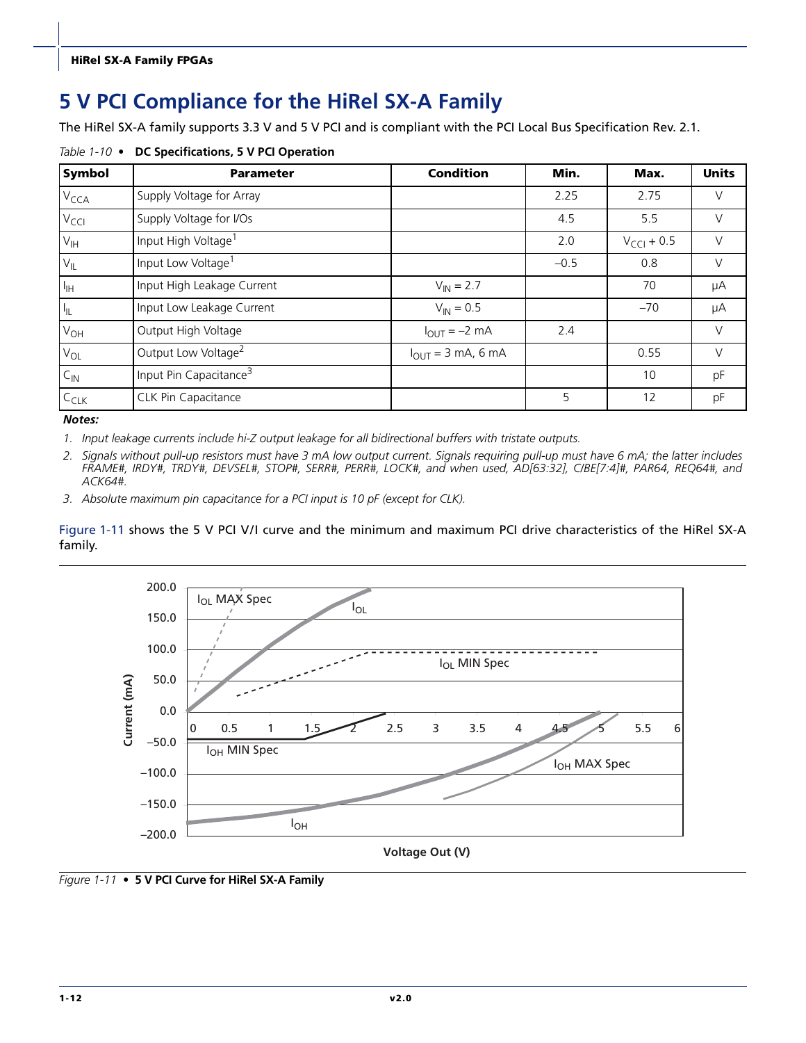# 5 V PCI Compliance for the HiRel SX-A Family

The HiRel SX-A family supports 3.3 V and 5 V PCI and is compliant with the PCI Local Bus Specification Rev. 2.1.

*Table 1-10* • **DC Specifications, 5 V PCI Operation**

| Symbol | Parameter | Condition | Min. | Max. | Units |
|---|---|---|---|---|---|
| $V_{CCA}$ | Supply Voltage for Array | | 2.25 | 2.75 | V |
| $V_{CCI}$ | Supply Voltage for I/Os | | 4.5 | 5.5 | V |
| $V_{IH}$ | Input High Voltage[1] | | 2.0 | $V_{CCI}$ + 0.5 | V |
| $V_{IL}$ | Input Low Voltage[1] | | –0.5 | 0.8 | V |
| $I_{IH}$ | Input High Leakage Current | $V_{IN}$ = 2.7 | | 70 | µA |
| $I_{IL}$ | Input Low Leakage Current | $V_{IN}$ = 0.5 | | –70 | µA |
| $V_{OH}$ | Output High Voltage | $I_{OUT}$ = –2 mA | 2.4 | | V |
| $V_{OL}$ | Output Low Voltage[2] | $I_{OUT}$ = 3 mA, 6 mA | | 0.55 | V |
| $C_{IN}$ | Input Pin Capacitance[3] | | | 10 | pF |
| $C_{CLK}$ | CLK Pin Capacitance | | 5 | 12 | pF |

***Notes:***

1. *Input leakage currents include hi-Z output leakage for all bidirectional buffers with tristate outputs.*
2. *Signals without pull-up resistors must have 3 mA low output current. Signals requiring pull-up must have 6 mA; the latter includes FRAME#, IRDY#, TRDY#, DEVSEL#, STOP#, SERR#, PERR#, LOCK#, and when used, AD[63:32], C/BE[7:4]#, PAR64, REQ64#, and ACK64#.*
3. *Absolute maximum pin capacitance for a PCI input is 10 pF (except for CLK).*

Figure 1-11 shows the 5 V PCI V/I curve and the minimum and maximum PCI drive characteristics of the HiRel SX-A family.

*Figure 1-11* • **5 V PCI Curve for HiRel SX-A Family**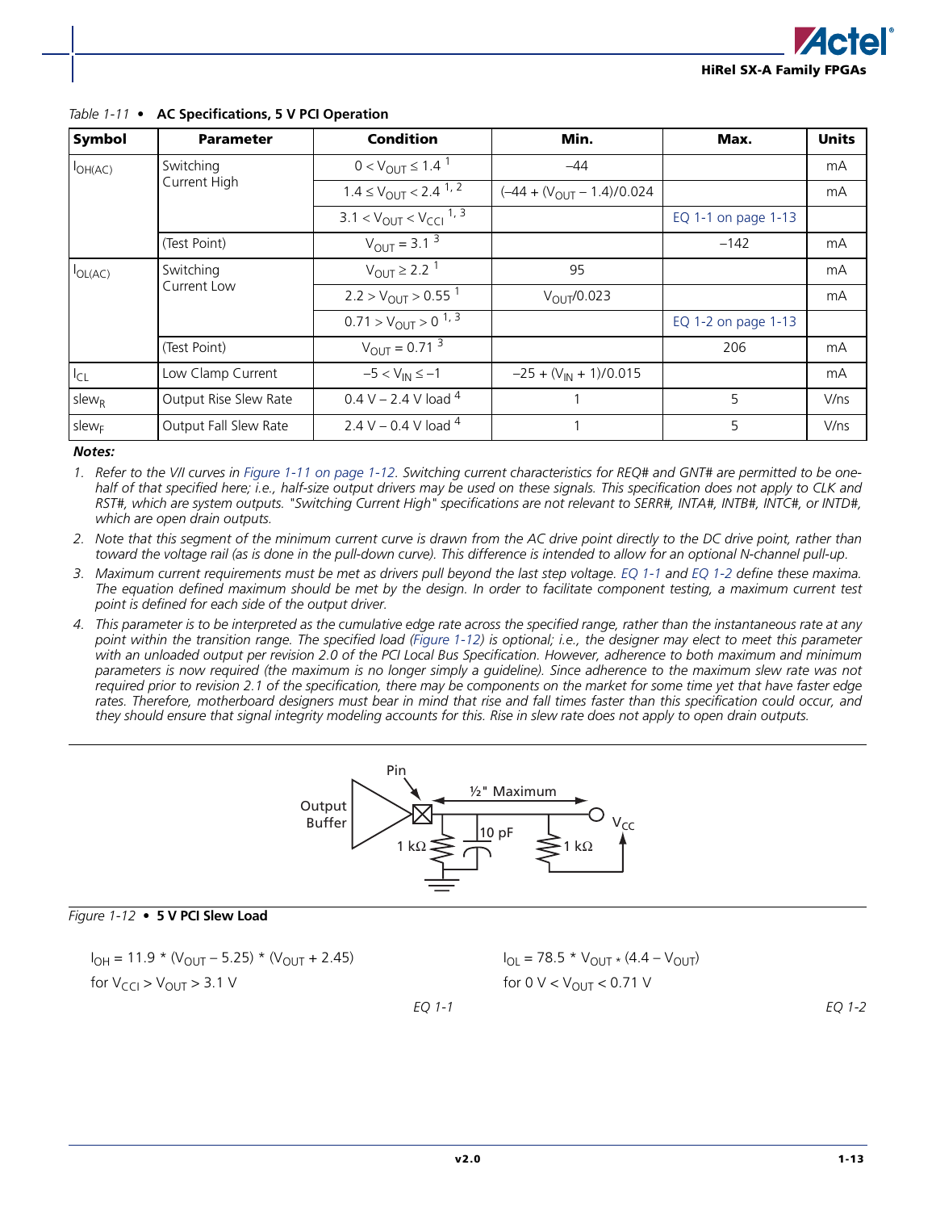Table 1-11 • **AC Specifications, 5 V PCI Operation**

| Symbol | Parameter | Condition | Min. | Max. | Units |
|---|---|---|---|---|---|
| $I_{OH(AC)}$ | Switching Current High | $0 < V_{OUT} \leq 1.4$ [1] | –44 | | mA |
| | | $1.4 \leq V_{OUT} < 2.4$ [1, 2] | $(-44 + (V_{OUT} - 1.4)/0.024$ | | mA |
| | | $3.1 < V_{OUT} < V_{CCI}$ [1, 3] | | EQ 1-1 on page 1-13 | |
| | (Test Point) | $V_{OUT} = 3.1$ [3] | | –142 | mA |
| $I_{OL(AC)}$ | Switching Current Low | $V_{OUT} \geq 2.2$ [1] | 95 | | mA |
| | | $2.2 > V_{OUT} > 0.55$ [1] | $V_{OUT}/0.023$ | | mA |
| | | $0.71 > V_{OUT} > 0$ [1, 3] | | EQ 1-2 on page 1-13 | |
| | (Test Point) | $V_{OUT} = 0.71$ [3] | | 206 | mA |
| $I_{CL}$ | Low Clamp Current | $-5 < V_{IN} \leq -1$ | $-25 + (V_{IN} + 1)/0.015$ | | mA |
| $slew_R$ | Output Rise Slew Rate | 0.4 V – 2.4 V load [4] | 1 | 5 | V/ns |
| $slew_F$ | Output Fall Slew Rate | 2.4 V – 0.4 V load [4] | 1 | 5 | V/ns |

***Notes:***

1. *Refer to the V/I curves in Figure 1-11 on page 1-12. Switching current characteristics for REQ# and GNT# are permitted to be one-half of that specified here; i.e., half-size output drivers may be used on these signals. This specification does not apply to CLK and RST#, which are system outputs. "Switching Current High" specifications are not relevant to SERR#, INTA#, INTB#, INTC#, or INTD#, which are open drain outputs.*
2. *Note that this segment of the minimum current curve is drawn from the AC drive point directly to the DC drive point, rather than toward the voltage rail (as is done in the pull-down curve). This difference is intended to allow for an optional N-channel pull-up.*
3. *Maximum current requirements must be met as drivers pull beyond the last step voltage. EQ 1-1 and EQ 1-2 define these maxima. The equation defined maximum should be met by the design. In order to facilitate component testing, a maximum current test point is defined for each side of the output driver.*
4. *This parameter is to be interpreted as the cumulative edge rate across the specified range, rather than the instantaneous rate at any point within the transition range. The specified load (Figure 1-12) is optional; i.e., the designer may elect to meet this parameter with an unloaded output per revision 2.0 of the PCI Local Bus Specification. However, adherence to both maximum and minimum parameters is now required (the maximum is no longer simply a guideline). Since adherence to the maximum slew rate was not required prior to revision 2.1 of the specification, there may be components on the market for some time yet that have faster edge rates. Therefore, motherboard designers must bear in mind that rise and fall times faster than this specification could occur, and they should ensure that signal integrity modeling accounts for this. Rise in slew rate does not apply to open drain outputs.*

*Figure 1-12* • **5 V PCI Slew Load**

$$I_{OH} = 11.9 * (V_{OUT} - 5.25) * (V_{OUT} + 2.45)$$

for $V_{CCI} > V_{OUT} > 3.1$ V

*EQ 1-1*

$$I_{OL} = 78.5 * V_{OUT} * (4.4 - V_{OUT})$$

for $0 \text{ V} < V_{OUT} < 0.71$ V

*EQ 1-2*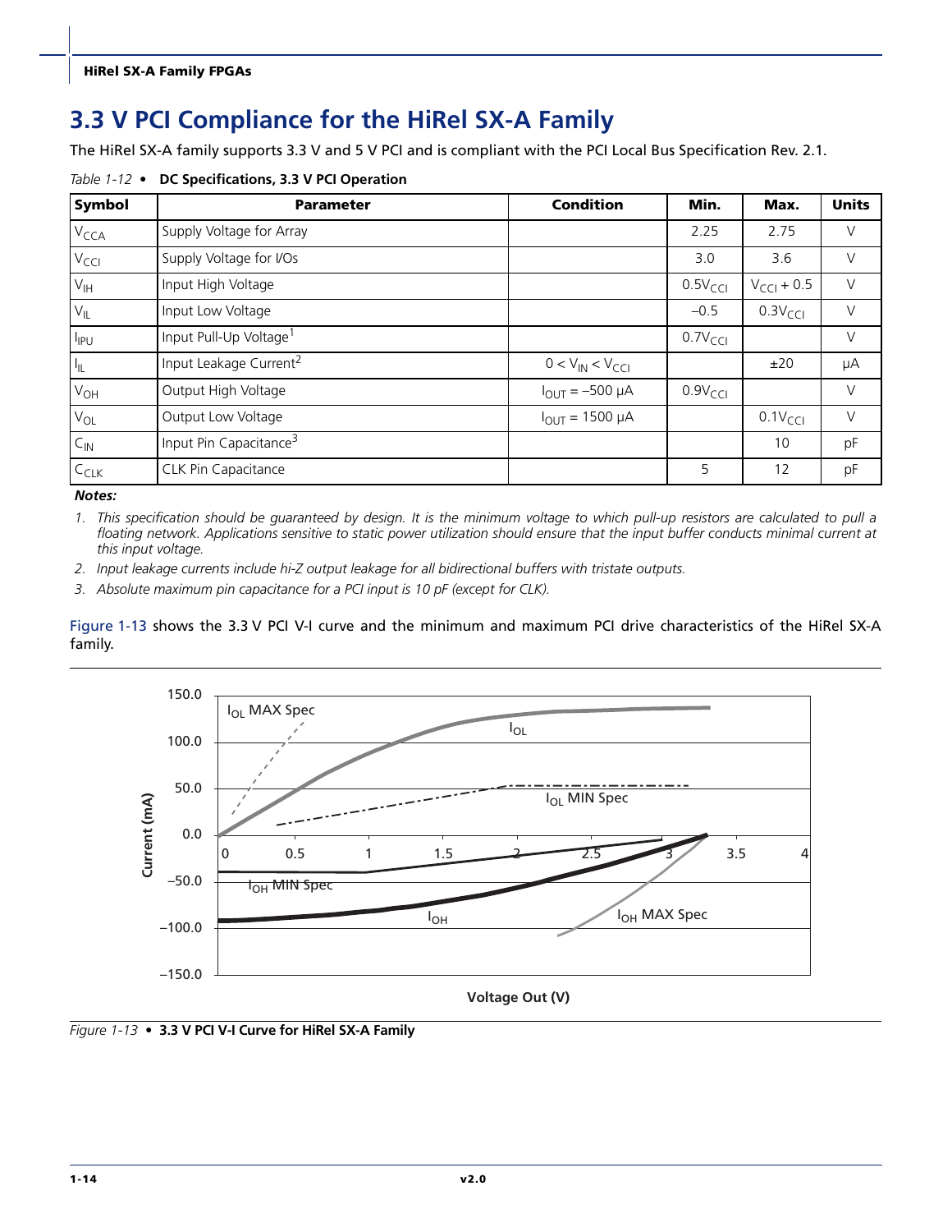# 3.3 V PCI Compliance for the HiRel SX-A Family

The HiRel SX-A family supports 3.3 V and 5 V PCI and is compliant with the PCI Local Bus Specification Rev. 2.1.

*Table 1-12* • **DC Specifications, 3.3 V PCI Operation**

| Symbol | Parameter | Condition | Min. | Max. | Units |
|---|---|---|---|---|---|
| $V_{CCA}$ | Supply Voltage for Array | | 2.25 | 2.75 | V |
| $V_{CCI}$ | Supply Voltage for I/Os | | 3.0 | 3.6 | V |
| $V_{IH}$ | Input High Voltage | | $0.5V_{CCI}$ | $V_{CCI} + 0.5$ | V |
| $V_{IL}$ | Input Low Voltage | | –0.5 | $0.3V_{CCI}$ | V |
| $I_{IPU}$ | Input Pull-Up Voltage[1] | | $0.7V_{CCI}$ | | V |
| $I_{IL}$ | Input Leakage Current[2] | $0 < V_{IN} < V_{CCI}$ | | ±20 | µA |
| $V_{OH}$ | Output High Voltage | $I_{OUT} = –500$ µA | $0.9V_{CCI}$ | | V |
| $V_{OL}$ | Output Low Voltage | $I_{OUT} = 1500$ µA | | $0.1V_{CCI}$ | V |
| $C_{IN}$ | Input Pin Capacitance[3] | | | 10 | pF |
| $C_{CLK}$ | CLK Pin Capacitance | | 5 | 12 | pF |

***Notes:***

1. *This specification should be guaranteed by design. It is the minimum voltage to which pull-up resistors are calculated to pull a floating network. Applications sensitive to static power utilization should ensure that the input buffer conducts minimal current at this input voltage.*
2. *Input leakage currents include hi-Z output leakage for all bidirectional buffers with tristate outputs.*
3. *Absolute maximum pin capacitance for a PCI input is 10 pF (except for CLK).*

Figure 1-13 shows the 3.3 V PCI V-I curve and the minimum and maximum PCI drive characteristics of the HiRel SX-A family.

*Figure 1-13* • **3.3 V PCI V-I Curve for HiRel SX-A Family**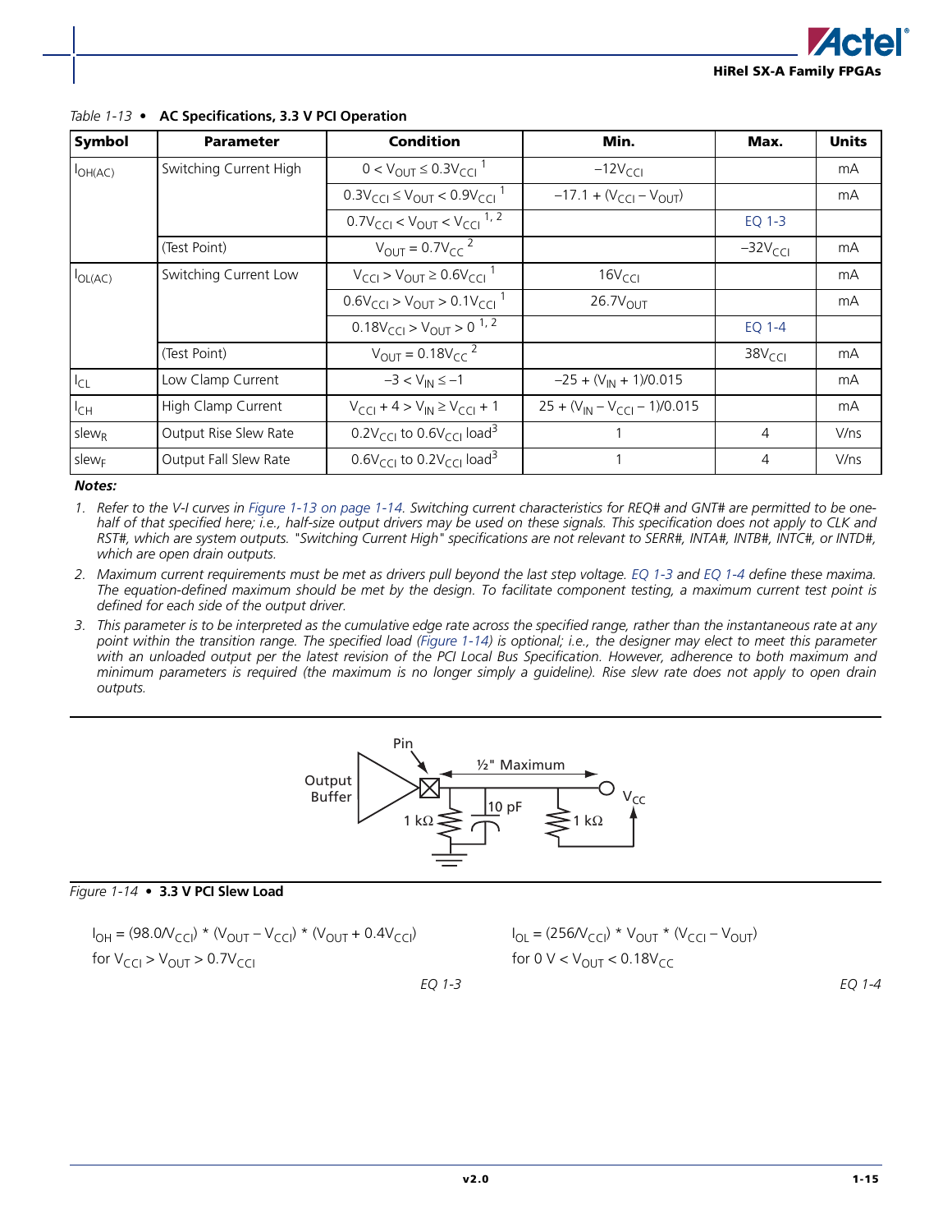*Table 1-13* • **AC Specifications, 3.3 V PCI Operation**

| Symbol | Parameter | Condition | Min. | Max. | Units |
|---|---|---|---|---|---|
| $I_{OH(AC)}$ | Switching Current High | $0 < V_{OUT} \leq 0.3V_{CCI}$ [1] | $-12V_{CCI}$ | | mA |
| | | $0.3V_{CCI} \leq V_{OUT} < 0.9V_{CCI}$ [1] | $-17.1 + (V_{CCI} - V_{OUT})$ | | mA |
| | | $0.7V_{CCI} < V_{OUT} < V_{CCI}$ [1, 2] | | EQ 1-3 | |
| | (Test Point) | $V_{OUT} = 0.7V_{CC}$ [2] | | $-32V_{CCI}$ | mA |
| $I_{OL(AC)}$ | Switching Current Low | $V_{CCI} > V_{OUT} \geq 0.6V_{CCI}$ [1] | $16V_{CCI}$ | | mA |
| | | $0.6V_{CCI} > V_{OUT} > 0.1V_{CCI}$ [1] | $26.7V_{OUT}$ | | mA |
| | | $0.18V_{CCI} > V_{OUT} > 0$ [1, 2] | | EQ 1-4 | |
| | (Test Point) | $V_{OUT} = 0.18V_{CC}$ [2] | | $38V_{CCI}$ | mA |
| $I_{CL}$ | Low Clamp Current | $-3 < V_{IN} \leq -1$ | $-25 + (V_{IN} + 1)/0.015$ | | mA |
| $I_{CH}$ | High Clamp Current | $V_{CCI} + 4 > V_{IN} \geq V_{CCI} + 1$ | $25 + (V_{IN} - V_{CCI} - 1)/0.015$ | | mA |
| $slew_R$ | Output Rise Slew Rate | $0.2V_{CCI}$ to $0.6V_{CCI}$ load[3] | 1 | 4 | V/ns |
| $slew_F$ | Output Fall Slew Rate | $0.6V_{CCI}$ to $0.2V_{CCI}$ load[3] | 1 | 4 | V/ns |

***Notes:***

1. *Refer to the V-I curves in Figure 1-13 on page 1-14. Switching current characteristics for REQ# and GNT# are permitted to be one-half of that specified here; i.e., half-size output drivers may be used on these signals. This specification does not apply to CLK and RST#, which are system outputs. "Switching Current High" specifications are not relevant to SERR#, INTA#, INTB#, INTC#, or INTD#, which are open drain outputs.*
2. *Maximum current requirements must be met as drivers pull beyond the last step voltage. EQ 1-3 and EQ 1-4 define these maxima. The equation-defined maximum should be met by the design. To facilitate component testing, a maximum current test point is defined for each side of the output driver.*
3. *This parameter is to be interpreted as the cumulative edge rate across the specified range, rather than the instantaneous rate at any point within the transition range. The specified load (Figure 1-14) is optional; i.e., the designer may elect to meet this parameter with an unloaded output per the latest revision of the PCI Local Bus Specification. However, adherence to both maximum and minimum parameters is required (the maximum is no longer simply a guideline). Rise slew rate does not apply to open drain outputs.*

Pin, ½" Maximum, Output Buffer, 1 kΩ, 10 pF, 1 kΩ, $V_{CC}$

*Figure 1-14* • **3.3 V PCI Slew Load**

$$I_{OH} = (98.0/V_{CCI}) * (V_{OUT} - V_{CCI}) * (V_{OUT} + 0.4V_{CCI})$$

for $V_{CCI} > V_{OUT} > 0.7V_{CCI}$

*EQ 1-3*

$$I_{OL} = (256/V_{CCI}) * V_{OUT} * (V_{CCI} - V_{OUT})$$

for $0 \text{ V} < V_{OUT} < 0.18V_{CC}$

*EQ 1-4*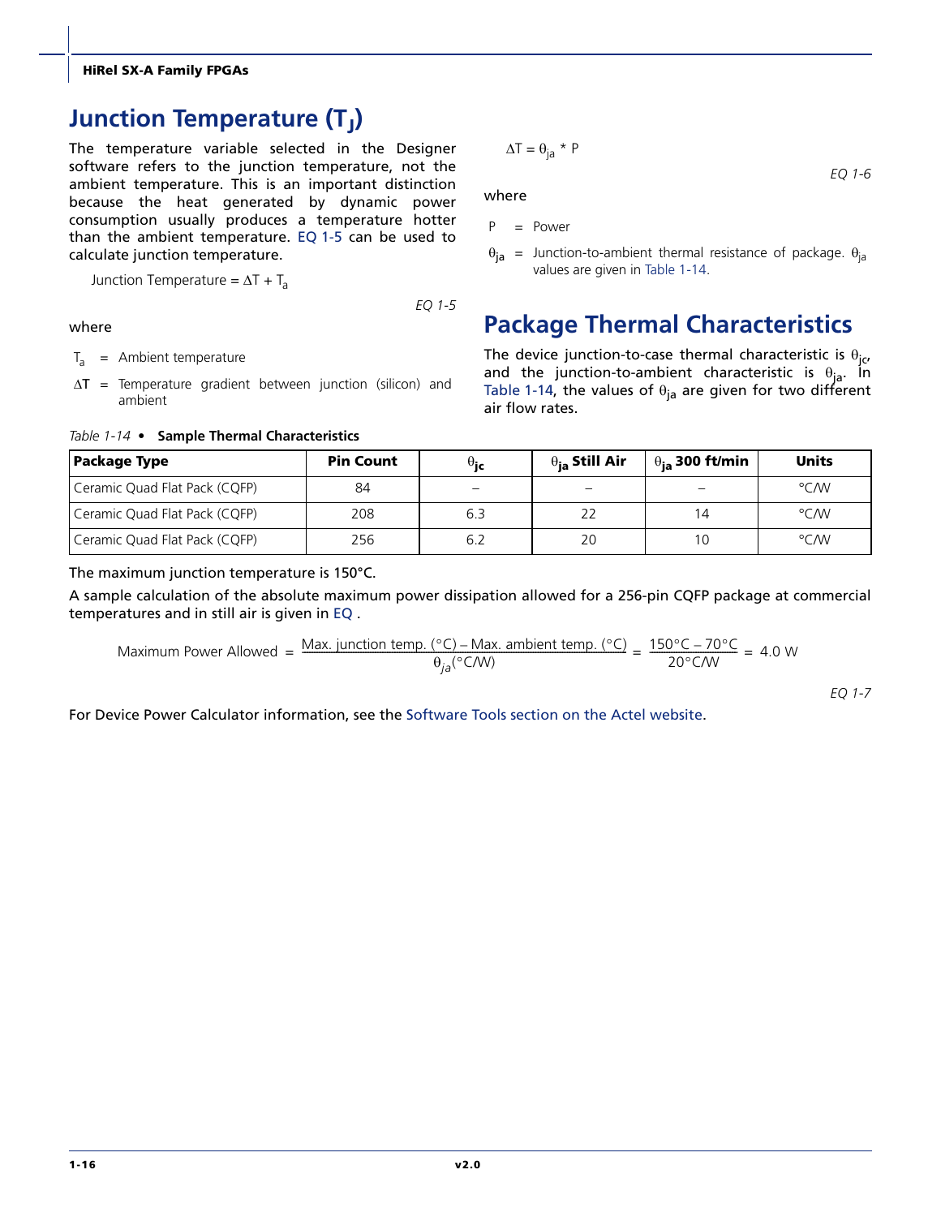# Junction Temperature ($T_J$)

The temperature variable selected in the Designer software refers to the junction temperature, not the ambient temperature. This is an important distinction because the heat generated by dynamic power consumption usually produces a temperature hotter than the ambient temperature. EQ 1-5 can be used to calculate junction temperature.

$$\text{Junction Temperature} = \Delta T + T_a$$

*EQ 1-5*

where

$T_a$ = Ambient temperature

$\Delta T$ = Temperature gradient between junction (silicon) and ambient

$$\Delta T = \theta_{ja} * P$$

*EQ 1-6*

where

P = Power

$\theta_{ja}$ = Junction-to-ambient thermal resistance of package. $\theta_{ja}$ values are given in Table 1-14.

## Package Thermal Characteristics

The device junction-to-case thermal characteristic is $\theta_{jc}$, and the junction-to-ambient characteristic is $\theta_{ja}$. In Table 1-14, the values of $\theta_{ja}$ are given for two different air flow rates.

*Table 1-14* • **Sample Thermal Characteristics**

| Package Type | Pin Count | $\theta_{jc}$ | $\theta_{ja}$ Still Air | $\theta_{ja}$ 300 ft/min | Units |
|---|---|---|---|---|---|
| Ceramic Quad Flat Pack (CQFP) | 84 | – | – | – | °C/W |
| Ceramic Quad Flat Pack (CQFP) | 208 | 6.3 | 22 | 14 | °C/W |
| Ceramic Quad Flat Pack (CQFP) | 256 | 6.2 | 20 | 10 | °C/W |

The maximum junction temperature is 150°C.

A sample calculation of the absolute maximum power dissipation allowed for a 256-pin CQFP package at commercial temperatures and in still air is given in EQ .

$$\text{Maximum Power Allowed} = \frac{\text{Max. junction temp. (°C)} - \text{Max. ambient temp. (°C)}}{\theta_{ja}\text{(°C/W)}} = \frac{150°C - 70°C}{20°C/W} = 4.0\ W$$

*EQ 1-7*

For Device Power Calculator information, see the Software Tools section on the Actel website.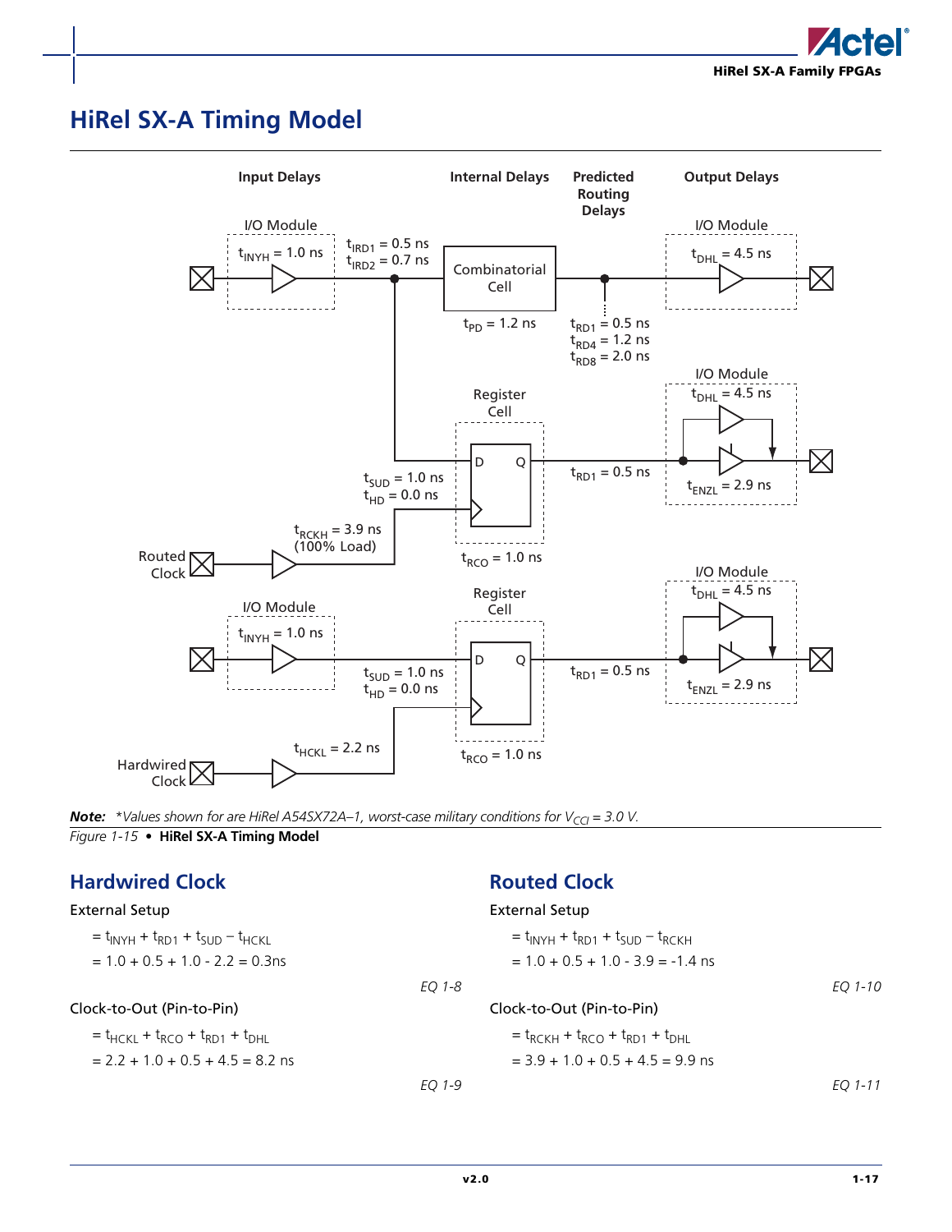# HiRel SX-A Timing Model

Input Delays | Internal Delays | Predicted Routing Delays | Output Delays

I/O Module: $t_{INYH}$ = 1.0 ns
$t_{IRD1}$ = 0.5 ns
$t_{IRD2}$ = 0.7 ns
Combinatorial Cell: $t_{PD}$ = 1.2 ns
$t_{RD1}$ = 0.5 ns
$t_{RD4}$ = 1.2 ns
$t_{RD8}$ = 2.0 ns
I/O Module: $t_{DHL}$ = 4.5 ns

Register Cell (D, Q)
$t_{SUD}$ = 1.0 ns
$t_{HD}$ = 0.0 ns
$t_{RCKH}$ = 3.9 ns (100% Load)
Routed Clock
$t_{RCO}$ = 1.0 ns
$t_{RD1}$ = 0.5 ns
I/O Module: $t_{DHL}$ = 4.5 ns, $t_{ENZL}$ = 2.9 ns

I/O Module: $t_{INYH}$ = 1.0 ns
Register Cell (D, Q)
$t_{SUD}$ = 1.0 ns
$t_{HD}$ = 0.0 ns
$t_{HCKL}$ = 2.2 ns
Hardwired Clock
$t_{RCO}$ = 1.0 ns
$t_{RD1}$ = 0.5 ns
I/O Module: $t_{DHL}$ = 4.5 ns, $t_{ENZL}$ = 2.9 ns

***Note:*** *\*Values shown for are HiRel A54SX72A–1, worst-case military conditions for $V_{CCI}$ = 3.0 V.*

*Figure 1-15* • **HiRel SX-A Timing Model**

## Hardwired Clock

External Setup

$$= t_{INYH} + t_{RD1} + t_{SUD} - t_{HCKL}$$
$$= 1.0 + 0.5 + 1.0 - 2.2 = 0.3\text{ns}$$

*EQ 1-8*

Clock-to-Out (Pin-to-Pin)

$$= t_{HCKL} + t_{RCO} + t_{RD1} + t_{DHL}$$
$$= 2.2 + 1.0 + 0.5 + 4.5 = 8.2 \text{ ns}$$

*EQ 1-9*

## Routed Clock

External Setup

$$= t_{INYH} + t_{RD1} + t_{SUD} - t_{RCKH}$$
$$= 1.0 + 0.5 + 1.0 - 3.9 = -1.4 \text{ ns}$$

*EQ 1-10*

Clock-to-Out (Pin-to-Pin)

$$= t_{RCKH} + t_{RCO} + t_{RD1} + t_{DHL}$$
$$= 3.9 + 1.0 + 0.5 + 4.5 = 9.9 \text{ ns}$$

*EQ 1-11*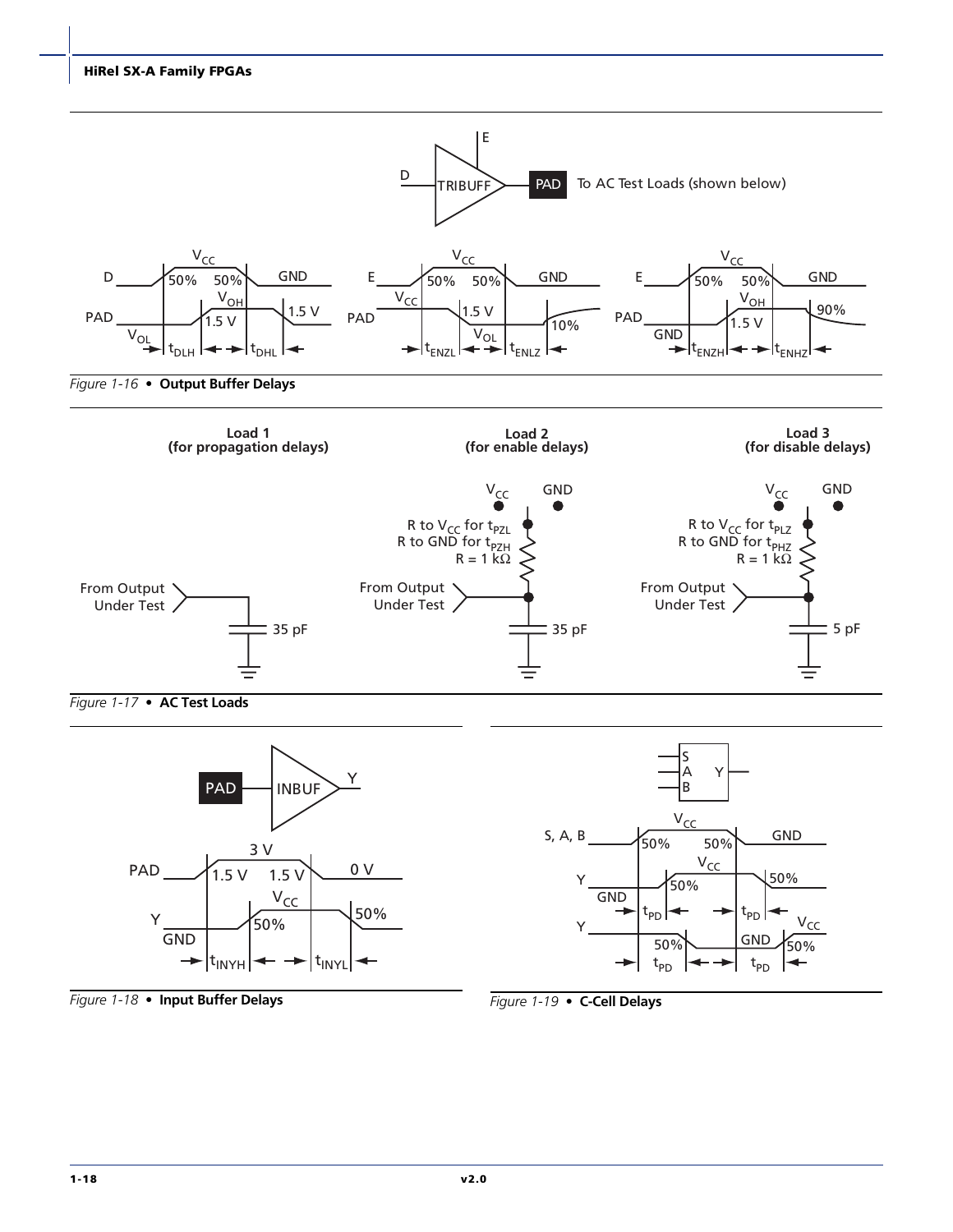Figure 1-16 • **Output Buffer Delays**

Figure 1-17 • **AC Test Loads**

Figure 1-18 • **Input Buffer Delays**

Figure 1-19 • **C-Cell Delays**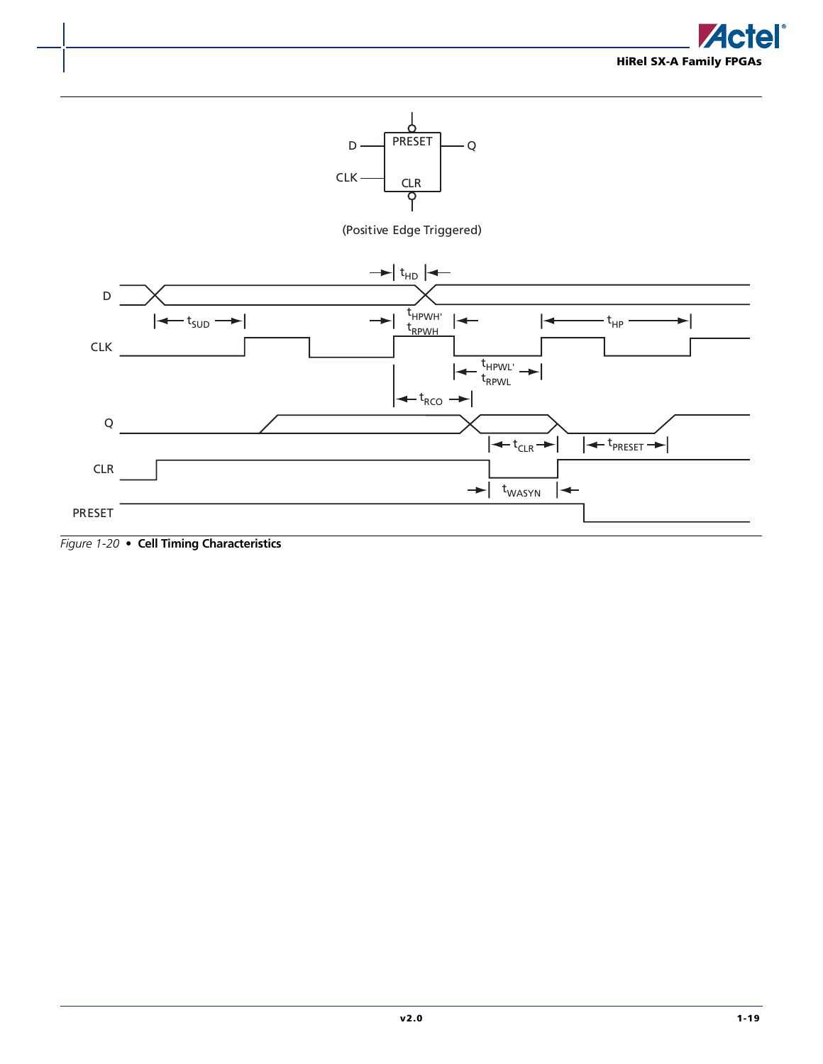D PRESET Q

CLK CLR

(Positive Edge Triggered)

$t_{HD}$

D

$t_{SUD}$

$t_{HPWH}$'
$t_{RPWH}$

$t_{HP}$

CLK

$t_{HPWL}$'
$t_{RPWL}$

$t_{RCO}$

Q

$t_{CLR}$

$t_{PRESET}$

CLR

$t_{WASYN}$

PRESET

*Figure 1-20* • **Cell Timing Characteristics**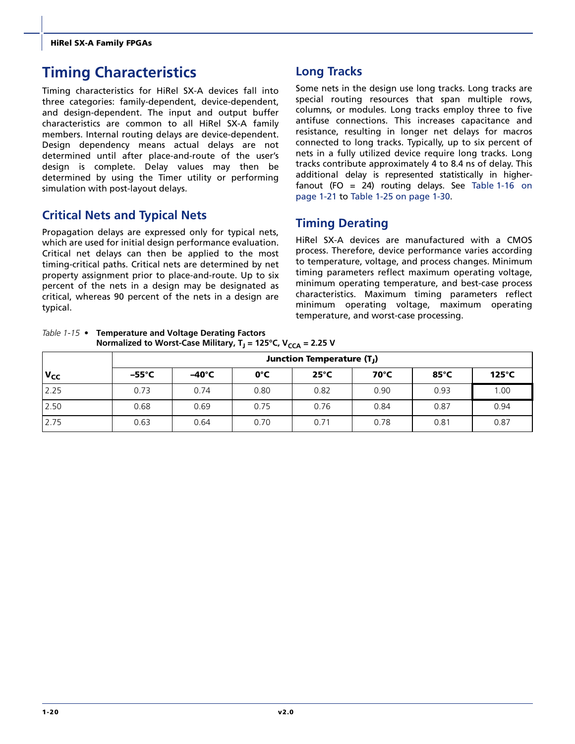# Timing Characteristics

Timing characteristics for HiRel SX-A devices fall into three categories: family-dependent, device-dependent, and design-dependent. The input and output buffer characteristics are common to all HiRel SX-A family members. Internal routing delays are device-dependent. Design dependency means actual delays are not determined until after place-and-route of the user's design is complete. Delay values may then be determined by using the Timer utility or performing simulation with post-layout delays.

## Critical Nets and Typical Nets

Propagation delays are expressed only for typical nets, which are used for initial design performance evaluation. Critical net delays can then be applied to the most timing-critical paths. Critical nets are determined by net property assignment prior to place-and-route. Up to six percent of the nets in a design may be designated as critical, whereas 90 percent of the nets in a design are typical.

## Long Tracks

Some nets in the design use long tracks. Long tracks are special routing resources that span multiple rows, columns, or modules. Long tracks employ three to five antifuse connections. This increases capacitance and resistance, resulting in longer net delays for macros connected to long tracks. Typically, up to six percent of nets in a fully utilized device require long tracks. Long tracks contribute approximately 4 to 8.4 ns of delay. This additional delay is represented statistically in higher-fanout (FO = 24) routing delays. See Table 1-16 on page 1-21 to Table 1-25 on page 1-30.

## Timing Derating

HiRel SX-A devices are manufactured with a CMOS process. Therefore, device performance varies according to temperature, voltage, and process changes. Minimum timing parameters reflect maximum operating voltage, minimum operating temperature, and best-case process characteristics. Maximum timing parameters reflect minimum operating voltage, maximum operating temperature, and worst-case processing.

*Table 1-15* • **Temperature and Voltage Derating Factors Normalized to Worst-Case Military, $T_J$ = 125°C, $V_{CCA}$ = 2.25 V**

| $V_{CC}$ | Junction Temperature ($T_J$) | | | | | | |
|---|---|---|---|---|---|---|---|
| | –55°C | –40°C | 0°C | 25°C | 70°C | 85°C | 125°C |
| 2.25 | 0.73 | 0.74 | 0.80 | 0.82 | 0.90 | 0.93 | 1.00 |
| 2.50 | 0.68 | 0.69 | 0.75 | 0.76 | 0.84 | 0.87 | 0.94 |
| 2.75 | 0.63 | 0.64 | 0.70 | 0.71 | 0.78 | 0.81 | 0.87 |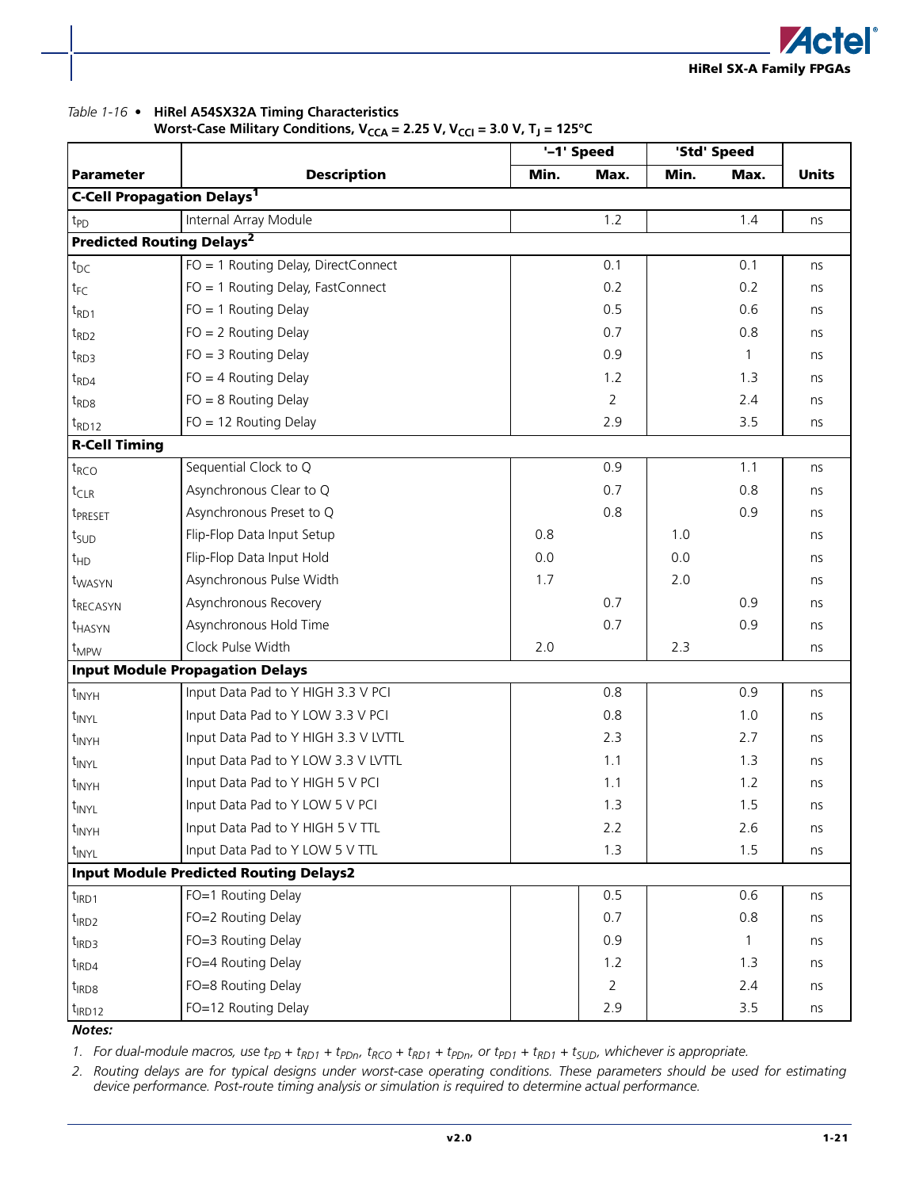Table 1-16 • **HiRel A54SX32A Timing Characteristics**
**Worst-Case Military Conditions, $V_{CCA}$ = 2.25 V, $V_{CCI}$ = 3.0 V, $T_J$ = 125°C**

| | | '–1' Speed | | 'Std' Speed | | |
|---|---|---|---|---|---|---|
| **Parameter** | **Description** | **Min.** | **Max.** | **Min.** | **Max.** | **Units** |
| **C-Cell Propagation Delays[1]** | | | | | | |
| $t_{PD}$ | Internal Array Module | | 1.2 | | 1.4 | ns |
| **Predicted Routing Delays[2]** | | | | | | |
| $t_{DC}$ | FO = 1 Routing Delay, DirectConnect | | 0.1 | | 0.1 | ns |
| $t_{FC}$ | FO = 1 Routing Delay, FastConnect | | 0.2 | | 0.2 | ns |
| $t_{RD1}$ | FO = 1 Routing Delay | | 0.5 | | 0.6 | ns |
| $t_{RD2}$ | FO = 2 Routing Delay | | 0.7 | | 0.8 | ns |
| $t_{RD3}$ | FO = 3 Routing Delay | | 0.9 | | 1 | ns |
| $t_{RD4}$ | FO = 4 Routing Delay | | 1.2 | | 1.3 | ns |
| $t_{RD8}$ | FO = 8 Routing Delay | | 2 | | 2.4 | ns |
| $t_{RD12}$ | FO = 12 Routing Delay | | 2.9 | | 3.5 | ns |
| **R-Cell Timing** | | | | | | |
| $t_{RCO}$ | Sequential Clock to Q | | 0.9 | | 1.1 | ns |
| $t_{CLR}$ | Asynchronous Clear to Q | | 0.7 | | 0.8 | ns |
| $t_{PRESET}$ | Asynchronous Preset to Q | | 0.8 | | 0.9 | ns |
| $t_{SUD}$ | Flip-Flop Data Input Setup | 0.8 | | 1.0 | | ns |
| $t_{HD}$ | Flip-Flop Data Input Hold | 0.0 | | 0.0 | | ns |
| $t_{WASYN}$ | Asynchronous Pulse Width | 1.7 | | 2.0 | | ns |
| $t_{RECASYN}$ | Asynchronous Recovery | | 0.7 | | 0.9 | ns |
| $t_{HASYN}$ | Asynchronous Hold Time | | 0.7 | | 0.9 | ns |
| $t_{MPW}$ | Clock Pulse Width | 2.0 | | 2.3 | | ns |
| **Input Module Propagation Delays** | | | | | | |
| $t_{INYH}$ | Input Data Pad to Y HIGH 3.3 V PCI | | 0.8 | | 0.9 | ns |
| $t_{INYL}$ | Input Data Pad to Y LOW 3.3 V PCI | | 0.8 | | 1.0 | ns |
| $t_{INYH}$ | Input Data Pad to Y HIGH 3.3 V LVTTL | | 2.3 | | 2.7 | ns |
| $t_{INYL}$ | Input Data Pad to Y LOW 3.3 V LVTTL | | 1.1 | | 1.3 | ns |
| $t_{INYH}$ | Input Data Pad to Y HIGH 5 V PCI | | 1.1 | | 1.2 | ns |
| $t_{INYL}$ | Input Data Pad to Y LOW 5 V PCI | | 1.3 | | 1.5 | ns |
| $t_{INYH}$ | Input Data Pad to Y HIGH 5 V TTL | | 2.2 | | 2.6 | ns |
| $t_{INYL}$ | Input Data Pad to Y LOW 5 V TTL | | 1.3 | | 1.5 | ns |
| **Input Module Predicted Routing Delays2** | | | | | | |
| $t_{IRD1}$ | FO=1 Routing Delay | | 0.5 | | 0.6 | ns |
| $t_{IRD2}$ | FO=2 Routing Delay | | 0.7 | | 0.8 | ns |
| $t_{IRD3}$ | FO=3 Routing Delay | | 0.9 | | 1 | ns |
| $t_{IRD4}$ | FO=4 Routing Delay | | 1.2 | | 1.3 | ns |
| $t_{IRD8}$ | FO=8 Routing Delay | | 2 | | 2.4 | ns |
| $t_{IRD12}$ | FO=12 Routing Delay | | 2.9 | | 3.5 | ns |

***Notes:***

1. *For dual-module macros, use $t_{PD} + t_{RD1} + t_{PDn}$, $t_{RCO} + t_{RD1} + t_{PDn}$, or $t_{PD1} + t_{RD1} + t_{SUD}$, whichever is appropriate.*
2. *Routing delays are for typical designs under worst-case operating conditions. These parameters should be used for estimating device performance. Post-route timing analysis or simulation is required to determine actual performance.*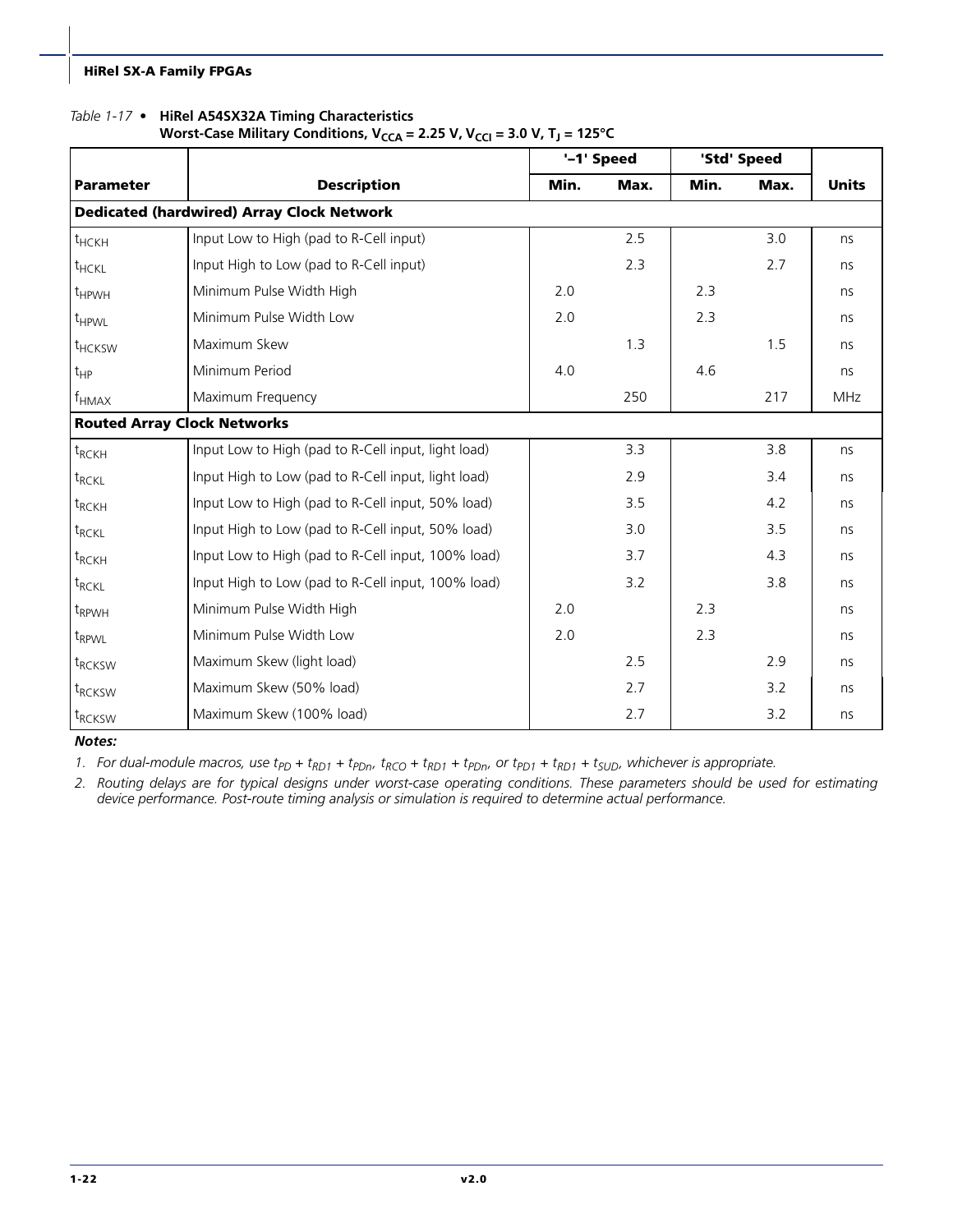*Table 1-17* • **HiRel A54SX32A Timing Characteristics**
**Worst-Case Military Conditions, $V_{CCA}$ = 2.25 V, $V_{CCI}$ = 3.0 V, $T_J$ = 125°C**

| | | '–1' Speed | | 'Std' Speed | | |
|---|---|---|---|---|---|---|
| **Parameter** | **Description** | **Min.** | **Max.** | **Min.** | **Max.** | **Units** |
| **Dedicated (hardwired) Array Clock Network** | | | | | | |
| $t_{HCKH}$ | Input Low to High (pad to R-Cell input) | | 2.5 | | 3.0 | ns |
| $t_{HCKL}$ | Input High to Low (pad to R-Cell input) | | 2.3 | | 2.7 | ns |
| $t_{HPWH}$ | Minimum Pulse Width High | 2.0 | | 2.3 | | ns |
| $t_{HPWL}$ | Minimum Pulse Width Low | 2.0 | | 2.3 | | ns |
| $t_{HCKSW}$ | Maximum Skew | | 1.3 | | 1.5 | ns |
| $t_{HP}$ | Minimum Period | 4.0 | | 4.6 | | ns |
| $f_{HMAX}$ | Maximum Frequency | | 250 | | 217 | MHz |
| **Routed Array Clock Networks** | | | | | | |
| $t_{RCKH}$ | Input Low to High (pad to R-Cell input, light load) | | 3.3 | | 3.8 | ns |
| $t_{RCKL}$ | Input High to Low (pad to R-Cell input, light load) | | 2.9 | | 3.4 | ns |
| $t_{RCKH}$ | Input Low to High (pad to R-Cell input, 50% load) | | 3.5 | | 4.2 | ns |
| $t_{RCKL}$ | Input High to Low (pad to R-Cell input, 50% load) | | 3.0 | | 3.5 | ns |
| $t_{RCKH}$ | Input Low to High (pad to R-Cell input, 100% load) | | 3.7 | | 4.3 | ns |
| $t_{RCKL}$ | Input High to Low (pad to R-Cell input, 100% load) | | 3.2 | | 3.8 | ns |
| $t_{RPWH}$ | Minimum Pulse Width High | 2.0 | | 2.3 | | ns |
| $t_{RPWL}$ | Minimum Pulse Width Low | 2.0 | | 2.3 | | ns |
| $t_{RCKSW}$ | Maximum Skew (light load) | | 2.5 | | 2.9 | ns |
| $t_{RCKSW}$ | Maximum Skew (50% load) | | 2.7 | | 3.2 | ns |
| $t_{RCKSW}$ | Maximum Skew (100% load) | | 2.7 | | 3.2 | ns |

***Notes:***

1. *For dual-module macros, use $t_{PD} + t_{RD1} + t_{PDn}$, $t_{RCO} + t_{RD1} + t_{PDn}$, or $t_{PD1} + t_{RD1} + t_{SUD}$, whichever is appropriate.*
2. *Routing delays are for typical designs under worst-case operating conditions. These parameters should be used for estimating device performance. Post-route timing analysis or simulation is required to determine actual performance.*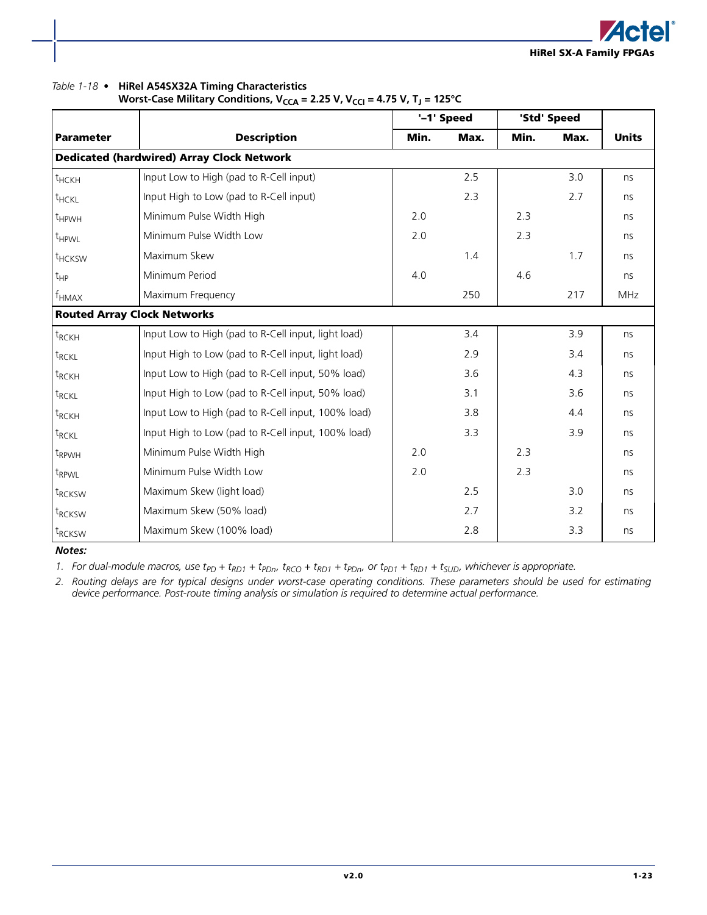Table 1-18 • **HiRel A54SX32A Timing Characteristics**
**Worst-Case Military Conditions, $V_{CCA}$ = 2.25 V, $V_{CCI}$ = 4.75 V, $T_J$ = 125°C**

| Parameter | Description | '–1' Speed | | 'Std' Speed | | Units |
|---|---|---|---|---|---|---|
| | | Min. | Max. | Min. | Max. | |
| **Dedicated (hardwired) Array Clock Network** | | | | | | |
| $t_{HCKH}$ | Input Low to High (pad to R-Cell input) | | 2.5 | | 3.0 | ns |
| $t_{HCKL}$ | Input High to Low (pad to R-Cell input) | | 2.3 | | 2.7 | ns |
| $t_{HPWH}$ | Minimum Pulse Width High | 2.0 | | 2.3 | | ns |
| $t_{HPWL}$ | Minimum Pulse Width Low | 2.0 | | 2.3 | | ns |
| $t_{HCKSW}$ | Maximum Skew | | 1.4 | | 1.7 | ns |
| $t_{HP}$ | Minimum Period | 4.0 | | 4.6 | | ns |
| $f_{HMAX}$ | Maximum Frequency | | 250 | | 217 | MHz |
| **Routed Array Clock Networks** | | | | | | |
| $t_{RCKH}$ | Input Low to High (pad to R-Cell input, light load) | | 3.4 | | 3.9 | ns |
| $t_{RCKL}$ | Input High to Low (pad to R-Cell input, light load) | | 2.9 | | 3.4 | ns |
| $t_{RCKH}$ | Input Low to High (pad to R-Cell input, 50% load) | | 3.6 | | 4.3 | ns |
| $t_{RCKL}$ | Input High to Low (pad to R-Cell input, 50% load) | | 3.1 | | 3.6 | ns |
| $t_{RCKH}$ | Input Low to High (pad to R-Cell input, 100% load) | | 3.8 | | 4.4 | ns |
| $t_{RCKL}$ | Input High to Low (pad to R-Cell input, 100% load) | | 3.3 | | 3.9 | ns |
| $t_{RPWH}$ | Minimum Pulse Width High | 2.0 | | 2.3 | | ns |
| $t_{RPWL}$ | Minimum Pulse Width Low | 2.0 | | 2.3 | | ns |
| $t_{RCKSW}$ | Maximum Skew (light load) | | 2.5 | | 3.0 | ns |
| $t_{RCKSW}$ | Maximum Skew (50% load) | | 2.7 | | 3.2 | ns |
| $t_{RCKSW}$ | Maximum Skew (100% load) | | 2.8 | | 3.3 | ns |

***Notes:***

1. *For dual-module macros, use $t_{PD} + t_{RD1} + t_{PDn}$, $t_{RCO} + t_{RD1} + t_{PDn}$, or $t_{PD1} + t_{RD1} + t_{SUD}$, whichever is appropriate.*
2. *Routing delays are for typical designs under worst-case operating conditions. These parameters should be used for estimating device performance. Post-route timing analysis or simulation is required to determine actual performance.*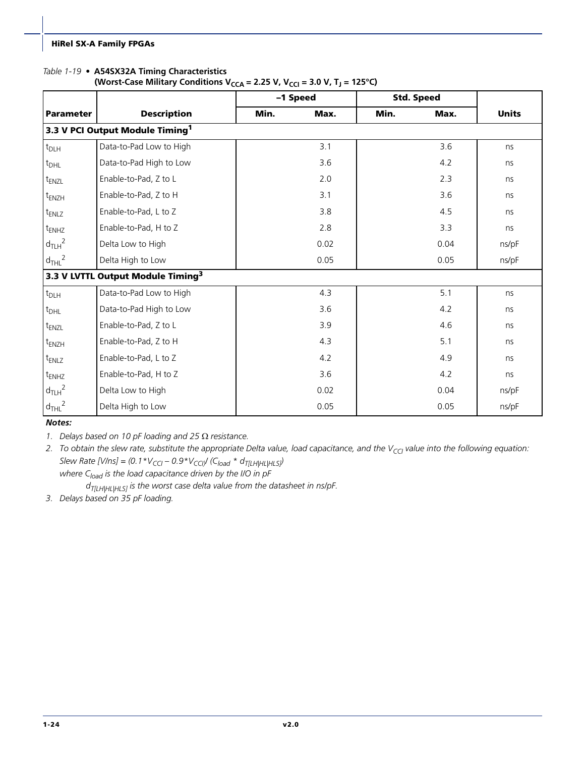*Table 1-19* • **A54SX32A Timing Characteristics (Worst-Case Military Conditions $V_{CCA}$ = 2.25 V, $V_{CCI}$ = 3.0 V, $T_J$ = 125°C)**

| | | –1 Speed | | Std. Speed | | |
|---|---|---|---|---|---|---|
| **Parameter** | **Description** | **Min.** | **Max.** | **Min.** | **Max.** | **Units** |
| **3.3 V PCI Output Module Timing[1]** | | | | | | |
| $t_{DLH}$ | Data-to-Pad Low to High | | 3.1 | | 3.6 | ns |
| $t_{DHL}$ | Data-to-Pad High to Low | | 3.6 | | 4.2 | ns |
| $t_{ENZL}$ | Enable-to-Pad, Z to L | | 2.0 | | 2.3 | ns |
| $t_{ENZH}$ | Enable-to-Pad, Z to H | | 3.1 | | 3.6 | ns |
| $t_{ENLZ}$ | Enable-to-Pad, L to Z | | 3.8 | | 4.5 | ns |
| $t_{ENHZ}$ | Enable-to-Pad, H to Z | | 2.8 | | 3.3 | ns |
| $d_{TLH}$[2] | Delta Low to High | | 0.02 | | 0.04 | ns/pF |
| $d_{THL}$[2] | Delta High to Low | | 0.05 | | 0.05 | ns/pF |
| **3.3 V LVTTL Output Module Timing[3]** | | | | | | |
| $t_{DLH}$ | Data-to-Pad Low to High | | 4.3 | | 5.1 | ns |
| $t_{DHL}$ | Data-to-Pad High to Low | | 3.6 | | 4.2 | ns |
| $t_{ENZL}$ | Enable-to-Pad, Z to L | | 3.9 | | 4.6 | ns |
| $t_{ENZH}$ | Enable-to-Pad, Z to H | | 4.3 | | 5.1 | ns |
| $t_{ENLZ}$ | Enable-to-Pad, L to Z | | 4.2 | | 4.9 | ns |
| $t_{ENHZ}$ | Enable-to-Pad, H to Z | | 3.6 | | 4.2 | ns |
| $d_{TLH}$[2] | Delta Low to High | | 0.02 | | 0.04 | ns/pF |
| $d_{THL}$[2] | Delta High to Low | | 0.05 | | 0.05 | ns/pF |

***Notes:***

1. *Delays based on 10 pF loading and 25 Ω resistance.*
2. *To obtain the slew rate, substitute the appropriate Delta value, load capacitance, and the $V_{CCI}$ value into the following equation:*
   *Slew Rate [V/ns] = $(0.1*V_{CCI} – 0.9*V_{CCI})/ (C_{load} * d_{T[LH|HL|HLS]})$*
   *where $C_{load}$ is the load capacitance driven by the I/O in pF*
   *$d_{T[LH|HL|HLS]}$ is the worst case delta value from the datasheet in ns/pF.*
3. *Delays based on 35 pF loading.*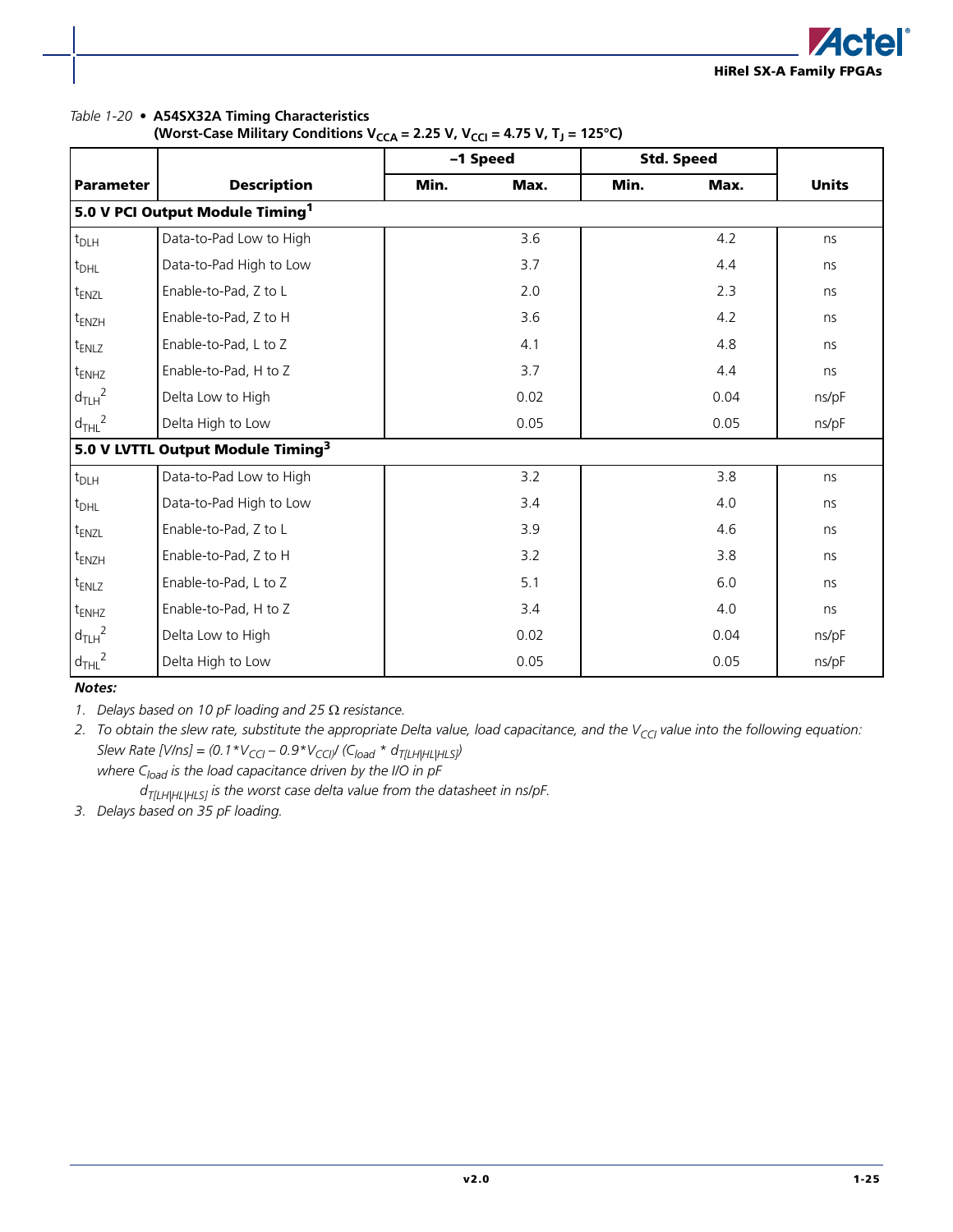*Table 1-20* • **A54SX32A Timing Characteristics (Worst-Case Military Conditions $V_{CCA}$ = 2.25 V, $V_{CCI}$ = 4.75 V, $T_J$ = 125°C)**

| Parameter | Description | –1 Speed | | Std. Speed | | Units |
|---|---|---|---|---|---|---|
| | | Min. | Max. | Min. | Max. | |
| **5.0 V PCI Output Module Timing**[1] | | | | | | |
| $t_{DLH}$ | Data-to-Pad Low to High | | 3.6 | | 4.2 | ns |
| $t_{DHL}$ | Data-to-Pad High to Low | | 3.7 | | 4.4 | ns |
| $t_{ENZL}$ | Enable-to-Pad, Z to L | | 2.0 | | 2.3 | ns |
| $t_{ENZH}$ | Enable-to-Pad, Z to H | | 3.6 | | 4.2 | ns |
| $t_{ENLZ}$ | Enable-to-Pad, L to Z | | 4.1 | | 4.8 | ns |
| $t_{ENHZ}$ | Enable-to-Pad, H to Z | | 3.7 | | 4.4 | ns |
| $d_{TLH}$[2] | Delta Low to High | | 0.02 | | 0.04 | ns/pF |
| $d_{THL}$[2] | Delta High to Low | | 0.05 | | 0.05 | ns/pF |
| **5.0 V LVTTL Output Module Timing**[3] | | | | | | |
| $t_{DLH}$ | Data-to-Pad Low to High | | 3.2 | | 3.8 | ns |
| $t_{DHL}$ | Data-to-Pad High to Low | | 3.4 | | 4.0 | ns |
| $t_{ENZL}$ | Enable-to-Pad, Z to L | | 3.9 | | 4.6 | ns |
| $t_{ENZH}$ | Enable-to-Pad, Z to H | | 3.2 | | 3.8 | ns |
| $t_{ENLZ}$ | Enable-to-Pad, L to Z | | 5.1 | | 6.0 | ns |
| $t_{ENHZ}$ | Enable-to-Pad, H to Z | | 3.4 | | 4.0 | ns |
| $d_{TLH}$[2] | Delta Low to High | | 0.02 | | 0.04 | ns/pF |
| $d_{THL}$[2] | Delta High to Low | | 0.05 | | 0.05 | ns/pF |

***Notes:***

1. *Delays based on 10 pF loading and 25 Ω resistance.*
2. *To obtain the slew rate, substitute the appropriate Delta value, load capacitance, and the $V_{CCI}$ value into the following equation:*
   *Slew Rate [V/ns] = $(0.1*V_{CCI} – 0.9*V_{CCI})/ (C_{load} * d_{T[LH|HL|HLS]})$*
   *where $C_{load}$ is the load capacitance driven by the I/O in pF*
   *$d_{T[LH|HL|HLS]}$ is the worst case delta value from the datasheet in ns/pF.*
3. *Delays based on 35 pF loading.*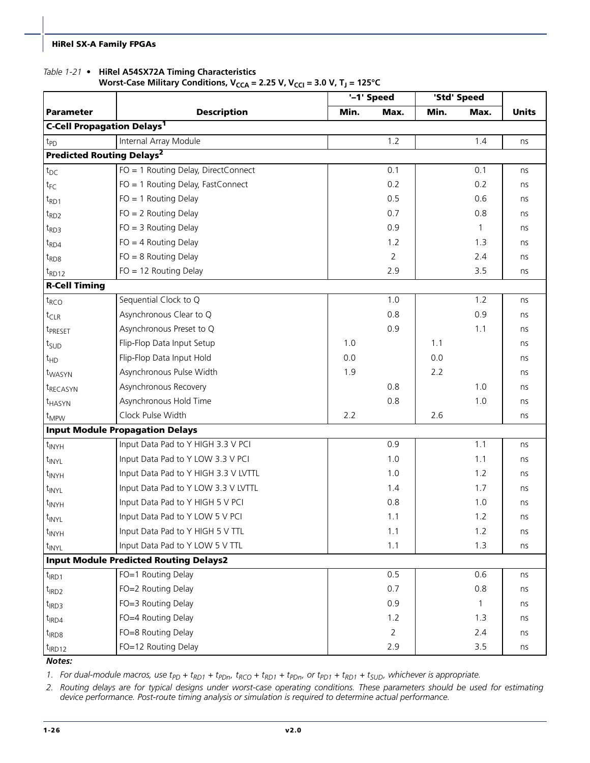*Table 1-21 •* **HiRel A54SX72A Timing Characteristics**
**Worst-Case Military Conditions, $V_{CCA}$ = 2.25 V, $V_{CCI}$ = 3.0 V, $T_J$ = 125°C**

| | | '–1' Speed | | 'Std' Speed | | |
|---|---|---|---|---|---|---|
| **Parameter** | **Description** | **Min.** | **Max.** | **Min.** | **Max.** | **Units** |
| **C-Cell Propagation Delays[1]** | | | | | | |
| $t_{PD}$ | Internal Array Module | | 1.2 | | 1.4 | ns |
| **Predicted Routing Delays[2]** | | | | | | |
| $t_{DC}$ | FO = 1 Routing Delay, DirectConnect | | 0.1 | | 0.1 | ns |
| $t_{FC}$ | FO = 1 Routing Delay, FastConnect | | 0.2 | | 0.2 | ns |
| $t_{RD1}$ | FO = 1 Routing Delay | | 0.5 | | 0.6 | ns |
| $t_{RD2}$ | FO = 2 Routing Delay | | 0.7 | | 0.8 | ns |
| $t_{RD3}$ | FO = 3 Routing Delay | | 0.9 | | 1 | ns |
| $t_{RD4}$ | FO = 4 Routing Delay | | 1.2 | | 1.3 | ns |
| $t_{RD8}$ | FO = 8 Routing Delay | | 2 | | 2.4 | ns |
| $t_{RD12}$ | FO = 12 Routing Delay | | 2.9 | | 3.5 | ns |
| **R-Cell Timing** | | | | | | |
| $t_{RCO}$ | Sequential Clock to Q | | 1.0 | | 1.2 | ns |
| $t_{CLR}$ | Asynchronous Clear to Q | | 0.8 | | 0.9 | ns |
| $t_{PRESET}$ | Asynchronous Preset to Q | | 0.9 | | 1.1 | ns |
| $t_{SUD}$ | Flip-Flop Data Input Setup | 1.0 | | 1.1 | | ns |
| $t_{HD}$ | Flip-Flop Data Input Hold | 0.0 | | 0.0 | | ns |
| $t_{WASYN}$ | Asynchronous Pulse Width | 1.9 | | 2.2 | | ns |
| $t_{RECASYN}$ | Asynchronous Recovery | | 0.8 | | 1.0 | ns |
| $t_{HASYN}$ | Asynchronous Hold Time | | 0.8 | | 1.0 | ns |
| $t_{MPW}$ | Clock Pulse Width | 2.2 | | 2.6 | | ns |
| **Input Module Propagation Delays** | | | | | | |
| $t_{INYH}$ | Input Data Pad to Y HIGH 3.3 V PCI | | 0.9 | | 1.1 | ns |
| $t_{INYL}$ | Input Data Pad to Y LOW 3.3 V PCI | | 1.0 | | 1.1 | ns |
| $t_{INYH}$ | Input Data Pad to Y HIGH 3.3 V LVTTL | | 1.0 | | 1.2 | ns |
| $t_{INYL}$ | Input Data Pad to Y LOW 3.3 V LVTTL | | 1.4 | | 1.7 | ns |
| $t_{INYH}$ | Input Data Pad to Y HIGH 5 V PCI | | 0.8 | | 1.0 | ns |
| $t_{INYL}$ | Input Data Pad to Y LOW 5 V PCI | | 1.1 | | 1.2 | ns |
| $t_{INYH}$ | Input Data Pad to Y HIGH 5 V TTL | | 1.1 | | 1.2 | ns |
| $t_{INYL}$ | Input Data Pad to Y LOW 5 V TTL | | 1.1 | | 1.3 | ns |
| **Input Module Predicted Routing Delays2** | | | | | | |
| $t_{IRD1}$ | FO=1 Routing Delay | | 0.5 | | 0.6 | ns |
| $t_{IRD2}$ | FO=2 Routing Delay | | 0.7 | | 0.8 | ns |
| $t_{IRD3}$ | FO=3 Routing Delay | | 0.9 | | 1 | ns |
| $t_{IRD4}$ | FO=4 Routing Delay | | 1.2 | | 1.3 | ns |
| $t_{IRD8}$ | FO=8 Routing Delay | | 2 | | 2.4 | ns |
| $t_{IRD12}$ | FO=12 Routing Delay | | 2.9 | | 3.5 | ns |

***Notes:***

1. *For dual-module macros, use $t_{PD} + t_{RD1} + t_{PDn}$, $t_{RCO} + t_{RD1} + t_{PDn}$, or $t_{PD1} + t_{RD1} + t_{SUD}$, whichever is appropriate.*
2. *Routing delays are for typical designs under worst-case operating conditions. These parameters should be used for estimating device performance. Post-route timing analysis or simulation is required to determine actual performance.*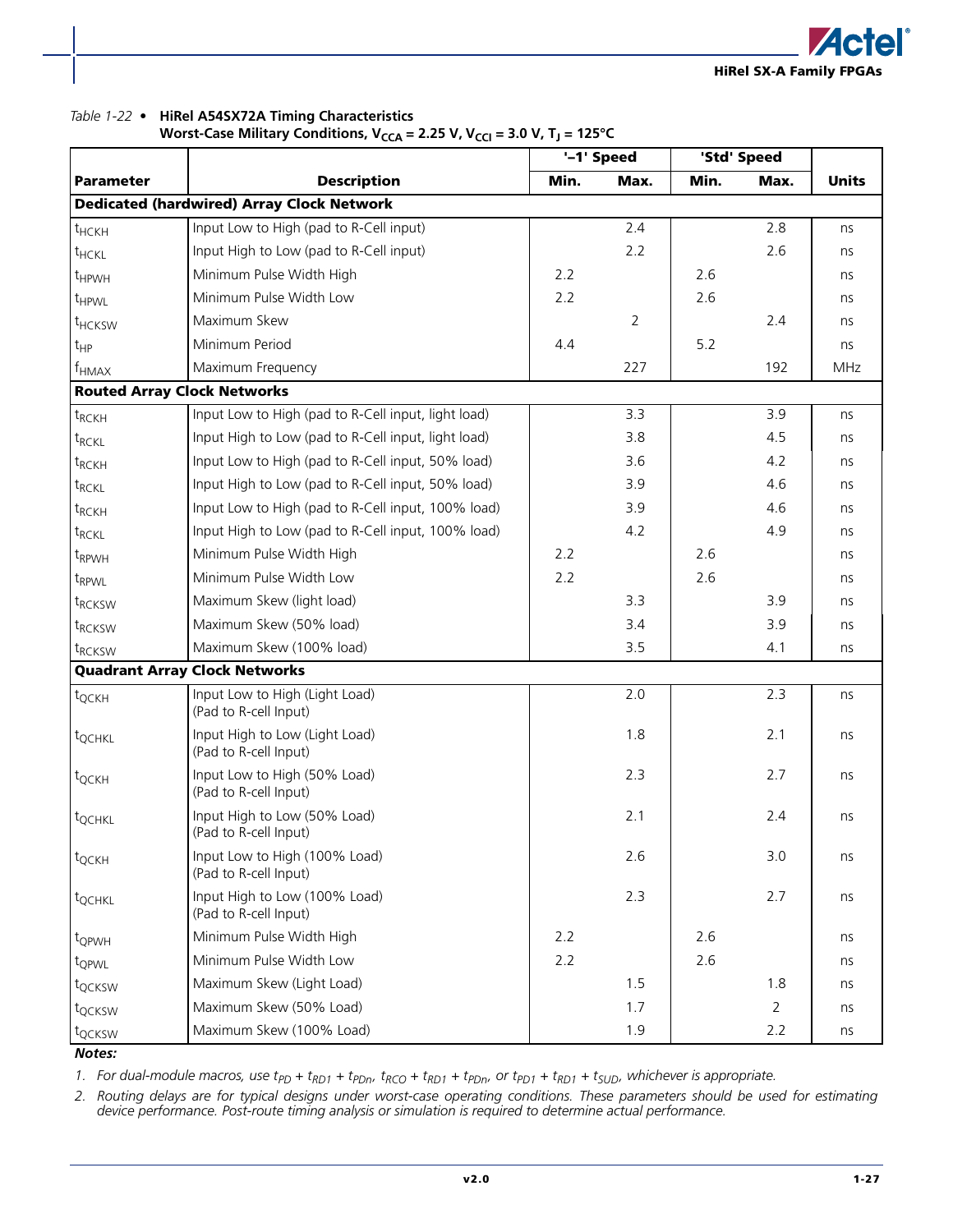*Table 1-22* • **HiRel A54SX72A Timing Characteristics**
**Worst-Case Military Conditions, $V_{CCA}$ = 2.25 V, $V_{CCI}$ = 3.0 V, $T_J$ = 125°C**

| Parameter | Description | '–1' Speed | | 'Std' Speed | | Units |
|---|---|---|---|---|---|---|
| | | Min. | Max. | Min. | Max. | |
| **Dedicated (hardwired) Array Clock Network** | | | | | | |
| $t_{HCKH}$ | Input Low to High (pad to R-Cell input) | | 2.4 | | 2.8 | ns |
| $t_{HCKL}$ | Input High to Low (pad to R-Cell input) | | 2.2 | | 2.6 | ns |
| $t_{HPWH}$ | Minimum Pulse Width High | 2.2 | | 2.6 | | ns |
| $t_{HPWL}$ | Minimum Pulse Width Low | 2.2 | | 2.6 | | ns |
| $t_{HCKSW}$ | Maximum Skew | | 2 | | 2.4 | ns |
| $t_{HP}$ | Minimum Period | 4.4 | | 5.2 | | ns |
| $f_{HMAX}$ | Maximum Frequency | | 227 | | 192 | MHz |
| **Routed Array Clock Networks** | | | | | | |
| $t_{RCKH}$ | Input Low to High (pad to R-Cell input, light load) | | 3.3 | | 3.9 | ns |
| $t_{RCKL}$ | Input High to Low (pad to R-Cell input, light load) | | 3.8 | | 4.5 | ns |
| $t_{RCKH}$ | Input Low to High (pad to R-Cell input, 50% load) | | 3.6 | | 4.2 | ns |
| $t_{RCKL}$ | Input High to Low (pad to R-Cell input, 50% load) | | 3.9 | | 4.6 | ns |
| $t_{RCKH}$ | Input Low to High (pad to R-Cell input, 100% load) | | 3.9 | | 4.6 | ns |
| $t_{RCKL}$ | Input High to Low (pad to R-Cell input, 100% load) | | 4.2 | | 4.9 | ns |
| $t_{RPWH}$ | Minimum Pulse Width High | 2.2 | | 2.6 | | ns |
| $t_{RPWL}$ | Minimum Pulse Width Low | 2.2 | | 2.6 | | ns |
| $t_{RCKSW}$ | Maximum Skew (light load) | | 3.3 | | 3.9 | ns |
| $t_{RCKSW}$ | Maximum Skew (50% load) | | 3.4 | | 3.9 | ns |
| $t_{RCKSW}$ | Maximum Skew (100% load) | | 3.5 | | 4.1 | ns |
| **Quadrant Array Clock Networks** | | | | | | |
| $t_{QCKH}$ | Input Low to High (Light Load) (Pad to R-cell Input) | | 2.0 | | 2.3 | ns |
| $t_{QCHKL}$ | Input High to Low (Light Load) (Pad to R-cell Input) | | 1.8 | | 2.1 | ns |
| $t_{QCKH}$ | Input Low to High (50% Load) (Pad to R-cell Input) | | 2.3 | | 2.7 | ns |
| $t_{QCHKL}$ | Input High to Low (50% Load) (Pad to R-cell Input) | | 2.1 | | 2.4 | ns |
| $t_{QCKH}$ | Input Low to High (100% Load) (Pad to R-cell Input) | | 2.6 | | 3.0 | ns |
| $t_{QCHKL}$ | Input High to Low (100% Load) (Pad to R-cell Input) | | 2.3 | | 2.7 | ns |
| $t_{QPWH}$ | Minimum Pulse Width High | 2.2 | | 2.6 | | ns |
| $t_{QPWL}$ | Minimum Pulse Width Low | 2.2 | | 2.6 | | ns |
| $t_{QCKSW}$ | Maximum Skew (Light Load) | | 1.5 | | 1.8 | ns |
| $t_{QCKSW}$ | Maximum Skew (50% Load) | | 1.7 | | 2 | ns |
| $t_{QCKSW}$ | Maximum Skew (100% Load) | | 1.9 | | 2.2 | ns |

***Notes:***

1. *For dual-module macros, use $t_{PD} + t_{RD1} + t_{PDn}$, $t_{RCO} + t_{RD1} + t_{PDn}$, or $t_{PD1} + t_{RD1} + t_{SUD}$, whichever is appropriate.*
2. *Routing delays are for typical designs under worst-case operating conditions. These parameters should be used for estimating device performance. Post-route timing analysis or simulation is required to determine actual performance.*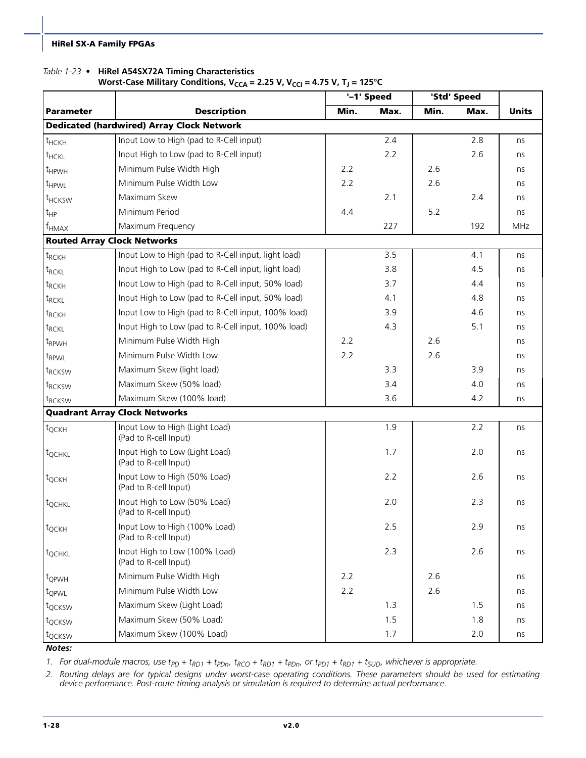*Table 1-23* • **HiRel A54SX72A Timing Characteristics**
**Worst-Case Military Conditions, $V_{CCA}$ = 2.25 V, $V_{CCI}$ = 4.75 V, $T_J$ = 125°C**

| Parameter | Description | '–1' Speed | | 'Std' Speed | | Units |
|---|---|---|---|---|---|---|
| | | Min. | Max. | Min. | Max. | |
| **Dedicated (hardwired) Array Clock Network** | | | | | | |
| $t_{HCKH}$ | Input Low to High (pad to R-Cell input) | | 2.4 | | 2.8 | ns |
| $t_{HCKL}$ | Input High to Low (pad to R-Cell input) | | 2.2 | | 2.6 | ns |
| $t_{HPWH}$ | Minimum Pulse Width High | 2.2 | | 2.6 | | ns |
| $t_{HPWL}$ | Minimum Pulse Width Low | 2.2 | | 2.6 | | ns |
| $t_{HCKSW}$ | Maximum Skew | | 2.1 | | 2.4 | ns |
| $t_{HP}$ | Minimum Period | 4.4 | | 5.2 | | ns |
| $f_{HMAX}$ | Maximum Frequency | | 227 | | 192 | MHz |
| **Routed Array Clock Networks** | | | | | | |
| $t_{RCKH}$ | Input Low to High (pad to R-Cell input, light load) | | 3.5 | | 4.1 | ns |
| $t_{RCKL}$ | Input High to Low (pad to R-Cell input, light load) | | 3.8 | | 4.5 | ns |
| $t_{RCKH}$ | Input Low to High (pad to R-Cell input, 50% load) | | 3.7 | | 4.4 | ns |
| $t_{RCKL}$ | Input High to Low (pad to R-Cell input, 50% load) | | 4.1 | | 4.8 | ns |
| $t_{RCKH}$ | Input Low to High (pad to R-Cell input, 100% load) | | 3.9 | | 4.6 | ns |
| $t_{RCKL}$ | Input High to Low (pad to R-Cell input, 100% load) | | 4.3 | | 5.1 | ns |
| $t_{RPWH}$ | Minimum Pulse Width High | 2.2 | | 2.6 | | ns |
| $t_{RPWL}$ | Minimum Pulse Width Low | 2.2 | | 2.6 | | ns |
| $t_{RCKSW}$ | Maximum Skew (light load) | | 3.3 | | 3.9 | ns |
| $t_{RCKSW}$ | Maximum Skew (50% load) | | 3.4 | | 4.0 | ns |
| $t_{RCKSW}$ | Maximum Skew (100% load) | | 3.6 | | 4.2 | ns |
| **Quadrant Array Clock Networks** | | | | | | |
| $t_{QCKH}$ | Input Low to High (Light Load) (Pad to R-cell Input) | | 1.9 | | 2.2 | ns |
| $t_{QCHKL}$ | Input High to Low (Light Load) (Pad to R-cell Input) | | 1.7 | | 2.0 | ns |
| $t_{QCKH}$ | Input Low to High (50% Load) (Pad to R-cell Input) | | 2.2 | | 2.6 | ns |
| $t_{QCHKL}$ | Input High to Low (50% Load) (Pad to R-cell Input) | | 2.0 | | 2.3 | ns |
| $t_{QCKH}$ | Input Low to High (100% Load) (Pad to R-cell Input) | | 2.5 | | 2.9 | ns |
| $t_{QCHKL}$ | Input High to Low (100% Load) (Pad to R-cell Input) | | 2.3 | | 2.6 | ns |
| $t_{QPWH}$ | Minimum Pulse Width High | 2.2 | | 2.6 | | ns |
| $t_{QPWL}$ | Minimum Pulse Width Low | 2.2 | | 2.6 | | ns |
| $t_{QCKSW}$ | Maximum Skew (Light Load) | | 1.3 | | 1.5 | ns |
| $t_{QCKSW}$ | Maximum Skew (50% Load) | | 1.5 | | 1.8 | ns |
| $t_{QCKSW}$ | Maximum Skew (100% Load) | | 1.7 | | 2.0 | ns |

***Notes:***

1. *For dual-module macros, use $t_{PD} + t_{RD1} + t_{PDn}$, $t_{RCO} + t_{RD1} + t_{PDn}$, or $t_{PD1} + t_{RD1} + t_{SUD}$, whichever is appropriate.*
2. *Routing delays are for typical designs under worst-case operating conditions. These parameters should be used for estimating device performance. Post-route timing analysis or simulation is required to determine actual performance.*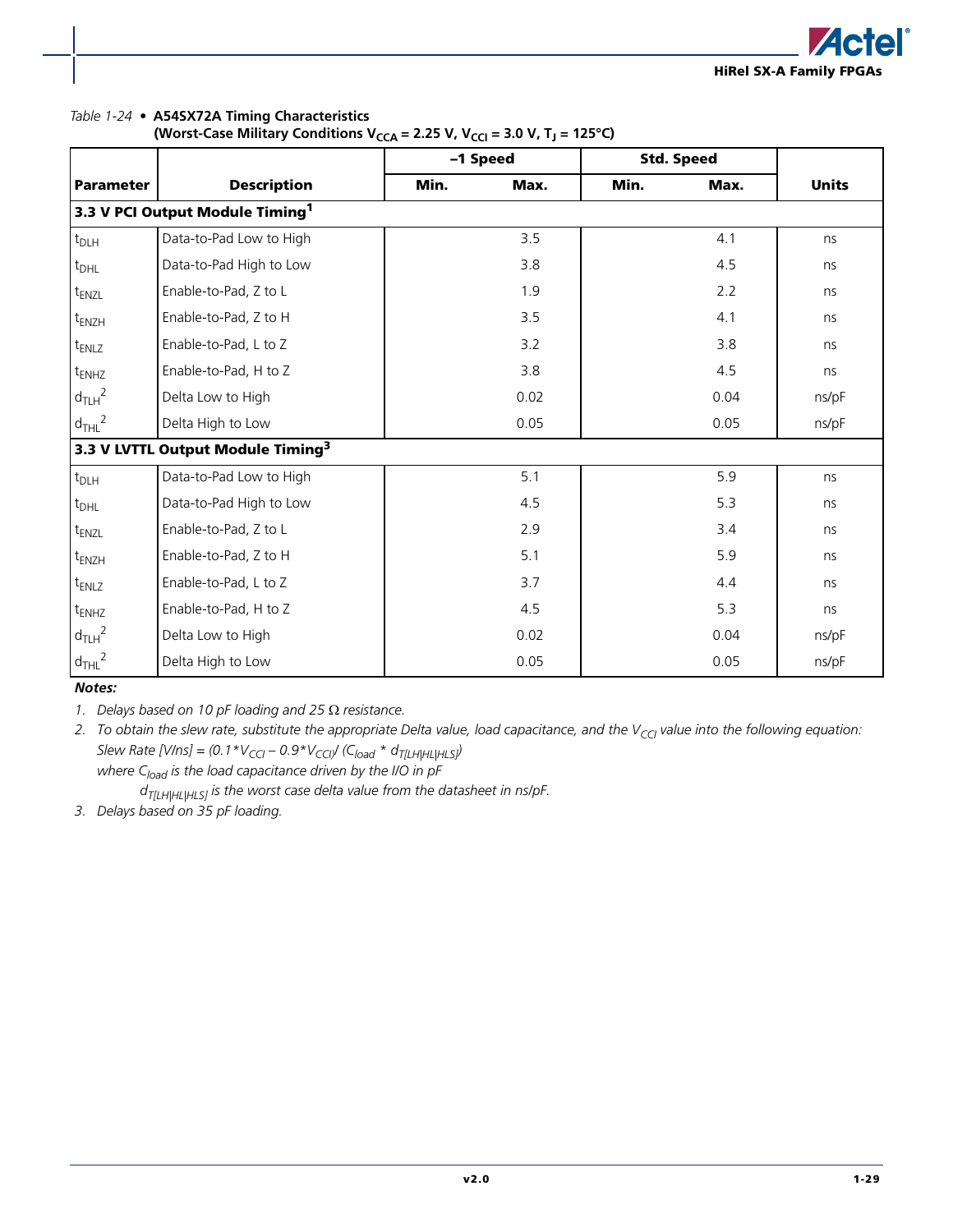*Table 1-24* • **A54SX72A Timing Characteristics (Worst-Case Military Conditions $V_{CCA}$ = 2.25 V, $V_{CCI}$ = 3.0 V, $T_J$ = 125°C)**

| Parameter | Description | –1 Speed | | Std. Speed | | Units |
|---|---|---|---|---|---|---|
| | | Min. | Max. | Min. | Max. | |
| **3.3 V PCI Output Module Timing[1]** | | | | | | |
| $t_{DLH}$ | Data-to-Pad Low to High | | 3.5 | | 4.1 | ns |
| $t_{DHL}$ | Data-to-Pad High to Low | | 3.8 | | 4.5 | ns |
| $t_{ENZL}$ | Enable-to-Pad, Z to L | | 1.9 | | 2.2 | ns |
| $t_{ENZH}$ | Enable-to-Pad, Z to H | | 3.5 | | 4.1 | ns |
| $t_{ENLZ}$ | Enable-to-Pad, L to Z | | 3.2 | | 3.8 | ns |
| $t_{ENHZ}$ | Enable-to-Pad, H to Z | | 3.8 | | 4.5 | ns |
| $d_{TLH}$[2] | Delta Low to High | | 0.02 | | 0.04 | ns/pF |
| $d_{THL}$[2] | Delta High to Low | | 0.05 | | 0.05 | ns/pF |
| **3.3 V LVTTL Output Module Timing[3]** | | | | | | |
| $t_{DLH}$ | Data-to-Pad Low to High | | 5.1 | | 5.9 | ns |
| $t_{DHL}$ | Data-to-Pad High to Low | | 4.5 | | 5.3 | ns |
| $t_{ENZL}$ | Enable-to-Pad, Z to L | | 2.9 | | 3.4 | ns |
| $t_{ENZH}$ | Enable-to-Pad, Z to H | | 5.1 | | 5.9 | ns |
| $t_{ENLZ}$ | Enable-to-Pad, L to Z | | 3.7 | | 4.4 | ns |
| $t_{ENHZ}$ | Enable-to-Pad, H to Z | | 4.5 | | 5.3 | ns |
| $d_{TLH}$[2] | Delta Low to High | | 0.02 | | 0.04 | ns/pF |
| $d_{THL}$[2] | Delta High to Low | | 0.05 | | 0.05 | ns/pF |

**Notes:**

1. *Delays based on 10 pF loading and 25 Ω resistance.*
2. *To obtain the slew rate, substitute the appropriate Delta value, load capacitance, and the $V_{CCI}$ value into the following equation:*
   *Slew Rate [V/ns] = $(0.1*V_{CCI} – 0.9*V_{CCI})/ (C_{load} * d_{T[LH|HL|HLS]})$*
   *where $C_{load}$ is the load capacitance driven by the I/O in pF*
   *$d_{T[LH|HL|HLS]}$ is the worst case delta value from the datasheet in ns/pF.*
3. *Delays based on 35 pF loading.*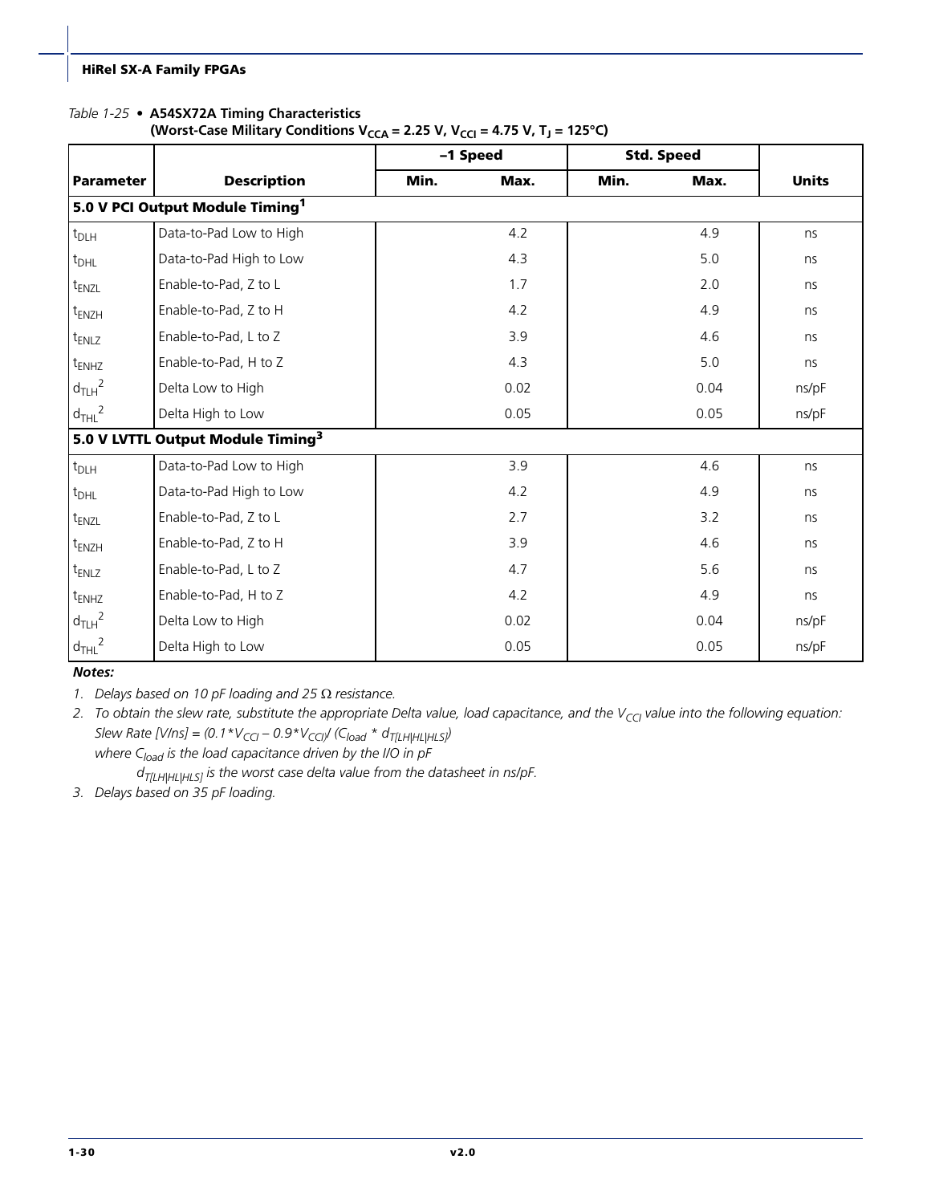*Table 1-25* • **A54SX72A Timing Characteristics (Worst-Case Military Conditions $V_{CCA}$ = 2.25 V, $V_{CCI}$ = 4.75 V, $T_J$ = 125°C)**

| | | –1 Speed | | Std. Speed | | |
|---|---|---|---|---|---|---|
| **Parameter** | **Description** | **Min.** | **Max.** | **Min.** | **Max.** | **Units** |
| **5.0 V PCI Output Module Timing[1]** | | | | | | |
| $t_{DLH}$ | Data-to-Pad Low to High | | 4.2 | | 4.9 | ns |
| $t_{DHL}$ | Data-to-Pad High to Low | | 4.3 | | 5.0 | ns |
| $t_{ENZL}$ | Enable-to-Pad, Z to L | | 1.7 | | 2.0 | ns |
| $t_{ENZH}$ | Enable-to-Pad, Z to H | | 4.2 | | 4.9 | ns |
| $t_{ENLZ}$ | Enable-to-Pad, L to Z | | 3.9 | | 4.6 | ns |
| $t_{ENHZ}$ | Enable-to-Pad, H to Z | | 4.3 | | 5.0 | ns |
| $d_{TLH}$[2] | Delta Low to High | | 0.02 | | 0.04 | ns/pF |
| $d_{THL}$[2] | Delta High to Low | | 0.05 | | 0.05 | ns/pF |
| **5.0 V LVTTL Output Module Timing[3]** | | | | | | |
| $t_{DLH}$ | Data-to-Pad Low to High | | 3.9 | | 4.6 | ns |
| $t_{DHL}$ | Data-to-Pad High to Low | | 4.2 | | 4.9 | ns |
| $t_{ENZL}$ | Enable-to-Pad, Z to L | | 2.7 | | 3.2 | ns |
| $t_{ENZH}$ | Enable-to-Pad, Z to H | | 3.9 | | 4.6 | ns |
| $t_{ENLZ}$ | Enable-to-Pad, L to Z | | 4.7 | | 5.6 | ns |
| $t_{ENHZ}$ | Enable-to-Pad, H to Z | | 4.2 | | 4.9 | ns |
| $d_{TLH}$[2] | Delta Low to High | | 0.02 | | 0.04 | ns/pF |
| $d_{THL}$[2] | Delta High to Low | | 0.05 | | 0.05 | ns/pF |

***Notes:***

1. *Delays based on 10 pF loading and 25 Ω resistance.*
2. *To obtain the slew rate, substitute the appropriate Delta value, load capacitance, and the $V_{CCI}$ value into the following equation:*
   *Slew Rate [V/ns] = $(0.1*V_{CCI} – 0.9*V_{CCI})/ (C_{load} * d_{T[LH|HL|HLS]})$*
   *where $C_{load}$ is the load capacitance driven by the I/O in pF*
   *$d_{T[LH|HL|HLS]}$ is the worst case delta value from the datasheet in ns/pF.*
3. *Delays based on 35 pF loading.*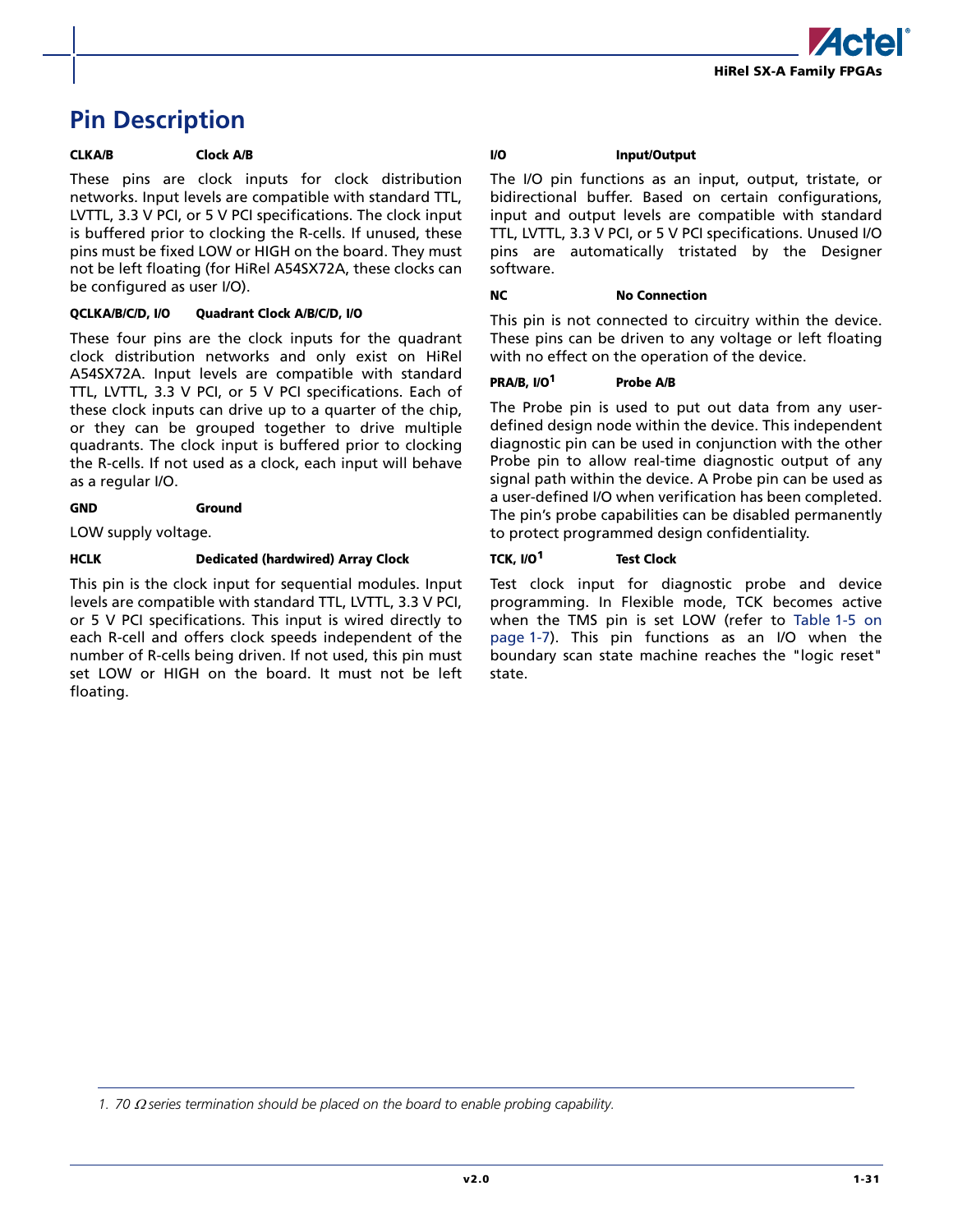## Pin Description

**CLKA/B** **Clock A/B**

These pins are clock inputs for clock distribution networks. Input levels are compatible with standard TTL, LVTTL, 3.3 V PCI, or 5 V PCI specifications. The clock input is buffered prior to clocking the R-cells. If unused, these pins must be fixed LOW or HIGH on the board. They must not be left floating (for HiRel A54SX72A, these clocks can be configured as user I/O).

**QCLKA/B/C/D, I/O** **Quadrant Clock A/B/C/D, I/O**

These four pins are the clock inputs for the quadrant clock distribution networks and only exist on HiRel A54SX72A. Input levels are compatible with standard TTL, LVTTL, 3.3 V PCI, or 5 V PCI specifications. Each of these clock inputs can drive up to a quarter of the chip, or they can be grouped together to drive multiple quadrants. The clock input is buffered prior to clocking the R-cells. If not used as a clock, each input will behave as a regular I/O.

**GND** **Ground**

LOW supply voltage.

**HCLK** **Dedicated (hardwired) Array Clock**

This pin is the clock input for sequential modules. Input levels are compatible with standard TTL, LVTTL, 3.3 V PCI, or 5 V PCI specifications. This input is wired directly to each R-cell and offers clock speeds independent of the number of R-cells being driven. If not used, this pin must set LOW or HIGH on the board. It must not be left floating.

**I/O** **Input/Output**

The I/O pin functions as an input, output, tristate, or bidirectional buffer. Based on certain configurations, input and output levels are compatible with standard TTL, LVTTL, 3.3 V PCI, or 5 V PCI specifications. Unused I/O pins are automatically tristated by the Designer software.

**NC** **No Connection**

This pin is not connected to circuitry within the device. These pins can be driven to any voltage or left floating with no effect on the operation of the device.

**PRA/B, I/O[1]** **Probe A/B**

The Probe pin is used to put out data from any user-defined design node within the device. This independent diagnostic pin can be used in conjunction with the other Probe pin to allow real-time diagnostic output of any signal path within the device. A Probe pin can be used as a user-defined I/O when verification has been completed. The pin's probe capabilities can be disabled permanently to protect programmed design confidentiality.

**TCK, I/O[1]** **Test Clock**

Test clock input for diagnostic probe and device programming. In Flexible mode, TCK becomes active when the TMS pin is set LOW (refer to Table 1-5 on page 1-7). This pin functions as an I/O when the boundary scan state machine reaches the "logic reset" state.

---

*1. 70 Ω series termination should be placed on the board to enable probing capability.*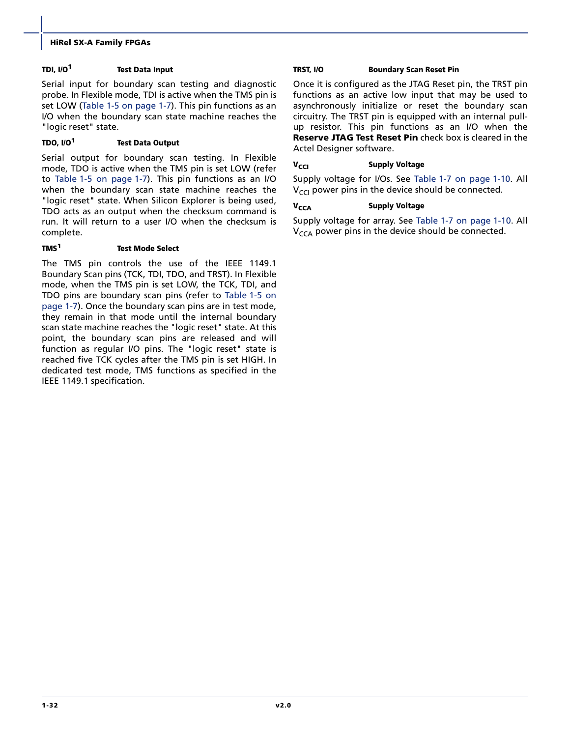### TDI, I/O[1] Test Data Input

Serial input for boundary scan testing and diagnostic probe. In Flexible mode, TDI is active when the TMS pin is set LOW (Table 1-5 on page 1-7). This pin functions as an I/O when the boundary scan state machine reaches the "logic reset" state.

### TDO, I/O[1] Test Data Output

Serial output for boundary scan testing. In Flexible mode, TDO is active when the TMS pin is set LOW (refer to Table 1-5 on page 1-7). This pin functions as an I/O when the boundary scan state machine reaches the "logic reset" state. When Silicon Explorer is being used, TDO acts as an output when the checksum command is run. It will return to a user I/O when the checksum is complete.

### TMS[1] Test Mode Select

The TMS pin controls the use of the IEEE 1149.1 Boundary Scan pins (TCK, TDI, TDO, and TRST). In Flexible mode, when the TMS pin is set LOW, the TCK, TDI, and TDO pins are boundary scan pins (refer to Table 1-5 on page 1-7). Once the boundary scan pins are in test mode, they remain in that mode until the internal boundary scan state machine reaches the "logic reset" state. At this point, the boundary scan pins are released and will function as regular I/O pins. The "logic reset" state is reached five TCK cycles after the TMS pin is set HIGH. In dedicated test mode, TMS functions as specified in the IEEE 1149.1 specification.

### TRST, I/O Boundary Scan Reset Pin

Once it is configured as the JTAG Reset pin, the TRST pin functions as an active low input that may be used to asynchronously initialize or reset the boundary scan circuitry. The TRST pin is equipped with an internal pull-up resistor. This pin functions as an I/O when the **Reserve JTAG Test Reset Pin** check box is cleared in the Actel Designer software.

### $V_{CCI}$ Supply Voltage

Supply voltage for I/Os. See Table 1-7 on page 1-10. All $V_{CCI}$ power pins in the device should be connected.

### $V_{CCA}$ Supply Voltage

Supply voltage for array. See Table 1-7 on page 1-10. All $V_{CCA}$ power pins in the device should be connected.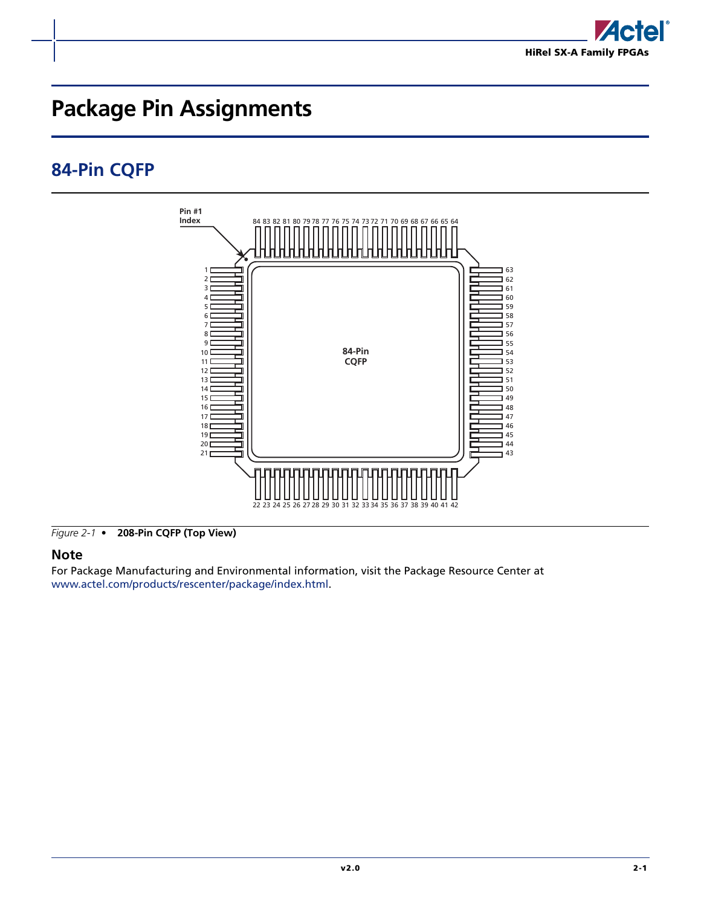# Package Pin Assignments

## 84-Pin CQFP

*Figure 2-1* • **208-Pin CQFP (Top View)**

### Note

For Package Manufacturing and Environmental information, visit the Package Resource Center at www.actel.com/products/rescenter/package/index.html.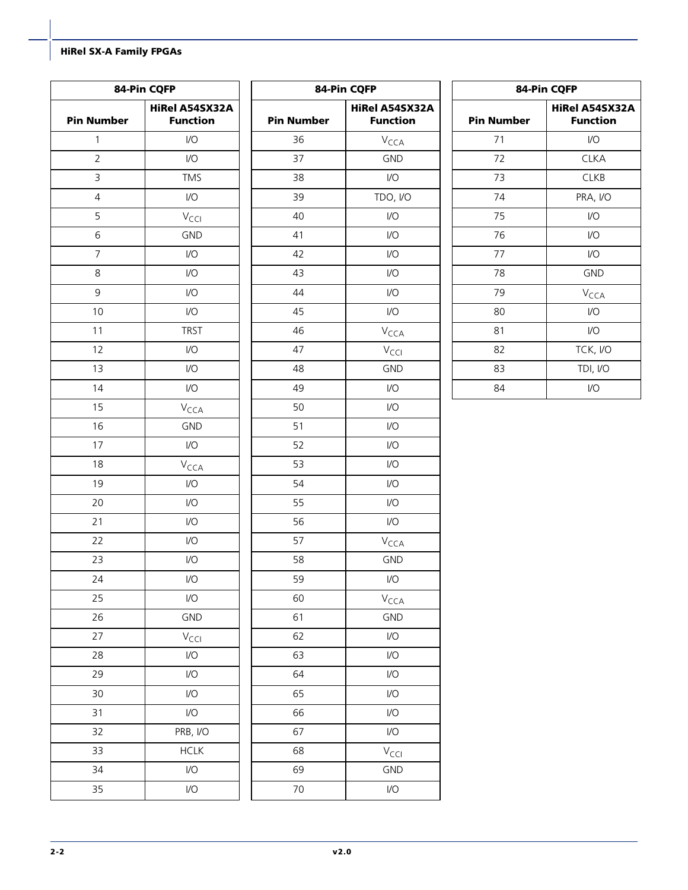| 84-Pin CQFP | |
|---|---|
| **Pin Number** | **HiRel A54SX32A Function** |
| 1 | I/O |
| 2 | I/O |
| 3 | TMS |
| 4 | I/O |
| 5 | $V_{CCI}$ |
| 6 | GND |
| 7 | I/O |
| 8 | I/O |
| 9 | I/O |
| 10 | I/O |
| 11 | TRST |
| 12 | I/O |
| 13 | I/O |
| 14 | I/O |
| 15 | $V_{CCA}$ |
| 16 | GND |
| 17 | I/O |
| 18 | $V_{CCA}$ |
| 19 | I/O |
| 20 | I/O |
| 21 | I/O |
| 22 | I/O |
| 23 | I/O |
| 24 | I/O |
| 25 | I/O |
| 26 | GND |
| 27 | $V_{CCI}$ |
| 28 | I/O |
| 29 | I/O |
| 30 | I/O |
| 31 | I/O |
| 32 | PRB, I/O |
| 33 | HCLK |
| 34 | I/O |
| 35 | I/O |

| 84-Pin CQFP | |
|---|---|
| **Pin Number** | **HiRel A54SX32A Function** |
| 36 | $V_{CCA}$ |
| 37 | GND |
| 38 | I/O |
| 39 | TDO, I/O |
| 40 | I/O |
| 41 | I/O |
| 42 | I/O |
| 43 | I/O |
| 44 | I/O |
| 45 | I/O |
| 46 | $V_{CCA}$ |
| 47 | $V_{CCI}$ |
| 48 | GND |
| 49 | I/O |
| 50 | I/O |
| 51 | I/O |
| 52 | I/O |
| 53 | I/O |
| 54 | I/O |
| 55 | I/O |
| 56 | I/O |
| 57 | $V_{CCA}$ |
| 58 | GND |
| 59 | I/O |
| 60 | $V_{CCA}$ |
| 61 | GND |
| 62 | I/O |
| 63 | I/O |
| 64 | I/O |
| 65 | I/O |
| 66 | I/O |
| 67 | I/O |
| 68 | $V_{CCI}$ |
| 69 | GND |
| 70 | I/O |

| 84-Pin CQFP | |
|---|---|
| **Pin Number** | **HiRel A54SX32A Function** |
| 71 | I/O |
| 72 | CLKA |
| 73 | CLKB |
| 74 | PRA, I/O |
| 75 | I/O |
| 76 | I/O |
| 77 | I/O |
| 78 | GND |
| 79 | $V_{CCA}$ |
| 80 | I/O |
| 81 | I/O |
| 82 | TCK, I/O |
| 83 | TDI, I/O |
| 84 | I/O |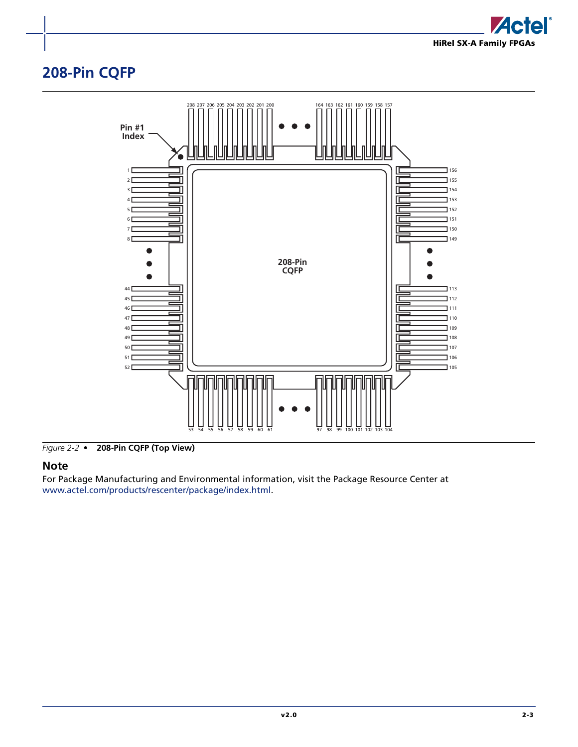## 208-Pin CQFP

*Figure 2-2* • **208-Pin CQFP (Top View)**

### Note

For Package Manufacturing and Environmental information, visit the Package Resource Center at www.actel.com/products/rescenter/package/index.html.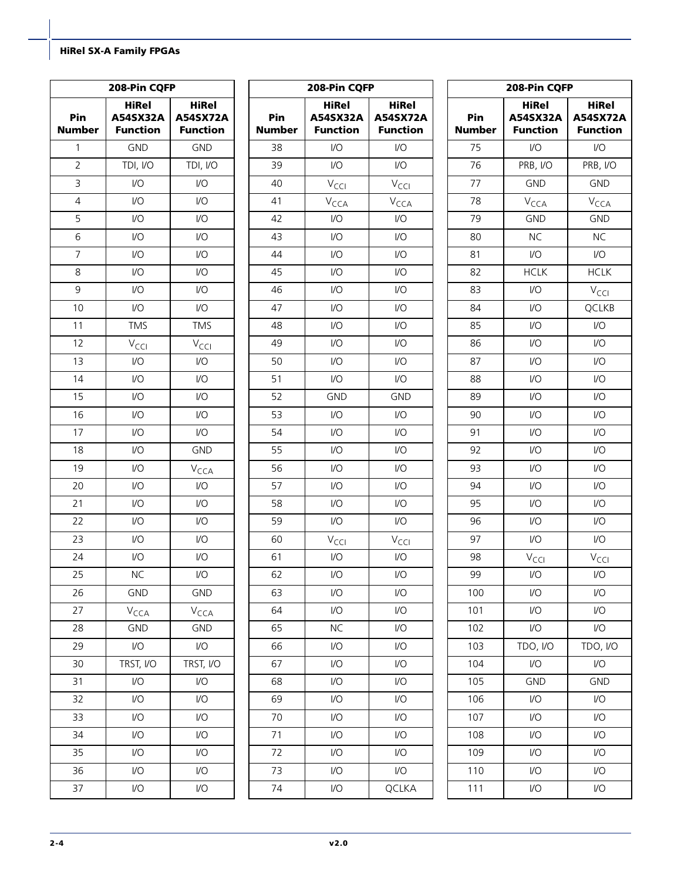| 208-Pin CQFP | | |
|---|---|---|
| Pin Number | HiRel A54SX32A Function | HiRel A54SX72A Function |
| 1 | GND | GND |
| 2 | TDI, I/O | TDI, I/O |
| 3 | I/O | I/O |
| 4 | I/O | I/O |
| 5 | I/O | I/O |
| 6 | I/O | I/O |
| 7 | I/O | I/O |
| 8 | I/O | I/O |
| 9 | I/O | I/O |
| 10 | I/O | I/O |
| 11 | TMS | TMS |
| 12 | $V_{CCI}$ | $V_{CCI}$ |
| 13 | I/O | I/O |
| 14 | I/O | I/O |
| 15 | I/O | I/O |
| 16 | I/O | I/O |
| 17 | I/O | I/O |
| 18 | I/O | GND |
| 19 | I/O | $V_{CCA}$ |
| 20 | I/O | I/O |
| 21 | I/O | I/O |
| 22 | I/O | I/O |
| 23 | I/O | I/O |
| 24 | I/O | I/O |
| 25 | NC | I/O |
| 26 | GND | GND |
| 27 | $V_{CCA}$ | $V_{CCA}$ |
| 28 | GND | GND |
| 29 | I/O | I/O |
| 30 | TRST, I/O | TRST, I/O |
| 31 | I/O | I/O |
| 32 | I/O | I/O |
| 33 | I/O | I/O |
| 34 | I/O | I/O |
| 35 | I/O | I/O |
| 36 | I/O | I/O |
| 37 | I/O | I/O |

| 208-Pin CQFP | | |
|---|---|---|
| Pin Number | HiRel A54SX32A Function | HiRel A54SX72A Function |
| 38 | I/O | I/O |
| 39 | I/O | I/O |
| 40 | $V_{CCI}$ | $V_{CCI}$ |
| 41 | $V_{CCA}$ | $V_{CCA}$ |
| 42 | I/O | I/O |
| 43 | I/O | I/O |
| 44 | I/O | I/O |
| 45 | I/O | I/O |
| 46 | I/O | I/O |
| 47 | I/O | I/O |
| 48 | I/O | I/O |
| 49 | I/O | I/O |
| 50 | I/O | I/O |
| 51 | I/O | I/O |
| 52 | GND | GND |
| 53 | I/O | I/O |
| 54 | I/O | I/O |
| 55 | I/O | I/O |
| 56 | I/O | I/O |
| 57 | I/O | I/O |
| 58 | I/O | I/O |
| 59 | I/O | I/O |
| 60 | $V_{CCI}$ | $V_{CCI}$ |
| 61 | I/O | I/O |
| 62 | I/O | I/O |
| 63 | I/O | I/O |
| 64 | I/O | I/O |
| 65 | NC | I/O |
| 66 | I/O | I/O |
| 67 | I/O | I/O |
| 68 | I/O | I/O |
| 69 | I/O | I/O |
| 70 | I/O | I/O |
| 71 | I/O | I/O |
| 72 | I/O | I/O |
| 73 | I/O | I/O |
| 74 | I/O | QCLKA |

| 208-Pin CQFP | | |
|---|---|---|
| Pin Number | HiRel A54SX32A Function | HiRel A54SX72A Function |
| 75 | I/O | I/O |
| 76 | PRB, I/O | PRB, I/O |
| 77 | GND | GND |
| 78 | $V_{CCA}$ | $V_{CCA}$ |
| 79 | GND | GND |
| 80 | NC | NC |
| 81 | I/O | I/O |
| 82 | HCLK | HCLK |
| 83 | I/O | $V_{CCI}$ |
| 84 | I/O | QCLKB |
| 85 | I/O | I/O |
| 86 | I/O | I/O |
| 87 | I/O | I/O |
| 88 | I/O | I/O |
| 89 | I/O | I/O |
| 90 | I/O | I/O |
| 91 | I/O | I/O |
| 92 | I/O | I/O |
| 93 | I/O | I/O |
| 94 | I/O | I/O |
| 95 | I/O | I/O |
| 96 | I/O | I/O |
| 97 | I/O | I/O |
| 98 | $V_{CCI}$ | $V_{CCI}$ |
| 99 | I/O | I/O |
| 100 | I/O | I/O |
| 101 | I/O | I/O |
| 102 | I/O | I/O |
| 103 | TDO, I/O | TDO, I/O |
| 104 | I/O | I/O |
| 105 | GND | GND |
| 106 | I/O | I/O |
| 107 | I/O | I/O |
| 108 | I/O | I/O |
| 109 | I/O | I/O |
| 110 | I/O | I/O |
| 111 | I/O | I/O |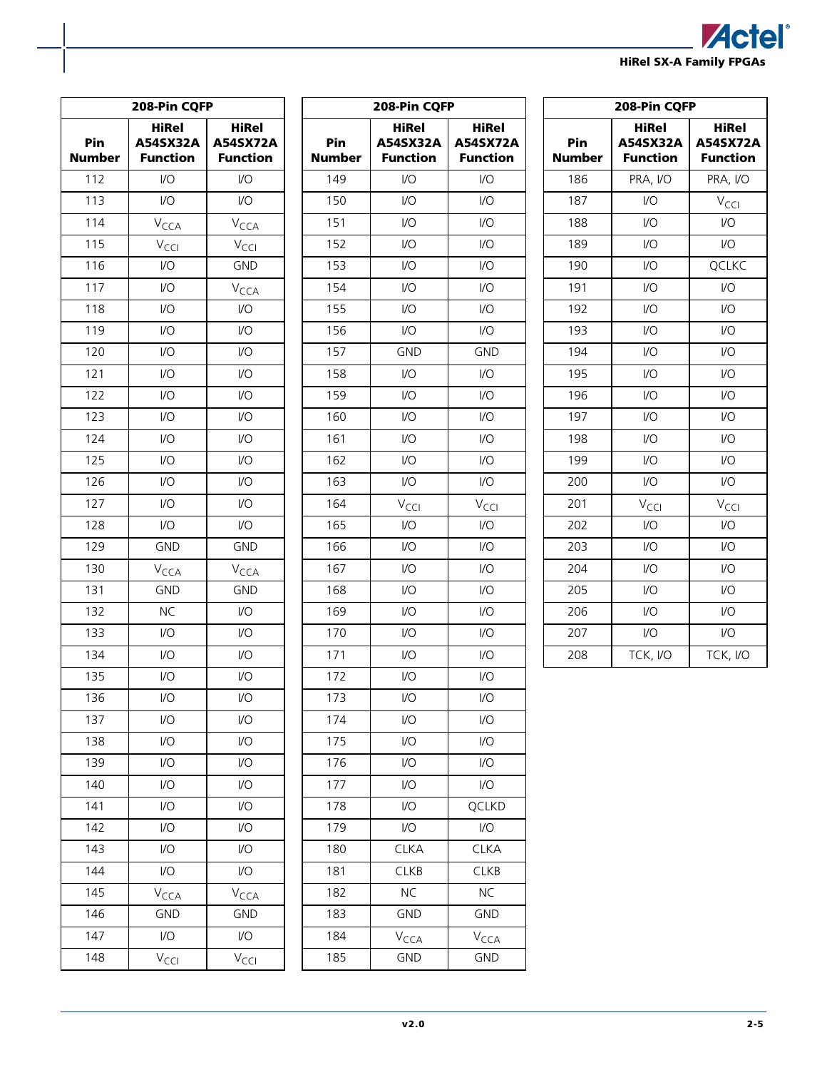| 208-Pin CQFP | | |
|---|---|---|
| **Pin Number** | **HiRel A54SX32A Function** | **HiRel A54SX72A Function** |
| 112 | I/O | I/O |
| 113 | I/O | I/O |
| 114 | $V_{CCA}$ | $V_{CCA}$ |
| 115 | $V_{CCI}$ | $V_{CCI}$ |
| 116 | I/O | GND |
| 117 | I/O | $V_{CCA}$ |
| 118 | I/O | I/O |
| 119 | I/O | I/O |
| 120 | I/O | I/O |
| 121 | I/O | I/O |
| 122 | I/O | I/O |
| 123 | I/O | I/O |
| 124 | I/O | I/O |
| 125 | I/O | I/O |
| 126 | I/O | I/O |
| 127 | I/O | I/O |
| 128 | I/O | I/O |
| 129 | GND | GND |
| 130 | $V_{CCA}$ | $V_{CCA}$ |
| 131 | GND | GND |
| 132 | NC | I/O |
| 133 | I/O | I/O |
| 134 | I/O | I/O |
| 135 | I/O | I/O |
| 136 | I/O | I/O |
| 137 | I/O | I/O |
| 138 | I/O | I/O |
| 139 | I/O | I/O |
| 140 | I/O | I/O |
| 141 | I/O | I/O |
| 142 | I/O | I/O |
| 143 | I/O | I/O |
| 144 | I/O | I/O |
| 145 | $V_{CCA}$ | $V_{CCA}$ |
| 146 | GND | GND |
| 147 | I/O | I/O |
| 148 | $V_{CCI}$ | $V_{CCI}$ |
| 149 | I/O | I/O |
| 150 | I/O | I/O |
| 151 | I/O | I/O |
| 152 | I/O | I/O |
| 153 | I/O | I/O |
| 154 | I/O | I/O |
| 155 | I/O | I/O |
| 156 | I/O | I/O |
| 157 | GND | GND |
| 158 | I/O | I/O |
| 159 | I/O | I/O |
| 160 | I/O | I/O |
| 161 | I/O | I/O |
| 162 | I/O | I/O |
| 163 | I/O | I/O |
| 164 | $V_{CCI}$ | $V_{CCI}$ |
| 165 | I/O | I/O |
| 166 | I/O | I/O |
| 167 | I/O | I/O |
| 168 | I/O | I/O |
| 169 | I/O | I/O |
| 170 | I/O | I/O |
| 171 | I/O | I/O |
| 172 | I/O | I/O |
| 173 | I/O | I/O |
| 174 | I/O | I/O |
| 175 | I/O | I/O |
| 176 | I/O | I/O |
| 177 | I/O | I/O |
| 178 | I/O | QCLKD |
| 179 | I/O | I/O |
| 180 | CLKA | CLKA |
| 181 | CLKB | CLKB |
| 182 | NC | NC |
| 183 | GND | GND |
| 184 | $V_{CCA}$ | $V_{CCA}$ |
| 185 | GND | GND |
| 186 | PRA, I/O | PRA, I/O |
| 187 | I/O | $V_{CCI}$ |
| 188 | I/O | I/O |
| 189 | I/O | I/O |
| 190 | I/O | QCLKC |
| 191 | I/O | I/O |
| 192 | I/O | I/O |
| 193 | I/O | I/O |
| 194 | I/O | I/O |
| 195 | I/O | I/O |
| 196 | I/O | I/O |
| 197 | I/O | I/O |
| 198 | I/O | I/O |
| 199 | I/O | I/O |
| 200 | I/O | I/O |
| 201 | $V_{CCI}$ | $V_{CCI}$ |
| 202 | I/O | I/O |
| 203 | I/O | I/O |
| 204 | I/O | I/O |
| 205 | I/O | I/O |
| 206 | I/O | I/O |
| 207 | I/O | I/O |
| 208 | TCK, I/O | TCK, I/O |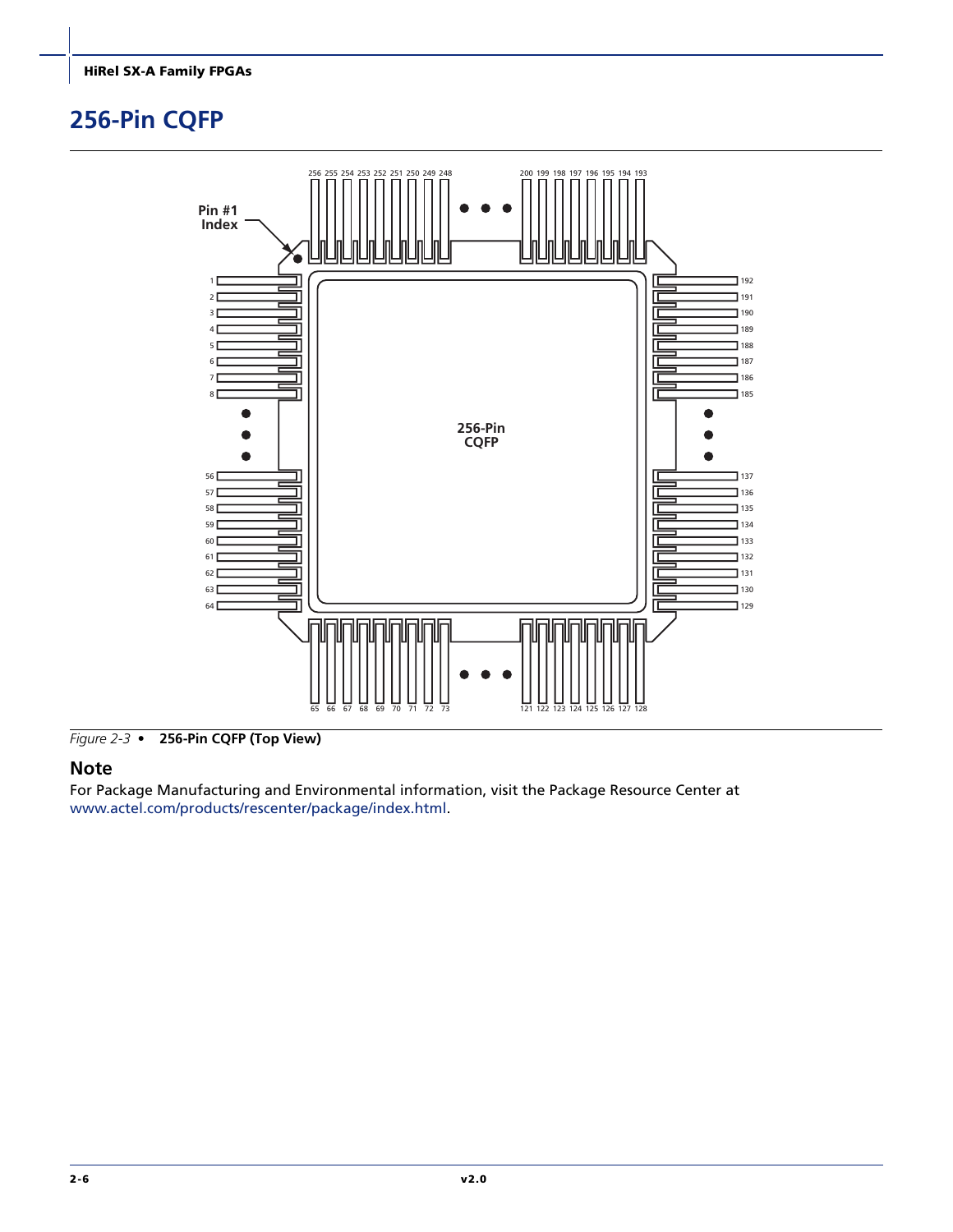# 256-Pin CQFP

*Figure 2-3* • **256-Pin CQFP (Top View)**

## Note

For Package Manufacturing and Environmental information, visit the Package Resource Center at www.actel.com/products/rescenter/package/index.html.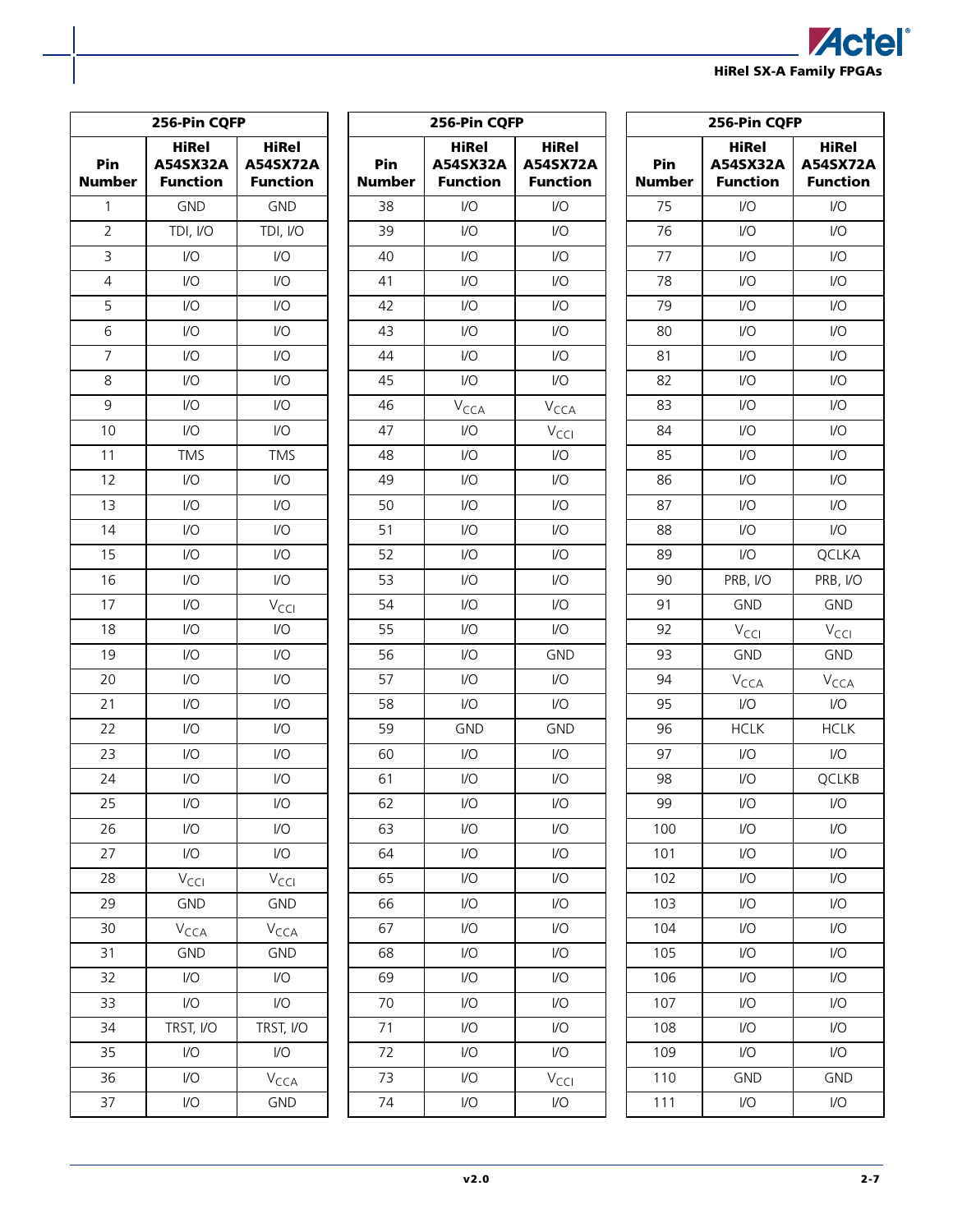| 256-Pin CQFP | | |
|---|---|---|
| Pin Number | HiRel A54SX32A Function | HiRel A54SX72A Function |
| 1 | GND | GND |
| 2 | TDI, I/O | TDI, I/O |
| 3 | I/O | I/O |
| 4 | I/O | I/O |
| 5 | I/O | I/O |
| 6 | I/O | I/O |
| 7 | I/O | I/O |
| 8 | I/O | I/O |
| 9 | I/O | I/O |
| 10 | I/O | I/O |
| 11 | TMS | TMS |
| 12 | I/O | I/O |
| 13 | I/O | I/O |
| 14 | I/O | I/O |
| 15 | I/O | I/O |
| 16 | I/O | I/O |
| 17 | I/O | $V_{CCI}$ |
| 18 | I/O | I/O |
| 19 | I/O | I/O |
| 20 | I/O | I/O |
| 21 | I/O | I/O |
| 22 | I/O | I/O |
| 23 | I/O | I/O |
| 24 | I/O | I/O |
| 25 | I/O | I/O |
| 26 | I/O | I/O |
| 27 | I/O | I/O |
| 28 | $V_{CCI}$ | $V_{CCI}$ |
| 29 | GND | GND |
| 30 | $V_{CCA}$ | $V_{CCA}$ |
| 31 | GND | GND |
| 32 | I/O | I/O |
| 33 | I/O | I/O |
| 34 | TRST, I/O | TRST, I/O |
| 35 | I/O | I/O |
| 36 | I/O | $V_{CCA}$ |
| 37 | I/O | GND |

| 256-Pin CQFP | | |
|---|---|---|
| Pin Number | HiRel A54SX32A Function | HiRel A54SX72A Function |
| 38 | I/O | I/O |
| 39 | I/O | I/O |
| 40 | I/O | I/O |
| 41 | I/O | I/O |
| 42 | I/O | I/O |
| 43 | I/O | I/O |
| 44 | I/O | I/O |
| 45 | I/O | I/O |
| 46 | $V_{CCA}$ | $V_{CCA}$ |
| 47 | I/O | $V_{CCI}$ |
| 48 | I/O | I/O |
| 49 | I/O | I/O |
| 50 | I/O | I/O |
| 51 | I/O | I/O |
| 52 | I/O | I/O |
| 53 | I/O | I/O |
| 54 | I/O | I/O |
| 55 | I/O | I/O |
| 56 | I/O | GND |
| 57 | I/O | I/O |
| 58 | I/O | I/O |
| 59 | GND | GND |
| 60 | I/O | I/O |
| 61 | I/O | I/O |
| 62 | I/O | I/O |
| 63 | I/O | I/O |
| 64 | I/O | I/O |
| 65 | I/O | I/O |
| 66 | I/O | I/O |
| 67 | I/O | I/O |
| 68 | I/O | I/O |
| 69 | I/O | I/O |
| 70 | I/O | I/O |
| 71 | I/O | I/O |
| 72 | I/O | I/O |
| 73 | I/O | $V_{CCI}$ |
| 74 | I/O | I/O |

| 256-Pin CQFP | | |
|---|---|---|
| Pin Number | HiRel A54SX32A Function | HiRel A54SX72A Function |
| 75 | I/O | I/O |
| 76 | I/O | I/O |
| 77 | I/O | I/O |
| 78 | I/O | I/O |
| 79 | I/O | I/O |
| 80 | I/O | I/O |
| 81 | I/O | I/O |
| 82 | I/O | I/O |
| 83 | I/O | I/O |
| 84 | I/O | I/O |
| 85 | I/O | I/O |
| 86 | I/O | I/O |
| 87 | I/O | I/O |
| 88 | I/O | I/O |
| 89 | I/O | QCLKA |
| 90 | PRB, I/O | PRB, I/O |
| 91 | GND | GND |
| 92 | $V_{CCI}$ | $V_{CCI}$ |
| 93 | GND | GND |
| 94 | $V_{CCA}$ | $V_{CCA}$ |
| 95 | I/O | I/O |
| 96 | HCLK | HCLK |
| 97 | I/O | I/O |
| 98 | I/O | QCLKB |
| 99 | I/O | I/O |
| 100 | I/O | I/O |
| 101 | I/O | I/O |
| 102 | I/O | I/O |
| 103 | I/O | I/O |
| 104 | I/O | I/O |
| 105 | I/O | I/O |
| 106 | I/O | I/O |
| 107 | I/O | I/O |
| 108 | I/O | I/O |
| 109 | I/O | I/O |
| 110 | GND | GND |
| 111 | I/O | I/O |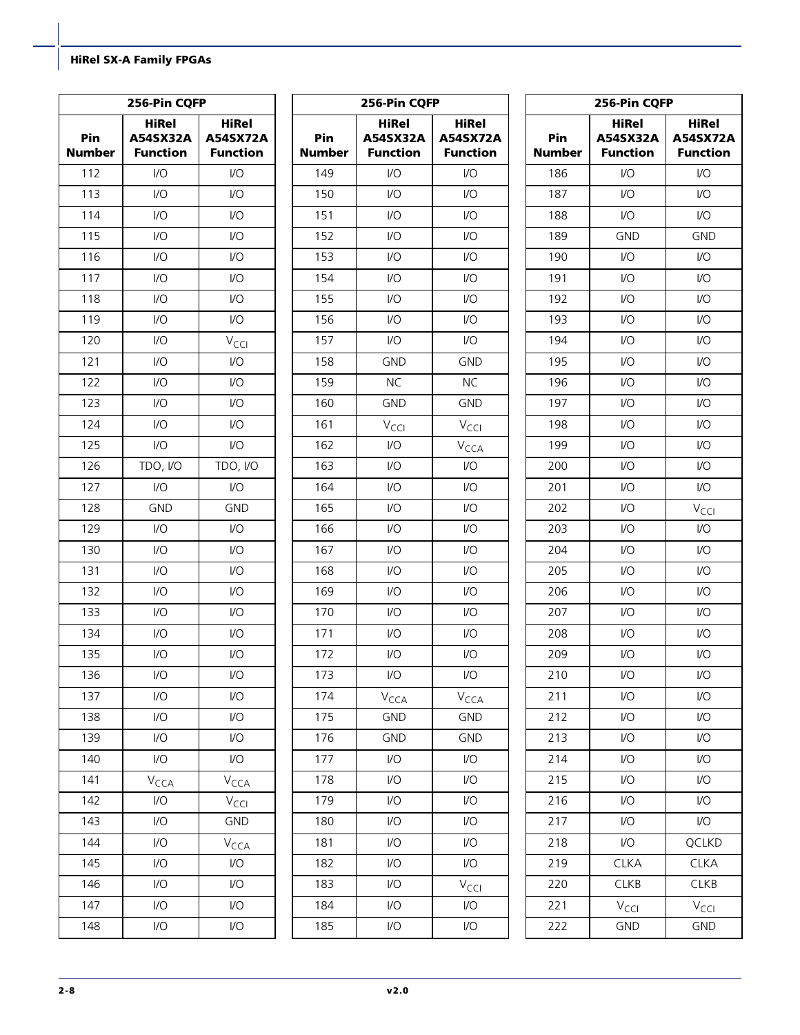| 256-Pin CQFP | | |
|---|---|---|
| Pin Number | HiRel A54SX32A Function | HiRel A54SX72A Function |
| 112 | I/O | I/O |
| 113 | I/O | I/O |
| 114 | I/O | I/O |
| 115 | I/O | I/O |
| 116 | I/O | I/O |
| 117 | I/O | I/O |
| 118 | I/O | I/O |
| 119 | I/O | I/O |
| 120 | I/O | $V_{CCI}$ |
| 121 | I/O | I/O |
| 122 | I/O | I/O |
| 123 | I/O | I/O |
| 124 | I/O | I/O |
| 125 | I/O | I/O |
| 126 | TDO, I/O | TDO, I/O |
| 127 | I/O | I/O |
| 128 | GND | GND |
| 129 | I/O | I/O |
| 130 | I/O | I/O |
| 131 | I/O | I/O |
| 132 | I/O | I/O |
| 133 | I/O | I/O |
| 134 | I/O | I/O |
| 135 | I/O | I/O |
| 136 | I/O | I/O |
| 137 | I/O | I/O |
| 138 | I/O | I/O |
| 139 | I/O | I/O |
| 140 | I/O | I/O |
| 141 | $V_{CCA}$ | $V_{CCA}$ |
| 142 | I/O | $V_{CCI}$ |
| 143 | I/O | GND |
| 144 | I/O | $V_{CCA}$ |
| 145 | I/O | I/O |
| 146 | I/O | I/O |
| 147 | I/O | I/O |
| 148 | I/O | I/O |

| 256-Pin CQFP | | |
|---|---|---|
| Pin Number | HiRel A54SX32A Function | HiRel A54SX72A Function |
| 149 | I/O | I/O |
| 150 | I/O | I/O |
| 151 | I/O | I/O |
| 152 | I/O | I/O |
| 153 | I/O | I/O |
| 154 | I/O | I/O |
| 155 | I/O | I/O |
| 156 | I/O | I/O |
| 157 | I/O | I/O |
| 158 | GND | GND |
| 159 | NC | NC |
| 160 | GND | GND |
| 161 | $V_{CCI}$ | $V_{CCI}$ |
| 162 | I/O | $V_{CCA}$ |
| 163 | I/O | I/O |
| 164 | I/O | I/O |
| 165 | I/O | I/O |
| 166 | I/O | I/O |
| 167 | I/O | I/O |
| 168 | I/O | I/O |
| 169 | I/O | I/O |
| 170 | I/O | I/O |
| 171 | I/O | I/O |
| 172 | I/O | I/O |
| 173 | I/O | I/O |
| 174 | $V_{CCA}$ | $V_{CCA}$ |
| 175 | GND | GND |
| 176 | GND | GND |
| 177 | I/O | I/O |
| 178 | I/O | I/O |
| 179 | I/O | I/O |
| 180 | I/O | I/O |
| 181 | I/O | I/O |
| 182 | I/O | I/O |
| 183 | I/O | $V_{CCI}$ |
| 184 | I/O | I/O |
| 185 | I/O | I/O |

| 256-Pin CQFP | | |
|---|---|---|
| Pin Number | HiRel A54SX32A Function | HiRel A54SX72A Function |
| 186 | I/O | I/O |
| 187 | I/O | I/O |
| 188 | I/O | I/O |
| 189 | GND | GND |
| 190 | I/O | I/O |
| 191 | I/O | I/O |
| 192 | I/O | I/O |
| 193 | I/O | I/O |
| 194 | I/O | I/O |
| 195 | I/O | I/O |
| 196 | I/O | I/O |
| 197 | I/O | I/O |
| 198 | I/O | I/O |
| 199 | I/O | I/O |
| 200 | I/O | I/O |
| 201 | I/O | I/O |
| 202 | I/O | $V_{CCI}$ |
| 203 | I/O | I/O |
| 204 | I/O | I/O |
| 205 | I/O | I/O |
| 206 | I/O | I/O |
| 207 | I/O | I/O |
| 208 | I/O | I/O |
| 209 | I/O | I/O |
| 210 | I/O | I/O |
| 211 | I/O | I/O |
| 212 | I/O | I/O |
| 213 | I/O | I/O |
| 214 | I/O | I/O |
| 215 | I/O | I/O |
| 216 | I/O | I/O |
| 217 | I/O | I/O |
| 218 | I/O | QCLKD |
| 219 | CLKA | CLKA |
| 220 | CLKB | CLKB |
| 221 | $V_{CCI}$ | $V_{CCI}$ |
| 222 | GND | GND |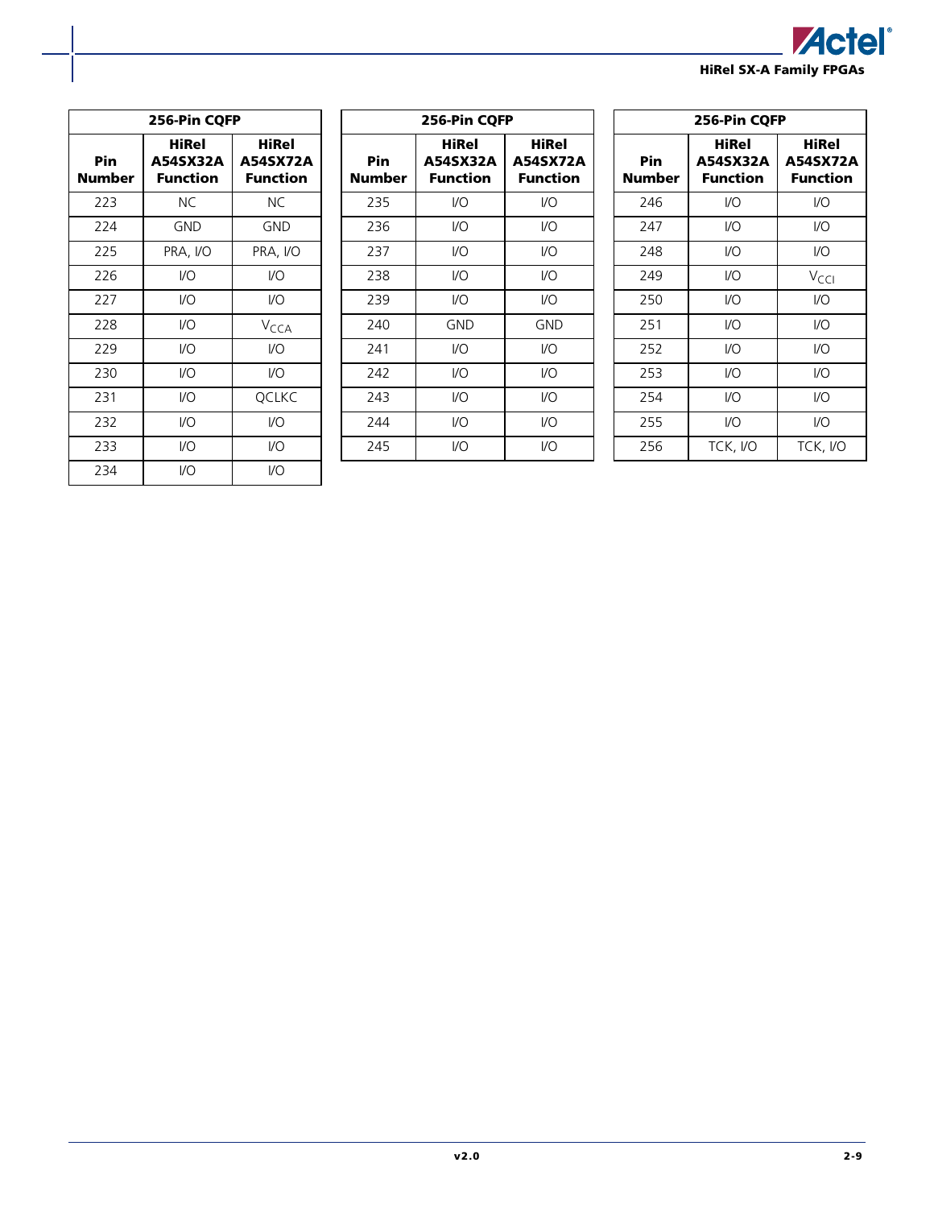| 256-Pin CQFP | | |
|---|---|---|
| **Pin Number** | **HiRel A54SX32A Function** | **HiRel A54SX72A Function** |
| 223 | NC | NC |
| 224 | GND | GND |
| 225 | PRA, I/O | PRA, I/O |
| 226 | I/O | I/O |
| 227 | I/O | I/O |
| 228 | I/O | $V_{CCA}$ |
| 229 | I/O | I/O |
| 230 | I/O | I/O |
| 231 | I/O | QCLKC |
| 232 | I/O | I/O |
| 233 | I/O | I/O |
| 234 | I/O | I/O |

| 256-Pin CQFP | | |
|---|---|---|
| **Pin Number** | **HiRel A54SX32A Function** | **HiRel A54SX72A Function** |
| 235 | I/O | I/O |
| 236 | I/O | I/O |
| 237 | I/O | I/O |
| 238 | I/O | I/O |
| 239 | I/O | I/O |
| 240 | GND | GND |
| 241 | I/O | I/O |
| 242 | I/O | I/O |
| 243 | I/O | I/O |
| 244 | I/O | I/O |
| 245 | I/O | I/O |

| 256-Pin CQFP | | |
|---|---|---|
| **Pin Number** | **HiRel A54SX32A Function** | **HiRel A54SX72A Function** |
| 246 | I/O | I/O |
| 247 | I/O | I/O |
| 248 | I/O | I/O |
| 249 | I/O | $V_{CCI}$ |
| 250 | I/O | I/O |
| 251 | I/O | I/O |
| 252 | I/O | I/O |
| 253 | I/O | I/O |
| 254 | I/O | I/O |
| 255 | I/O | I/O |
| 256 | TCK, I/O | TCK, I/O |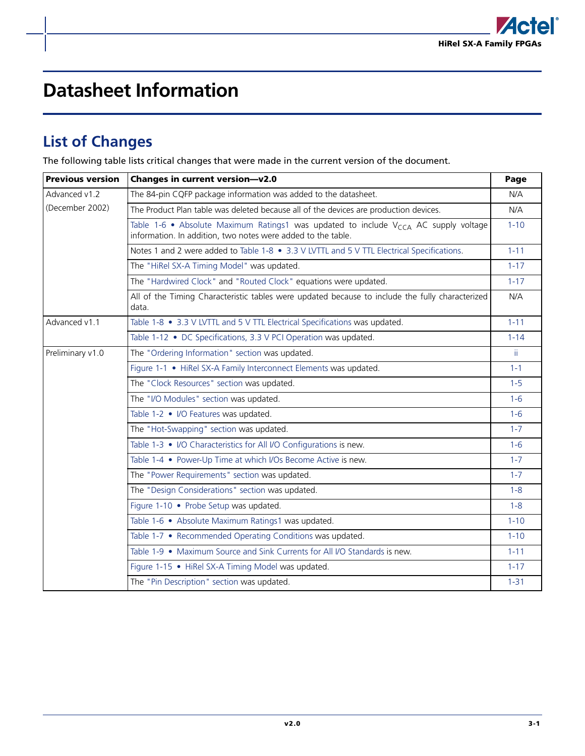# Datasheet Information

## List of Changes

The following table lists critical changes that were made in the current version of the document.

| Previous version | Changes in current version—v2.0 | Page |
|---|---|---|
| Advanced v1.2 (December 2002) | The 84-pin CQFP package information was added to the datasheet. | N/A |
| | The Product Plan table was deleted because all of the devices are production devices. | N/A |
| | Table 1-6 • Absolute Maximum Ratings1 was updated to include $V_{CCA}$ AC supply voltage information. In addition, two notes were added to the table. | 1-10 |
| | Notes 1 and 2 were added to Table 1-8 • 3.3 V LVTTL and 5 V TTL Electrical Specifications. | 1-11 |
| | The "HiRel SX-A Timing Model" was updated. | 1-17 |
| | The "Hardwired Clock" and "Routed Clock" equations were updated. | 1-17 |
| | All of the Timing Characteristic tables were updated because to include the fully characterized data. | N/A |
| Advanced v1.1 | Table 1-8 • 3.3 V LVTTL and 5 V TTL Electrical Specifications was updated. | 1-11 |
| | Table 1-12 • DC Specifications, 3.3 V PCI Operation was updated. | 1-14 |
| Preliminary v1.0 | The "Ordering Information" section was updated. | ii |
| | Figure 1-1 • HiRel SX-A Family Interconnect Elements was updated. | 1-1 |
| | The "Clock Resources" section was updated. | 1-5 |
| | The "I/O Modules" section was updated. | 1-6 |
| | Table 1-2 • I/O Features was updated. | 1-6 |
| | The "Hot-Swapping" section was updated. | 1-7 |
| | Table 1-3 • I/O Characteristics for All I/O Configurations is new. | 1-6 |
| | Table 1-4 • Power-Up Time at which I/Os Become Active is new. | 1-7 |
| | The "Power Requirements" section was updated. | 1-7 |
| | The "Design Considerations" section was updated. | 1-8 |
| | Figure 1-10 • Probe Setup was updated. | 1-8 |
| | Table 1-6 • Absolute Maximum Ratings1 was updated. | 1-10 |
| | Table 1-7 • Recommended Operating Conditions was updated. | 1-10 |
| | Table 1-9 • Maximum Source and Sink Currents for All I/O Standards is new. | 1-11 |
| | Figure 1-15 • HiRel SX-A Timing Model was updated. | 1-17 |
| | The "Pin Description" section was updated. | 1-31 |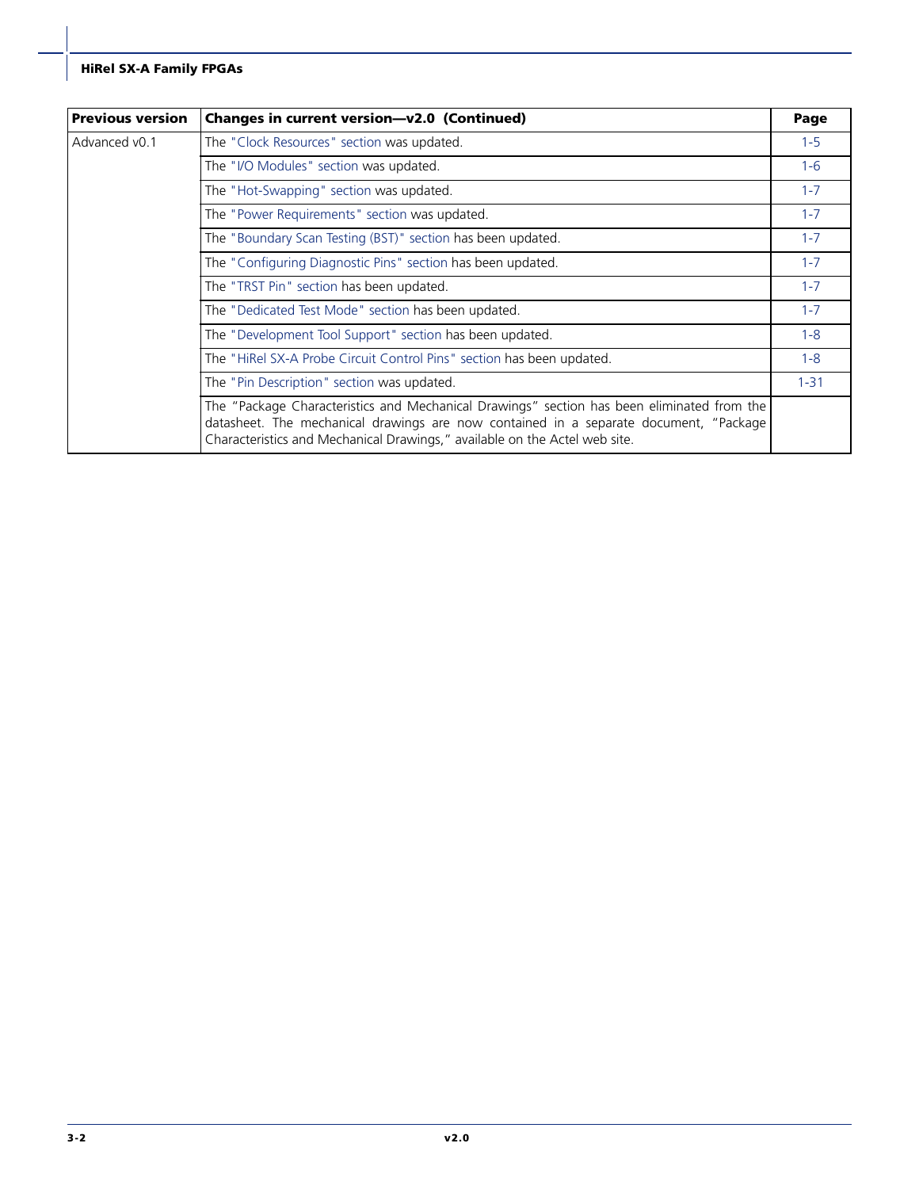| Previous version | Changes in current version—v2.0 (Continued) | Page |
| --- | --- | --- |
| Advanced v0.1 | The "Clock Resources" section was updated. | 1-5 |
| | The "I/O Modules" section was updated. | 1-6 |
| | The "Hot-Swapping" section was updated. | 1-7 |
| | The "Power Requirements" section was updated. | 1-7 |
| | The "Boundary Scan Testing (BST)" section has been updated. | 1-7 |
| | The "Configuring Diagnostic Pins" section has been updated. | 1-7 |
| | The "TRST Pin" section has been updated. | 1-7 |
| | The "Dedicated Test Mode" section has been updated. | 1-7 |
| | The "Development Tool Support" section has been updated. | 1-8 |
| | The "HiRel SX-A Probe Circuit Control Pins" section has been updated. | 1-8 |
| | The "Pin Description" section was updated. | 1-31 |
| | The "Package Characteristics and Mechanical Drawings" section has been eliminated from the datasheet. The mechanical drawings are now contained in a separate document, "Package Characteristics and Mechanical Drawings," available on the Actel web site. | |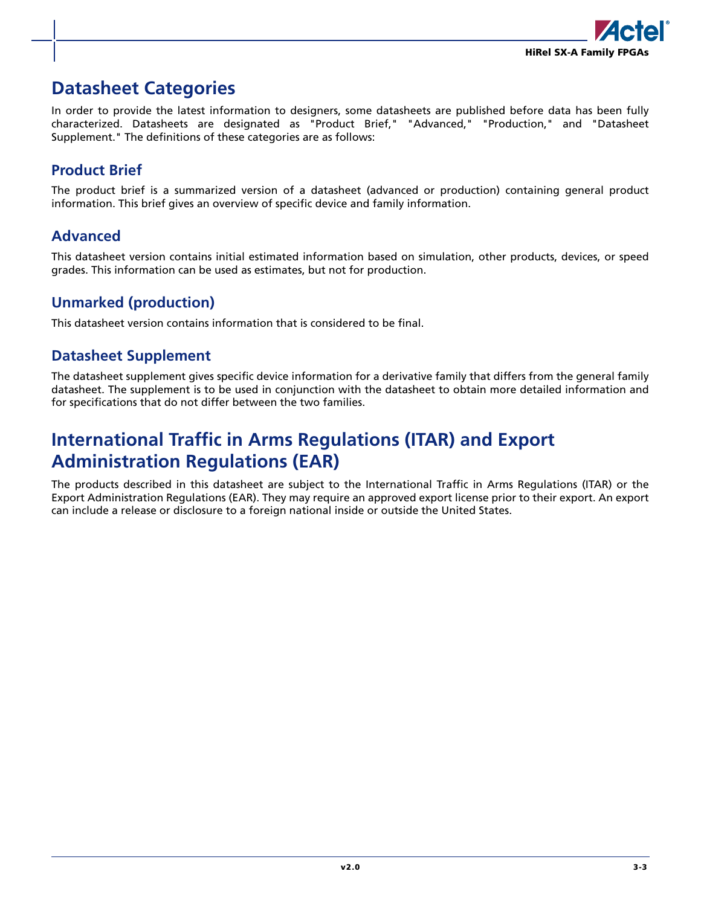# Datasheet Categories

In order to provide the latest information to designers, some datasheets are published before data has been fully characterized. Datasheets are designated as "Product Brief," "Advanced," "Production," and "Datasheet Supplement." The definitions of these categories are as follows:

## Product Brief

The product brief is a summarized version of a datasheet (advanced or production) containing general product information. This brief gives an overview of specific device and family information.

## Advanced

This datasheet version contains initial estimated information based on simulation, other products, devices, or speed grades. This information can be used as estimates, but not for production.

## Unmarked (production)

This datasheet version contains information that is considered to be final.

## Datasheet Supplement

The datasheet supplement gives specific device information for a derivative family that differs from the general family datasheet. The supplement is to be used in conjunction with the datasheet to obtain more detailed information and for specifications that do not differ between the two families.

# International Traffic in Arms Regulations (ITAR) and Export Administration Regulations (EAR)

The products described in this datasheet are subject to the International Traffic in Arms Regulations (ITAR) or the Export Administration Regulations (EAR). They may require an approved export license prior to their export. An export can include a release or disclosure to a foreign national inside or outside the United States.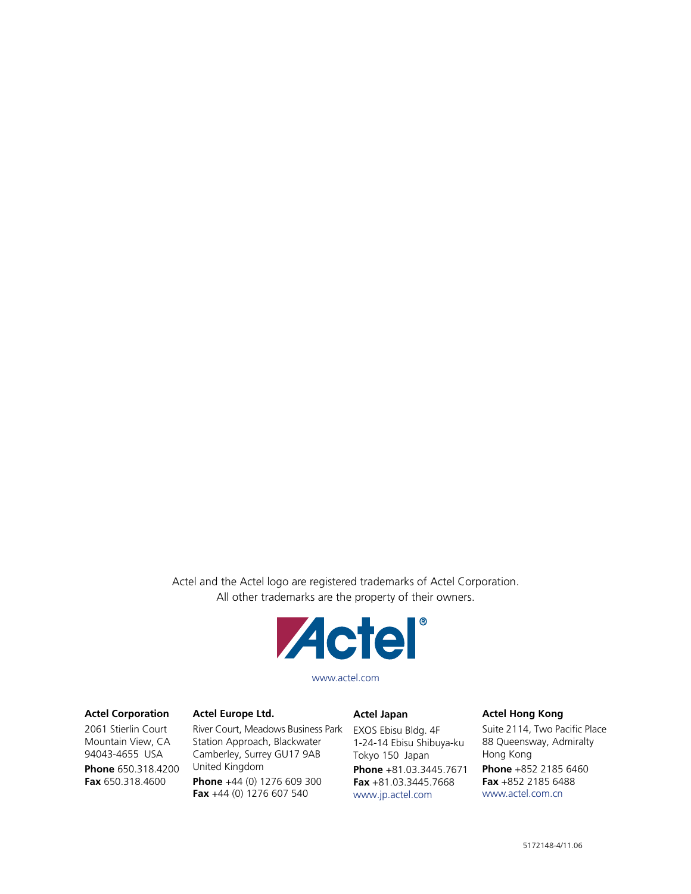Actel and the Actel logo are registered trademarks of Actel Corporation.
All other trademarks are the property of their owners.

Actel®

www.actel.com

**Actel Corporation**

2061 Stierlin Court
Mountain View, CA
94043-4655 USA

**Phone** 650.318.4200
**Fax** 650.318.4600

**Actel Europe Ltd.**

River Court, Meadows Business Park
Station Approach, Blackwater
Camberley, Surrey GU17 9AB
United Kingdom

**Phone** +44 (0) 1276 609 300
**Fax** +44 (0) 1276 607 540

**Actel Japan**

EXOS Ebisu Bldg. 4F
1-24-14 Ebisu Shibuya-ku
Tokyo 150 Japan

**Phone** +81.03.3445.7671
**Fax** +81.03.3445.7668
www.jp.actel.com

**Actel Hong Kong**

Suite 2114, Two Pacific Place
88 Queensway, Admiralty
Hong Kong

**Phone** +852 2185 6460
**Fax** +852 2185 6488
www.actel.com.cn

5172148-4/11.06